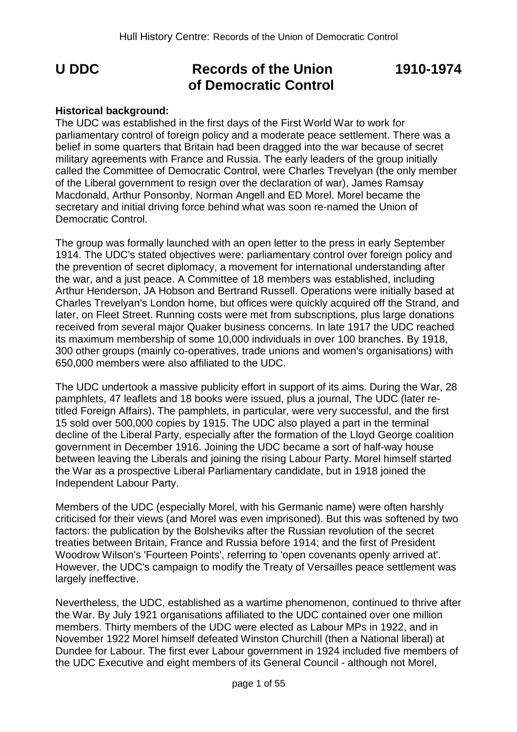# U DDC Records of the Union of Democratic Control 1910-1974

**Historical background:**
The UDC was established in the first days of the First World War to work for parliamentary control of foreign policy and a moderate peace settlement. There was a belief in some quarters that Britain had been dragged into the war because of secret military agreements with France and Russia. The early leaders of the group initially called the Committee of Democratic Control, were Charles Trevelyan (the only member of the Liberal government to resign over the declaration of war), James Ramsay Macdonald, Arthur Ponsonby, Norman Angell and ED Morel. Morel became the secretary and initial driving force behind what was soon re-named the Union of Democratic Control.

The group was formally launched with an open letter to the press in early September 1914. The UDC's stated objectives were: parliamentary control over foreign policy and the prevention of secret diplomacy, a movement for international understanding after the war, and a just peace. A Committee of 18 members was established, including Arthur Henderson, JA Hobson and Bertrand Russell. Operations were initially based at Charles Trevelyan's London home, but offices were quickly acquired off the Strand, and later, on Fleet Street. Running costs were met from subscriptions, plus large donations received from several major Quaker business concerns. In late 1917 the UDC reached its maximum membership of some 10,000 individuals in over 100 branches. By 1918, 300 other groups (mainly co-operatives, trade unions and women's organisations) with 650,000 members were also affiliated to the UDC.

The UDC undertook a massive publicity effort in support of its aims. During the War, 28 pamphlets, 47 leaflets and 18 books were issued, plus a journal, The UDC (later re-titled Foreign Affairs). The pamphlets, in particular, were very successful, and the first 15 sold over 500,000 copies by 1915. The UDC also played a part in the terminal decline of the Liberal Party, especially after the formation of the Lloyd George coalition government in December 1916. Joining the UDC became a sort of half-way house between leaving the Liberals and joining the rising Labour Party. Morel himself started the War as a prospective Liberal Parliamentary candidate, but in 1918 joined the Independent Labour Party.

Members of the UDC (especially Morel, with his Germanic name) were often harshly criticised for their views (and Morel was even imprisoned). But this was softened by two factors: the publication by the Bolsheviks after the Russian revolution of the secret treaties between Britain, France and Russia before 1914; and the first of President Woodrow Wilson's 'Fourteen Points', referring to 'open covenants openly arrived at'. However, the UDC's campaign to modify the Treaty of Versailles peace settlement was largely ineffective.

Nevertheless, the UDC, established as a wartime phenomenon, continued to thrive after the War. By July 1921 organisations affiliated to the UDC contained over one million members. Thirty members of the UDC were elected as Labour MPs in 1922, and in November 1922 Morel himself defeated Winston Churchill (then a National liberal) at Dundee for Labour. The first ever Labour government in 1924 included five members of the UDC Executive and eight members of its General Council - although not Morel,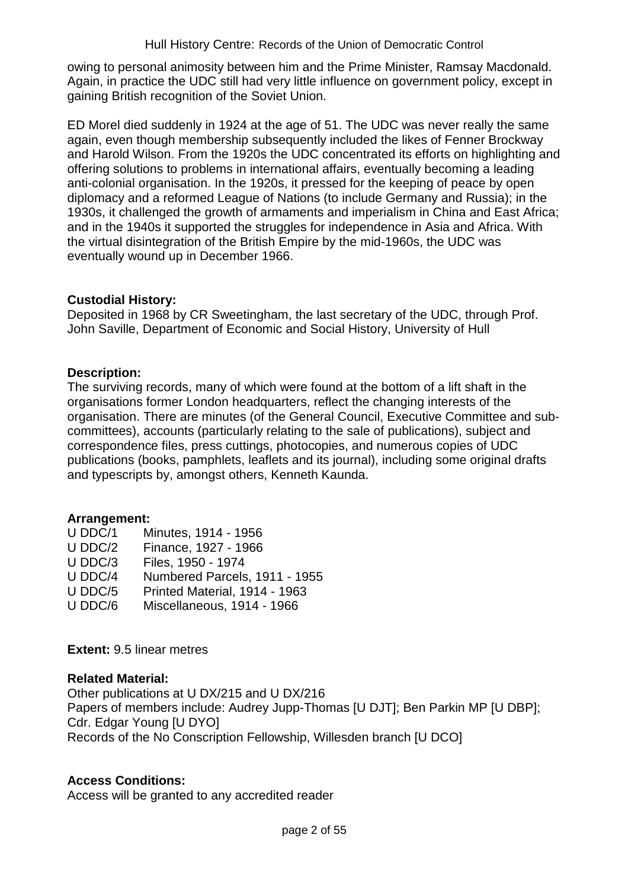owing to personal animosity between him and the Prime Minister, Ramsay Macdonald. Again, in practice the UDC still had very little influence on government policy, except in gaining British recognition of the Soviet Union.

ED Morel died suddenly in 1924 at the age of 51. The UDC was never really the same again, even though membership subsequently included the likes of Fenner Brockway and Harold Wilson. From the 1920s the UDC concentrated its efforts on highlighting and offering solutions to problems in international affairs, eventually becoming a leading anti-colonial organisation. In the 1920s, it pressed for the keeping of peace by open diplomacy and a reformed League of Nations (to include Germany and Russia); in the 1930s, it challenged the growth of armaments and imperialism in China and East Africa; and in the 1940s it supported the struggles for independence in Asia and Africa. With the virtual disintegration of the British Empire by the mid-1960s, the UDC was eventually wound up in December 1966.

**Custodial History:**
Deposited in 1968 by CR Sweetingham, the last secretary of the UDC, through Prof. John Saville, Department of Economic and Social History, University of Hull

**Description:**
The surviving records, many of which were found at the bottom of a lift shaft in the organisations former London headquarters, reflect the changing interests of the organisation. There are minutes (of the General Council, Executive Committee and sub-committees), accounts (particularly relating to the sale of publications), subject and correspondence files, press cuttings, photocopies, and numerous copies of UDC publications (books, pamphlets, leaflets and its journal), including some original drafts and typescripts by, amongst others, Kenneth Kaunda.

**Arrangement:**

U DDC/1 Minutes, 1914 - 1956
U DDC/2 Finance, 1927 - 1966
U DDC/3 Files, 1950 - 1974
U DDC/4 Numbered Parcels, 1911 - 1955
U DDC/5 Printed Material, 1914 - 1963
U DDC/6 Miscellaneous, 1914 - 1966

**Extent:** 9.5 linear metres

**Related Material:**
Other publications at U DX/215 and U DX/216
Papers of members include: Audrey Jupp-Thomas [U DJT]; Ben Parkin MP [U DBP]; Cdr. Edgar Young [U DYO]
Records of the No Conscription Fellowship, Willesden branch [U DCO]

**Access Conditions:**
Access will be granted to any accredited reader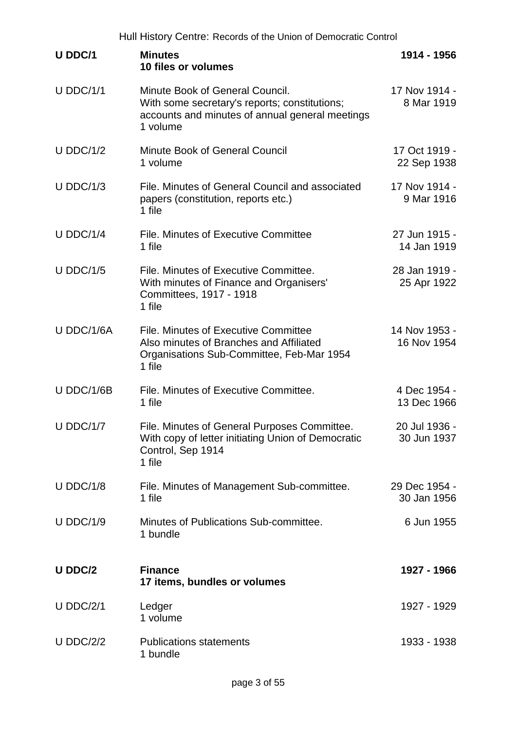| | | |
|---|---|---|
| **U DDC/1** | **Minutes**<br>**10 files or volumes** | **1914 - 1956** |
| U DDC/1/1 | Minute Book of General Council.<br>With some secretary's reports; constitutions; accounts and minutes of annual general meetings<br>1 volume | 17 Nov 1914 - 8 Mar 1919 |
| U DDC/1/2 | Minute Book of General Council<br>1 volume | 17 Oct 1919 - 22 Sep 1938 |
| U DDC/1/3 | File. Minutes of General Council and associated papers (constitution, reports etc.)<br>1 file | 17 Nov 1914 - 9 Mar 1916 |
| U DDC/1/4 | File. Minutes of Executive Committee<br>1 file | 27 Jun 1915 - 14 Jan 1919 |
| U DDC/1/5 | File. Minutes of Executive Committee.<br>With minutes of Finance and Organisers' Committees, 1917 - 1918<br>1 file | 28 Jan 1919 - 25 Apr 1922 |
| U DDC/1/6A | File. Minutes of Executive Committee<br>Also minutes of Branches and Affiliated Organisations Sub-Committee, Feb-Mar 1954<br>1 file | 14 Nov 1953 - 16 Nov 1954 |
| U DDC/1/6B | File. Minutes of Executive Committee.<br>1 file | 4 Dec 1954 - 13 Dec 1966 |
| U DDC/1/7 | File. Minutes of General Purposes Committee.<br>With copy of letter initiating Union of Democratic Control, Sep 1914<br>1 file | 20 Jul 1936 - 30 Jun 1937 |
| U DDC/1/8 | File. Minutes of Management Sub-committee.<br>1 file | 29 Dec 1954 - 30 Jan 1956 |
| U DDC/1/9 | Minutes of Publications Sub-committee.<br>1 bundle | 6 Jun 1955 |
| **U DDC/2** | **Finance**<br>**17 items, bundles or volumes** | **1927 - 1966** |
| U DDC/2/1 | Ledger<br>1 volume | 1927 - 1929 |
| U DDC/2/2 | Publications statements<br>1 bundle | 1933 - 1938 |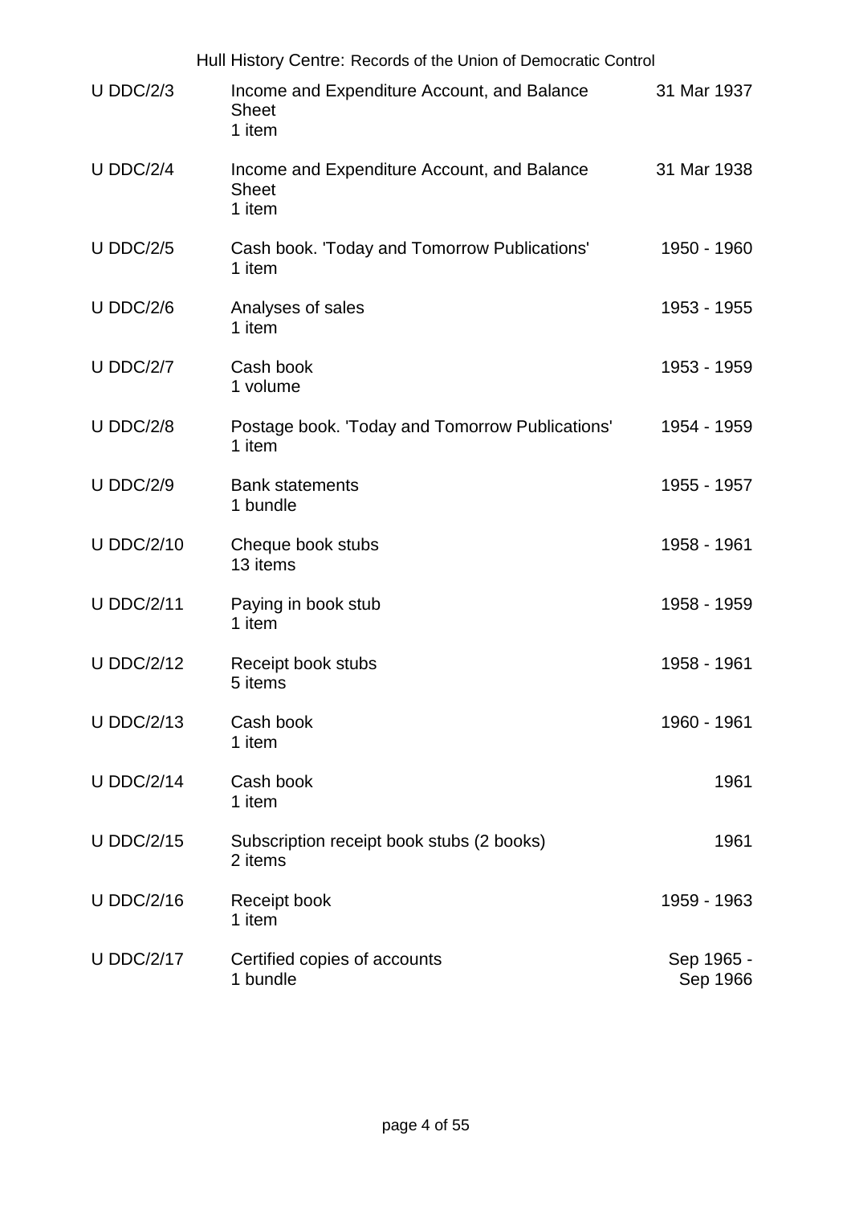| Reference | Description | Date |
|---|---|---|
| U DDC/2/3 | Income and Expenditure Account, and Balance Sheet<br>1 item | 31 Mar 1937 |
| U DDC/2/4 | Income and Expenditure Account, and Balance Sheet<br>1 item | 31 Mar 1938 |
| U DDC/2/5 | Cash book. 'Today and Tomorrow Publications'<br>1 item | 1950 - 1960 |
| U DDC/2/6 | Analyses of sales<br>1 item | 1953 - 1955 |
| U DDC/2/7 | Cash book<br>1 volume | 1953 - 1959 |
| U DDC/2/8 | Postage book. 'Today and Tomorrow Publications'<br>1 item | 1954 - 1959 |
| U DDC/2/9 | Bank statements<br>1 bundle | 1955 - 1957 |
| U DDC/2/10 | Cheque book stubs<br>13 items | 1958 - 1961 |
| U DDC/2/11 | Paying in book stub<br>1 item | 1958 - 1959 |
| U DDC/2/12 | Receipt book stubs<br>5 items | 1958 - 1961 |
| U DDC/2/13 | Cash book<br>1 item | 1960 - 1961 |
| U DDC/2/14 | Cash book<br>1 item | 1961 |
| U DDC/2/15 | Subscription receipt book stubs (2 books)<br>2 items | 1961 |
| U DDC/2/16 | Receipt book<br>1 item | 1959 - 1963 |
| U DDC/2/17 | Certified copies of accounts<br>1 bundle | Sep 1965 - Sep 1966 |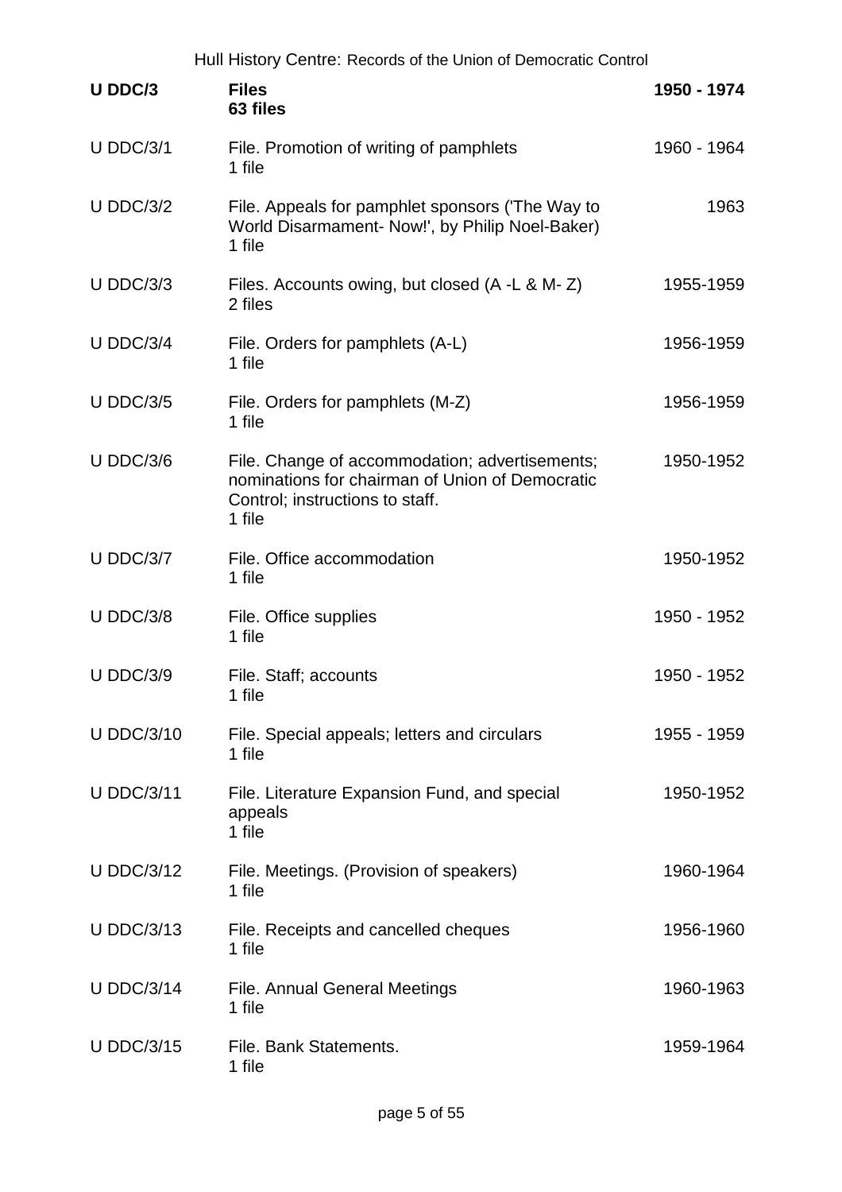| U DDC/3 | **Files**<br>**63 files** | **1950 - 1974** |
|---|---|---|
| U DDC/3/1 | File. Promotion of writing of pamphlets<br>1 file | 1960 - 1964 |
| U DDC/3/2 | File. Appeals for pamphlet sponsors ('The Way to World Disarmament- Now!', by Philip Noel-Baker)<br>1 file | 1963 |
| U DDC/3/3 | Files. Accounts owing, but closed (A -L & M- Z)<br>2 files | 1955-1959 |
| U DDC/3/4 | File. Orders for pamphlets (A-L)<br>1 file | 1956-1959 |
| U DDC/3/5 | File. Orders for pamphlets (M-Z)<br>1 file | 1956-1959 |
| U DDC/3/6 | File. Change of accommodation; advertisements; nominations for chairman of Union of Democratic Control; instructions to staff.<br>1 file | 1950-1952 |
| U DDC/3/7 | File. Office accommodation<br>1 file | 1950-1952 |
| U DDC/3/8 | File. Office supplies<br>1 file | 1950 - 1952 |
| U DDC/3/9 | File. Staff; accounts<br>1 file | 1950 - 1952 |
| U DDC/3/10 | File. Special appeals; letters and circulars<br>1 file | 1955 - 1959 |
| U DDC/3/11 | File. Literature Expansion Fund, and special appeals<br>1 file | 1950-1952 |
| U DDC/3/12 | File. Meetings. (Provision of speakers)<br>1 file | 1960-1964 |
| U DDC/3/13 | File. Receipts and cancelled cheques<br>1 file | 1956-1960 |
| U DDC/3/14 | File. Annual General Meetings<br>1 file | 1960-1963 |
| U DDC/3/15 | File. Bank Statements.<br>1 file | 1959-1964 |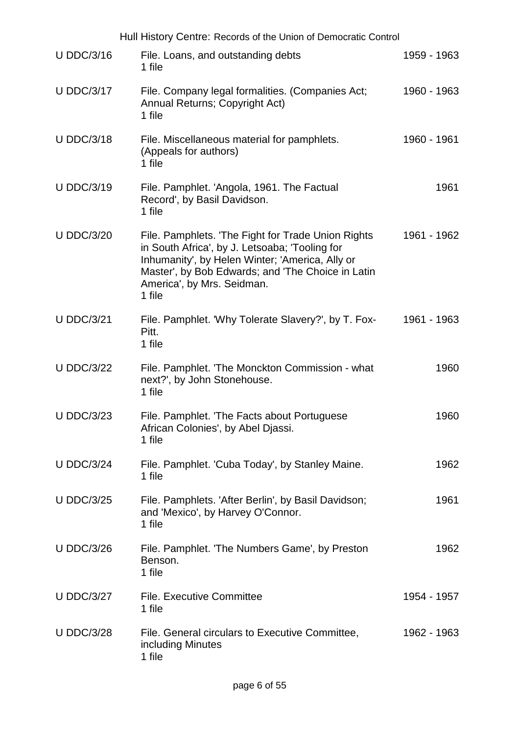| | | |
|---|---|---|
| U DDC/3/16 | File. Loans, and outstanding debts<br>1 file | 1959 - 1963 |
| U DDC/3/17 | File. Company legal formalities. (Companies Act; Annual Returns; Copyright Act)<br>1 file | 1960 - 1963 |
| U DDC/3/18 | File. Miscellaneous material for pamphlets. (Appeals for authors)<br>1 file | 1960 - 1961 |
| U DDC/3/19 | File. Pamphlet. 'Angola, 1961. The Factual Record', by Basil Davidson.<br>1 file | 1961 |
| U DDC/3/20 | File. Pamphlets. 'The Fight for Trade Union Rights in South Africa', by J. Letsoaba; 'Tooling for Inhumanity', by Helen Winter; 'America, Ally or Master', by Bob Edwards; and 'The Choice in Latin America', by Mrs. Seidman.<br>1 file | 1961 - 1962 |
| U DDC/3/21 | File. Pamphlet. 'Why Tolerate Slavery?', by T. Fox-Pitt.<br>1 file | 1961 - 1963 |
| U DDC/3/22 | File. Pamphlet. 'The Monckton Commission - what next?', by John Stonehouse.<br>1 file | 1960 |
| U DDC/3/23 | File. Pamphlet. 'The Facts about Portuguese African Colonies', by Abel Djassi.<br>1 file | 1960 |
| U DDC/3/24 | File. Pamphlet. 'Cuba Today', by Stanley Maine.<br>1 file | 1962 |
| U DDC/3/25 | File. Pamphlets. 'After Berlin', by Basil Davidson; and 'Mexico', by Harvey O'Connor.<br>1 file | 1961 |
| U DDC/3/26 | File. Pamphlet. 'The Numbers Game', by Preston Benson.<br>1 file | 1962 |
| U DDC/3/27 | File. Executive Committee<br>1 file | 1954 - 1957 |
| U DDC/3/28 | File. General circulars to Executive Committee, including Minutes<br>1 file | 1962 - 1963 |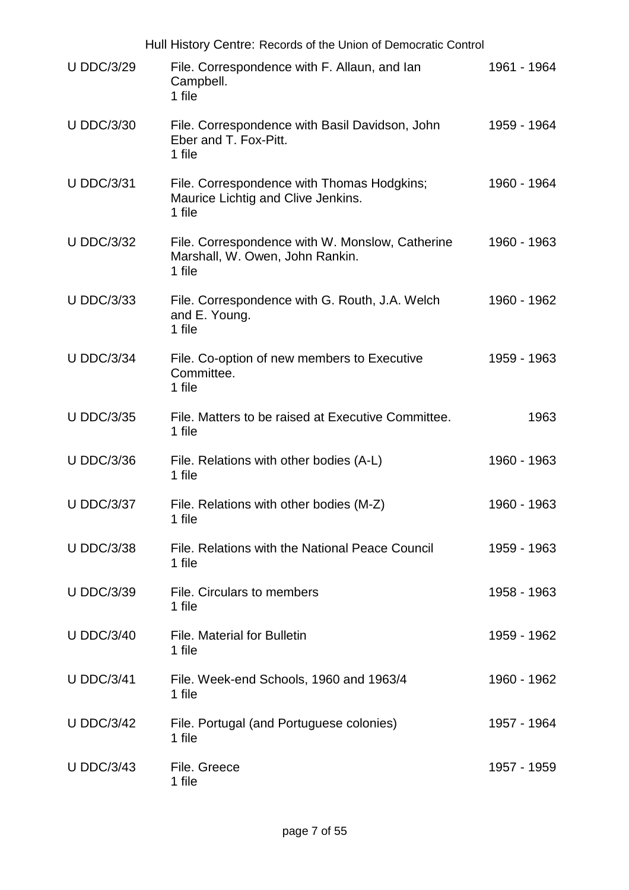| | | |
|---|---|---|
| U DDC/3/29 | File. Correspondence with F. Allaun, and Ian Campbell.<br>1 file | 1961 - 1964 |
| U DDC/3/30 | File. Correspondence with Basil Davidson, John Eber and T. Fox-Pitt.<br>1 file | 1959 - 1964 |
| U DDC/3/31 | File. Correspondence with Thomas Hodgkins; Maurice Lichtig and Clive Jenkins.<br>1 file | 1960 - 1964 |
| U DDC/3/32 | File. Correspondence with W. Monslow, Catherine Marshall, W. Owen, John Rankin.<br>1 file | 1960 - 1963 |
| U DDC/3/33 | File. Correspondence with G. Routh, J.A. Welch and E. Young.<br>1 file | 1960 - 1962 |
| U DDC/3/34 | File. Co-option of new members to Executive Committee.<br>1 file | 1959 - 1963 |
| U DDC/3/35 | File. Matters to be raised at Executive Committee.<br>1 file | 1963 |
| U DDC/3/36 | File. Relations with other bodies (A-L)<br>1 file | 1960 - 1963 |
| U DDC/3/37 | File. Relations with other bodies (M-Z)<br>1 file | 1960 - 1963 |
| U DDC/3/38 | File. Relations with the National Peace Council<br>1 file | 1959 - 1963 |
| U DDC/3/39 | File. Circulars to members<br>1 file | 1958 - 1963 |
| U DDC/3/40 | File. Material for Bulletin<br>1 file | 1959 - 1962 |
| U DDC/3/41 | File. Week-end Schools, 1960 and 1963/4<br>1 file | 1960 - 1962 |
| U DDC/3/42 | File. Portugal (and Portuguese colonies)<br>1 file | 1957 - 1964 |
| U DDC/3/43 | File. Greece<br>1 file | 1957 - 1959 |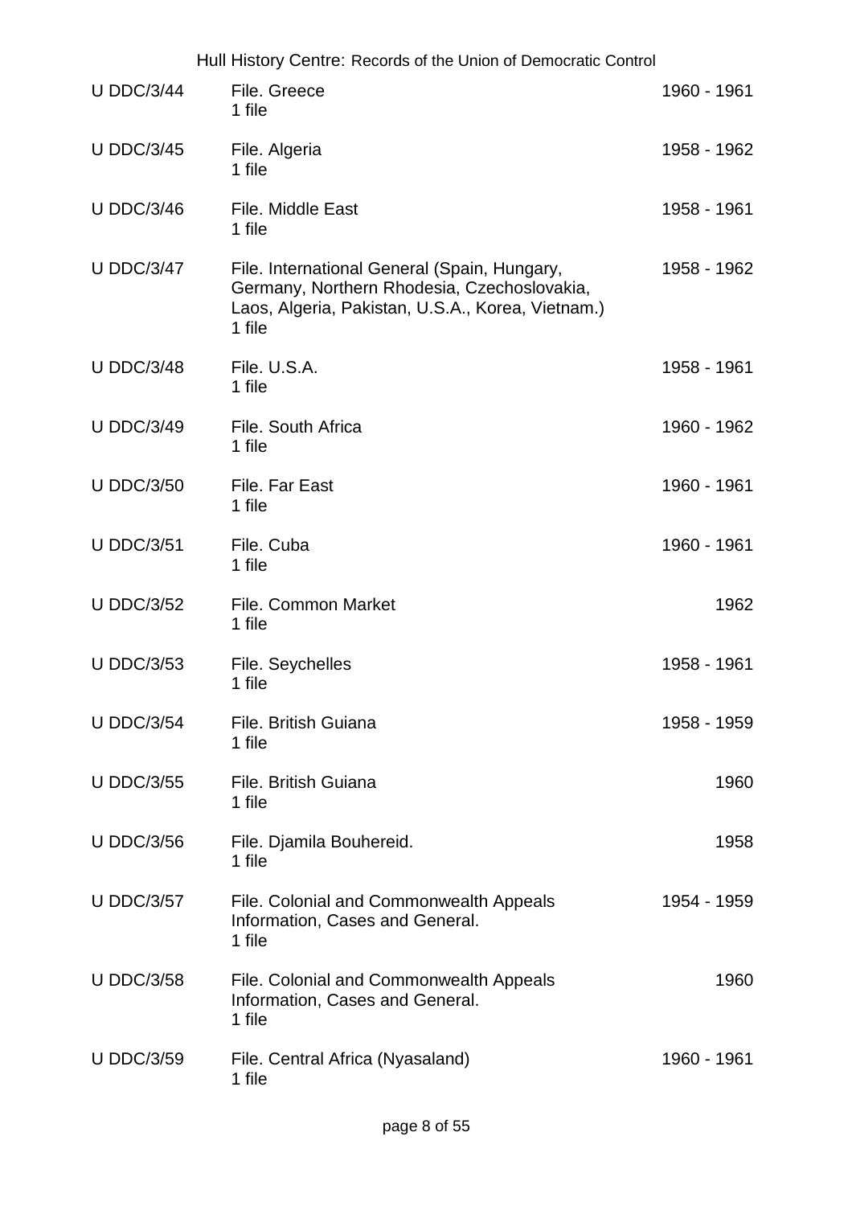| | | |
|---|---|---|
| U DDC/3/44 | File. Greece<br>1 file | 1960 - 1961 |
| U DDC/3/45 | File. Algeria<br>1 file | 1958 - 1962 |
| U DDC/3/46 | File. Middle East<br>1 file | 1958 - 1961 |
| U DDC/3/47 | File. International General (Spain, Hungary, Germany, Northern Rhodesia, Czechoslovakia, Laos, Algeria, Pakistan, U.S.A., Korea, Vietnam.)<br>1 file | 1958 - 1962 |
| U DDC/3/48 | File. U.S.A.<br>1 file | 1958 - 1961 |
| U DDC/3/49 | File. South Africa<br>1 file | 1960 - 1962 |
| U DDC/3/50 | File. Far East<br>1 file | 1960 - 1961 |
| U DDC/3/51 | File. Cuba<br>1 file | 1960 - 1961 |
| U DDC/3/52 | File. Common Market<br>1 file | 1962 |
| U DDC/3/53 | File. Seychelles<br>1 file | 1958 - 1961 |
| U DDC/3/54 | File. British Guiana<br>1 file | 1958 - 1959 |
| U DDC/3/55 | File. British Guiana<br>1 file | 1960 |
| U DDC/3/56 | File. Djamila Bouhereid.<br>1 file | 1958 |
| U DDC/3/57 | File. Colonial and Commonwealth Appeals Information, Cases and General.<br>1 file | 1954 - 1959 |
| U DDC/3/58 | File. Colonial and Commonwealth Appeals Information, Cases and General.<br>1 file | 1960 |
| U DDC/3/59 | File. Central Africa (Nyasaland)<br>1 file | 1960 - 1961 |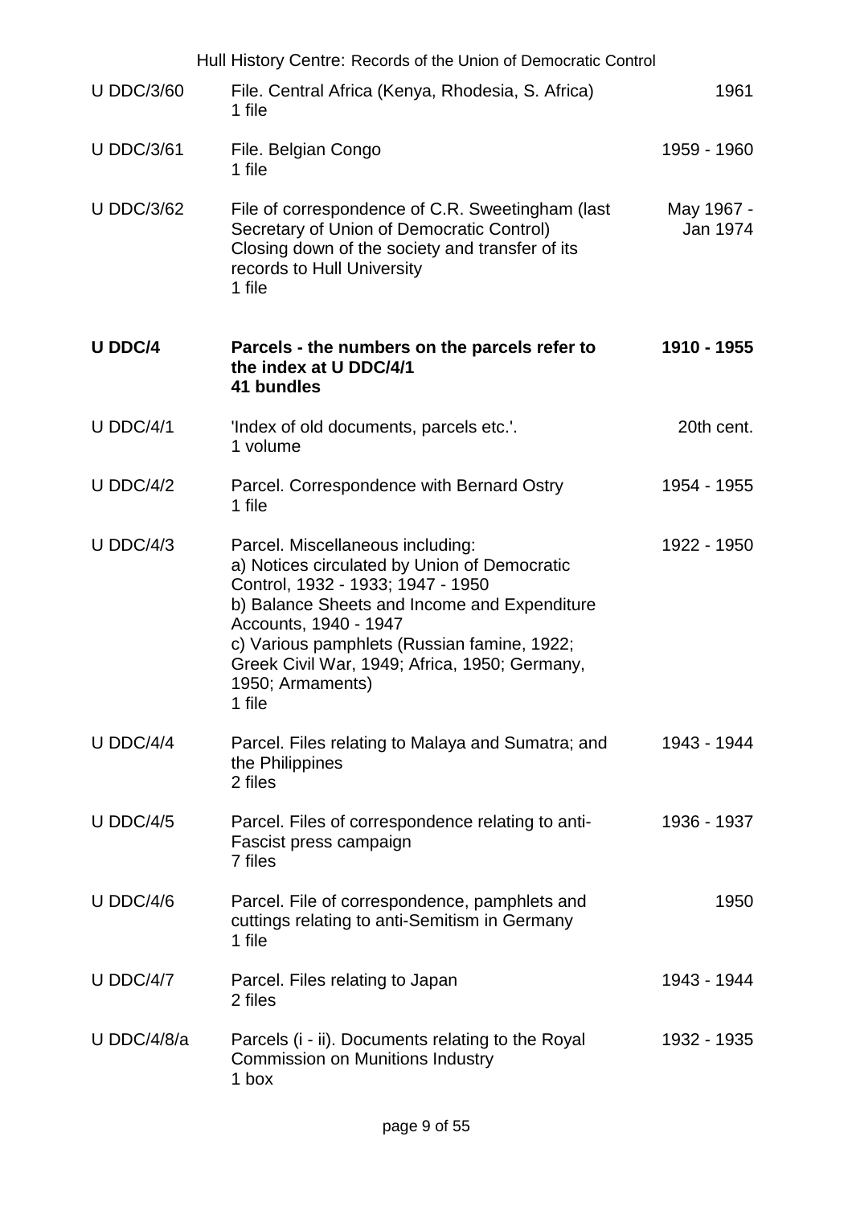| | | |
|---|---|---|
| U DDC/3/60 | File. Central Africa (Kenya, Rhodesia, S. Africa)<br>1 file | 1961 |
| U DDC/3/61 | File. Belgian Congo<br>1 file | 1959 - 1960 |
| U DDC/3/62 | File of correspondence of C.R. Sweetingham (last Secretary of Union of Democratic Control)<br>Closing down of the society and transfer of its records to Hull University<br>1 file | May 1967 - Jan 1974 |
| **U DDC/4** | **Parcels - the numbers on the parcels refer to the index at U DDC/4/1**<br>**41 bundles** | **1910 - 1955** |
| U DDC/4/1 | 'Index of old documents, parcels etc.'.<br>1 volume | 20th cent. |
| U DDC/4/2 | Parcel. Correspondence with Bernard Ostry<br>1 file | 1954 - 1955 |
| U DDC/4/3 | Parcel. Miscellaneous including:<br>a) Notices circulated by Union of Democratic Control, 1932 - 1933; 1947 - 1950<br>b) Balance Sheets and Income and Expenditure Accounts, 1940 - 1947<br>c) Various pamphlets (Russian famine, 1922; Greek Civil War, 1949; Africa, 1950; Germany, 1950; Armaments)<br>1 file | 1922 - 1950 |
| U DDC/4/4 | Parcel. Files relating to Malaya and Sumatra; and the Philippines<br>2 files | 1943 - 1944 |
| U DDC/4/5 | Parcel. Files of correspondence relating to anti-Fascist press campaign<br>7 files | 1936 - 1937 |
| U DDC/4/6 | Parcel. File of correspondence, pamphlets and cuttings relating to anti-Semitism in Germany<br>1 file | 1950 |
| U DDC/4/7 | Parcel. Files relating to Japan<br>2 files | 1943 - 1944 |
| U DDC/4/8/a | Parcels (i - ii). Documents relating to the Royal Commission on Munitions Industry<br>1 box | 1932 - 1935 |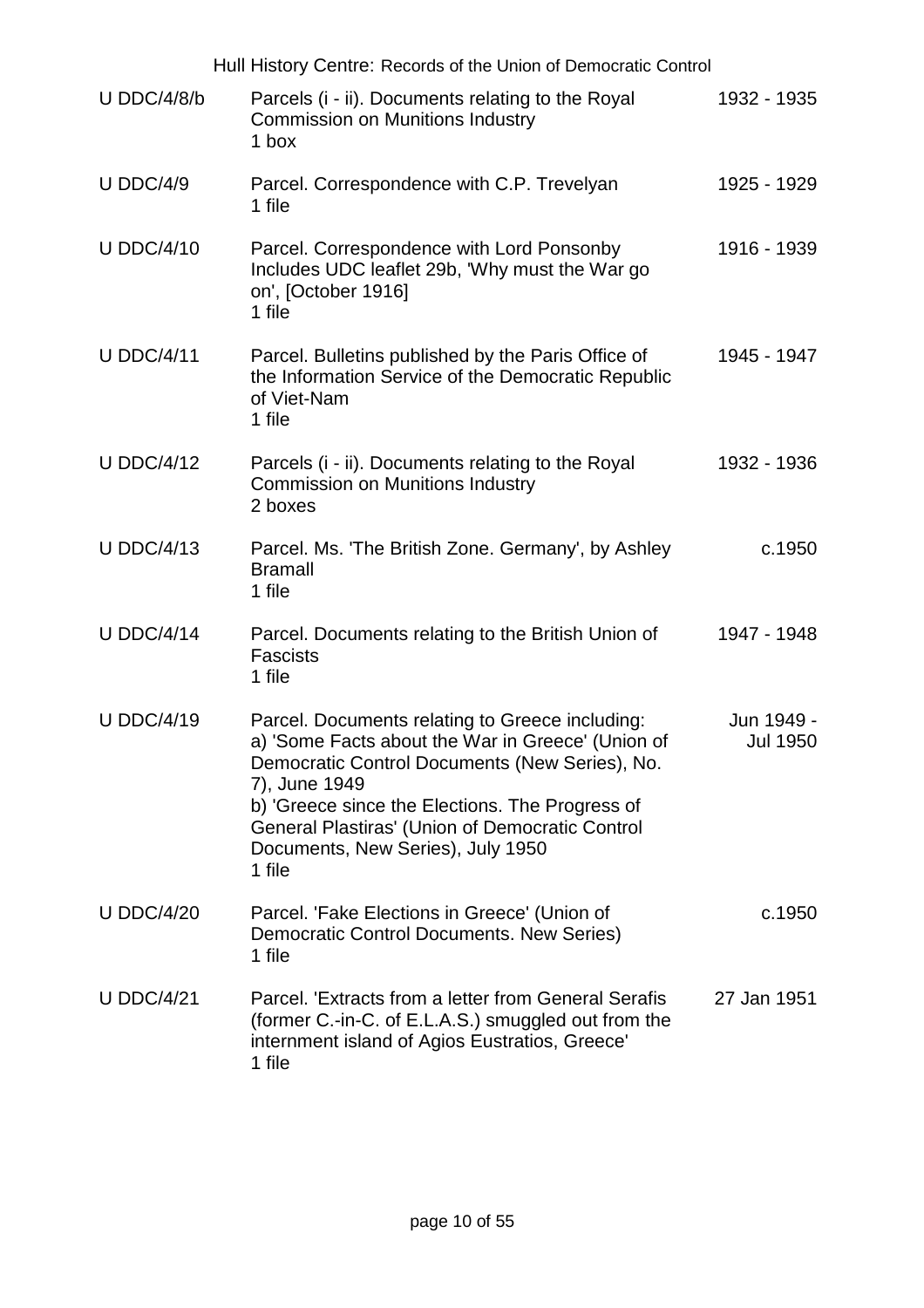| | | |
|---|---|---|
| U DDC/4/8/b | Parcels (i - ii). Documents relating to the Royal Commission on Munitions Industry<br>1 box | 1932 - 1935 |
| U DDC/4/9 | Parcel. Correspondence with C.P. Trevelyan<br>1 file | 1925 - 1929 |
| U DDC/4/10 | Parcel. Correspondence with Lord Ponsonby<br>Includes UDC leaflet 29b, 'Why must the War go on', [October 1916]<br>1 file | 1916 - 1939 |
| U DDC/4/11 | Parcel. Bulletins published by the Paris Office of the Information Service of the Democratic Republic of Viet-Nam<br>1 file | 1945 - 1947 |
| U DDC/4/12 | Parcels (i - ii). Documents relating to the Royal Commission on Munitions Industry<br>2 boxes | 1932 - 1936 |
| U DDC/4/13 | Parcel. Ms. 'The British Zone. Germany', by Ashley Bramall<br>1 file | c.1950 |
| U DDC/4/14 | Parcel. Documents relating to the British Union of Fascists<br>1 file | 1947 - 1948 |
| U DDC/4/19 | Parcel. Documents relating to Greece including:<br>a) 'Some Facts about the War in Greece' (Union of Democratic Control Documents (New Series), No. 7), June 1949<br>b) 'Greece since the Elections. The Progress of General Plastiras' (Union of Democratic Control Documents, New Series), July 1950<br>1 file | Jun 1949 - Jul 1950 |
| U DDC/4/20 | Parcel. 'Fake Elections in Greece' (Union of Democratic Control Documents. New Series)<br>1 file | c.1950 |
| U DDC/4/21 | Parcel. 'Extracts from a letter from General Serafis (former C.-in-C. of E.L.A.S.) smuggled out from the internment island of Agios Eustratios, Greece'<br>1 file | 27 Jan 1951 |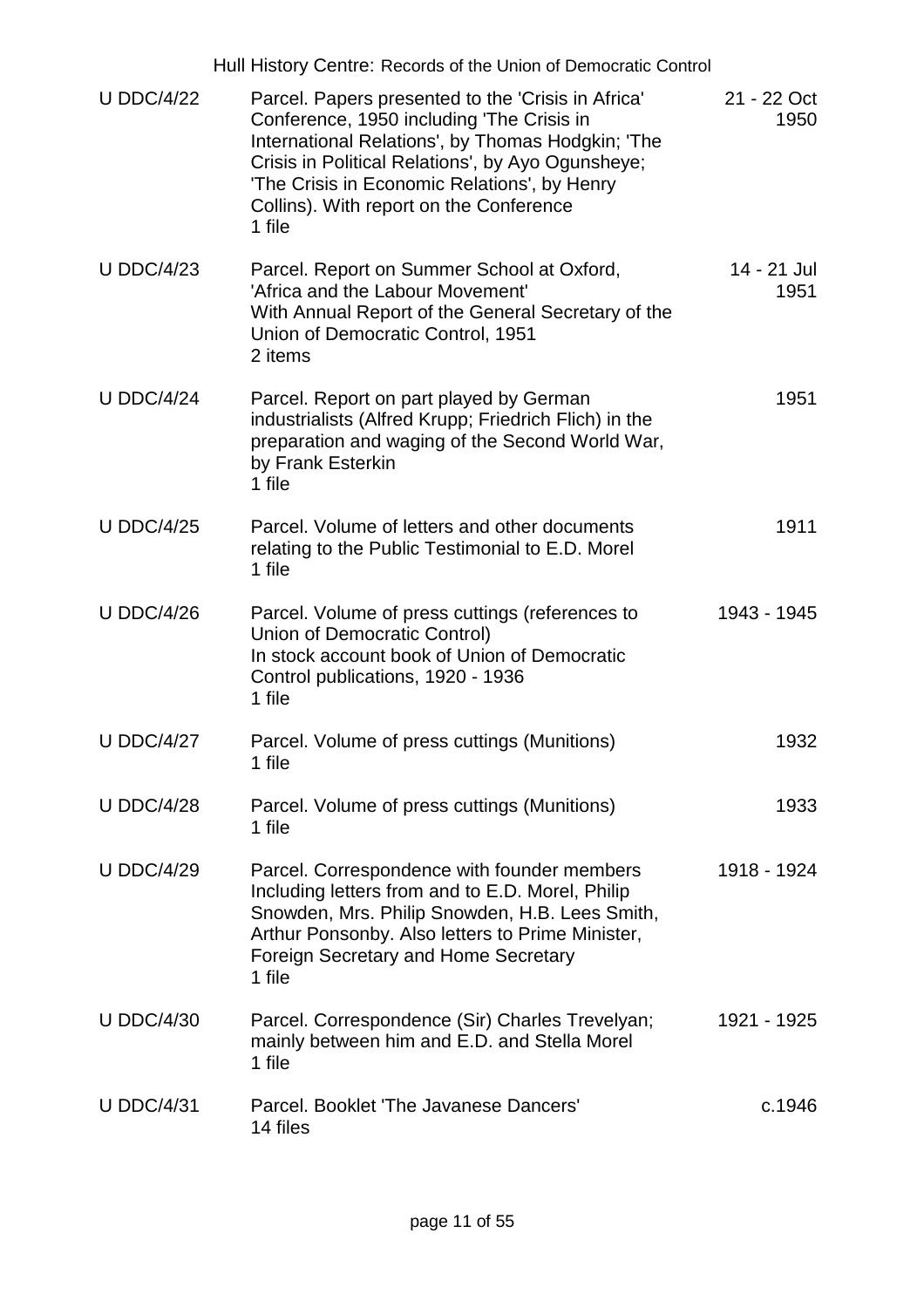| Reference | Description | Date |
|---|---|---|
| U DDC/4/22 | Parcel. Papers presented to the 'Crisis in Africa' Conference, 1950 including 'The Crisis in International Relations', by Thomas Hodgkin; 'The Crisis in Political Relations', by Ayo Ogunsheye; 'The Crisis in Economic Relations', by Henry Collins). With report on the Conference<br>1 file | 21 - 22 Oct 1950 |
| U DDC/4/23 | Parcel. Report on Summer School at Oxford, 'Africa and the Labour Movement'<br>With Annual Report of the General Secretary of the Union of Democratic Control, 1951<br>2 items | 14 - 21 Jul 1951 |
| U DDC/4/24 | Parcel. Report on part played by German industrialists (Alfred Krupp; Friedrich Flich) in the preparation and waging of the Second World War, by Frank Esterkin<br>1 file | 1951 |
| U DDC/4/25 | Parcel. Volume of letters and other documents relating to the Public Testimonial to E.D. Morel<br>1 file | 1911 |
| U DDC/4/26 | Parcel. Volume of press cuttings (references to Union of Democratic Control)<br>In stock account book of Union of Democratic Control publications, 1920 - 1936<br>1 file | 1943 - 1945 |
| U DDC/4/27 | Parcel. Volume of press cuttings (Munitions)<br>1 file | 1932 |
| U DDC/4/28 | Parcel. Volume of press cuttings (Munitions)<br>1 file | 1933 |
| U DDC/4/29 | Parcel. Correspondence with founder members Including letters from and to E.D. Morel, Philip Snowden, Mrs. Philip Snowden, H.B. Lees Smith, Arthur Ponsonby. Also letters to Prime Minister, Foreign Secretary and Home Secretary<br>1 file | 1918 - 1924 |
| U DDC/4/30 | Parcel. Correspondence (Sir) Charles Trevelyan; mainly between him and E.D. and Stella Morel<br>1 file | 1921 - 1925 |
| U DDC/4/31 | Parcel. Booklet 'The Javanese Dancers'<br>14 files | c.1946 |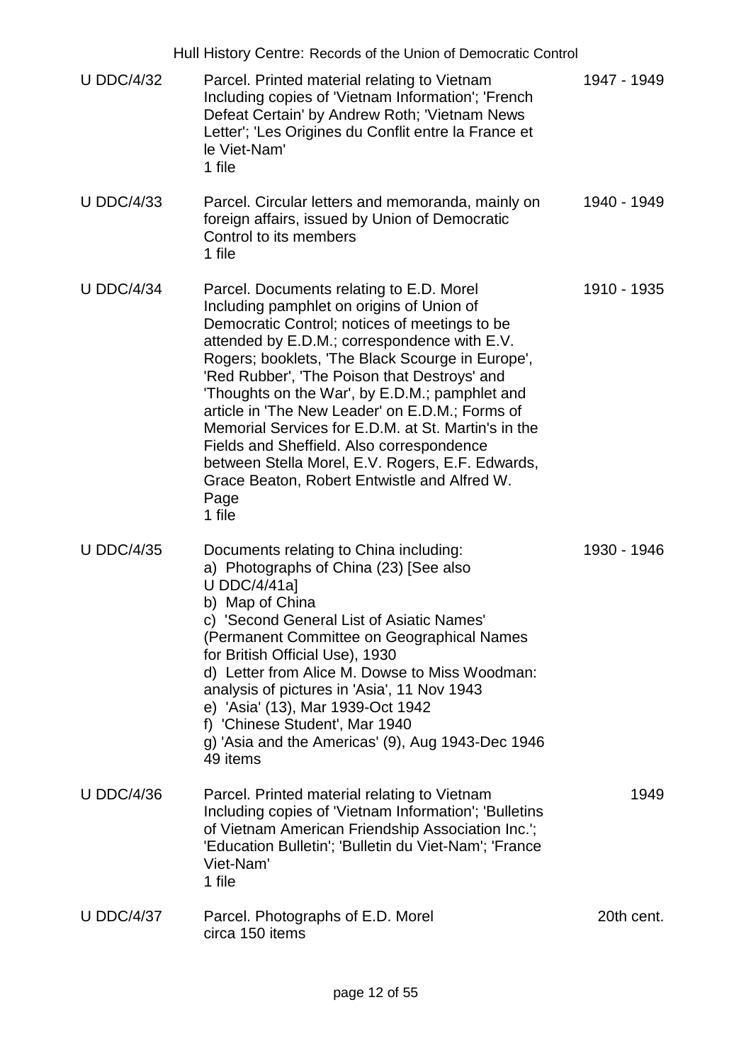| Reference | Description | Dates |
| --- | --- | --- |
| U DDC/4/32 | Parcel. Printed material relating to Vietnam Including copies of 'Vietnam Information'; 'French Defeat Certain' by Andrew Roth; 'Vietnam News Letter'; 'Les Origines du Conflit entre la France et le Viet-Nam'<br>1 file | 1947 - 1949 |
| U DDC/4/33 | Parcel. Circular letters and memoranda, mainly on foreign affairs, issued by Union of Democratic Control to its members<br>1 file | 1940 - 1949 |
| U DDC/4/34 | Parcel. Documents relating to E.D. Morel Including pamphlet on origins of Union of Democratic Control; notices of meetings to be attended by E.D.M.; correspondence with E.V. Rogers; booklets, 'The Black Scourge in Europe', 'Red Rubber', 'The Poison that Destroys' and 'Thoughts on the War', by E.D.M.; pamphlet and article in 'The New Leader' on E.D.M.; Forms of Memorial Services for E.D.M. at St. Martin's in the Fields and Sheffield. Also correspondence between Stella Morel, E.V. Rogers, E.F. Edwards, Grace Beaton, Robert Entwistle and Alfred W. Page<br>1 file | 1910 - 1935 |
| U DDC/4/35 | Documents relating to China including:<br>a) Photographs of China (23) [See also U DDC/4/41a]<br>b) Map of China<br>c) 'Second General List of Asiatic Names' (Permanent Committee on Geographical Names for British Official Use), 1930<br>d) Letter from Alice M. Dowse to Miss Woodman: analysis of pictures in 'Asia', 11 Nov 1943<br>e) 'Asia' (13), Mar 1939-Oct 1942<br>f) 'Chinese Student', Mar 1940<br>g) 'Asia and the Americas' (9), Aug 1943-Dec 1946<br>49 items | 1930 - 1946 |
| U DDC/4/36 | Parcel. Printed material relating to Vietnam Including copies of 'Vietnam Information'; 'Bulletins of Vietnam American Friendship Association Inc.'; 'Education Bulletin'; 'Bulletin du Viet-Nam'; 'France Viet-Nam'<br>1 file | 1949 |
| U DDC/4/37 | Parcel. Photographs of E.D. Morel<br>circa 150 items | 20th cent. |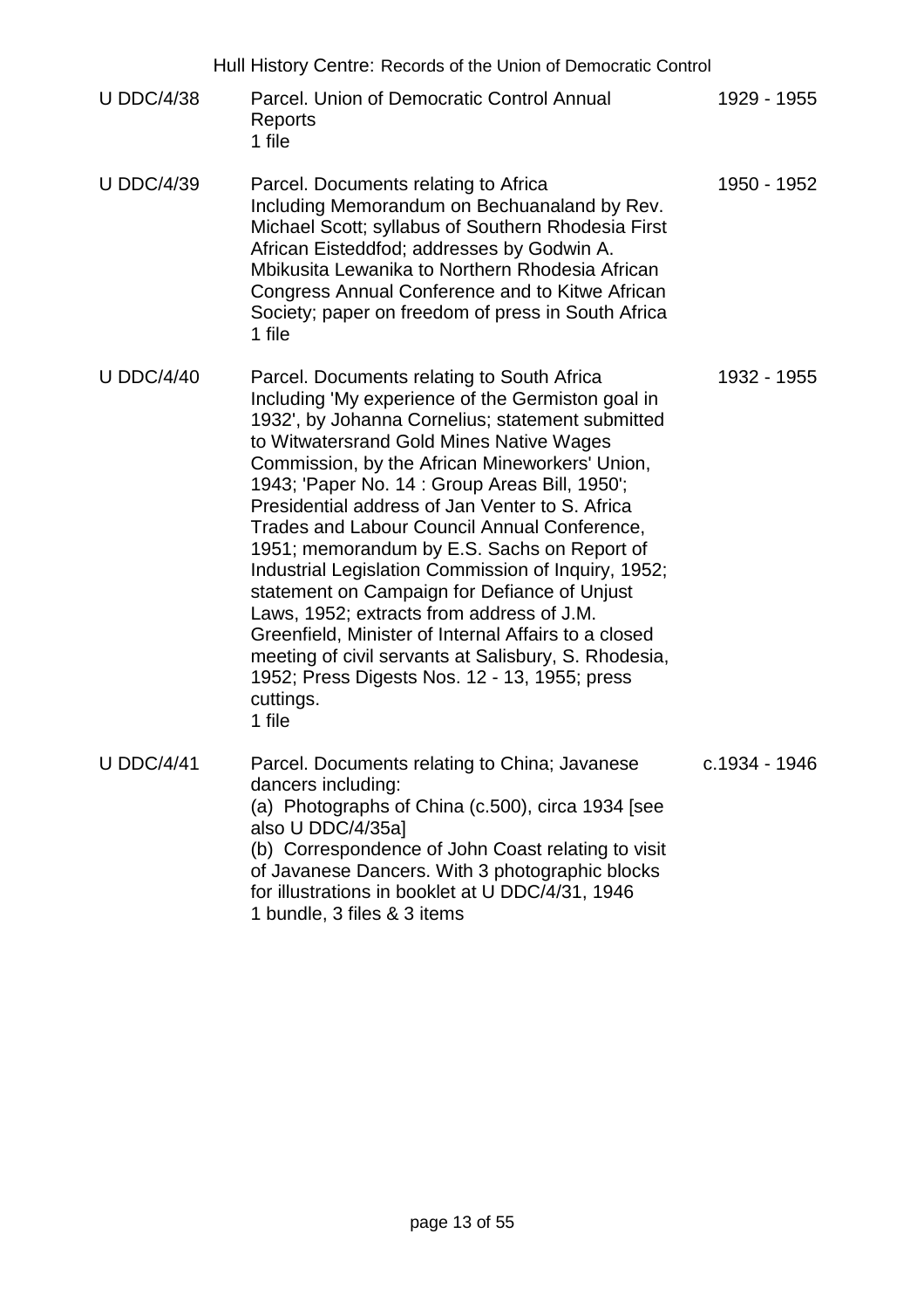| Reference | Description | Dates |
|---|---|---|
| U DDC/4/38 | Parcel. Union of Democratic Control Annual Reports<br>1 file | 1929 - 1955 |
| U DDC/4/39 | Parcel. Documents relating to Africa<br>Including Memorandum on Bechuanaland by Rev. Michael Scott; syllabus of Southern Rhodesia First African Eisteddfod; addresses by Godwin A. Mbikusita Lewanika to Northern Rhodesia African Congress Annual Conference and to Kitwe African Society; paper on freedom of press in South Africa<br>1 file | 1950 - 1952 |
| U DDC/4/40 | Parcel. Documents relating to South Africa<br>Including 'My experience of the Germiston goal in 1932', by Johanna Cornelius; statement submitted to Witwatersrand Gold Mines Native Wages Commission, by the African Mineworkers' Union, 1943; 'Paper No. 14 : Group Areas Bill, 1950'; Presidential address of Jan Venter to S. Africa Trades and Labour Council Annual Conference, 1951; memorandum by E.S. Sachs on Report of Industrial Legislation Commission of Inquiry, 1952; statement on Campaign for Defiance of Unjust Laws, 1952; extracts from address of J.M. Greenfield, Minister of Internal Affairs to a closed meeting of civil servants at Salisbury, S. Rhodesia, 1952; Press Digests Nos. 12 - 13, 1955; press cuttings.<br>1 file | 1932 - 1955 |
| U DDC/4/41 | Parcel. Documents relating to China; Javanese dancers including:<br>(a) Photographs of China (c.500), circa 1934 [see also U DDC/4/35a]<br>(b) Correspondence of John Coast relating to visit of Javanese Dancers. With 3 photographic blocks for illustrations in booklet at U DDC/4/31, 1946<br>1 bundle, 3 files & 3 items | c.1934 - 1946 |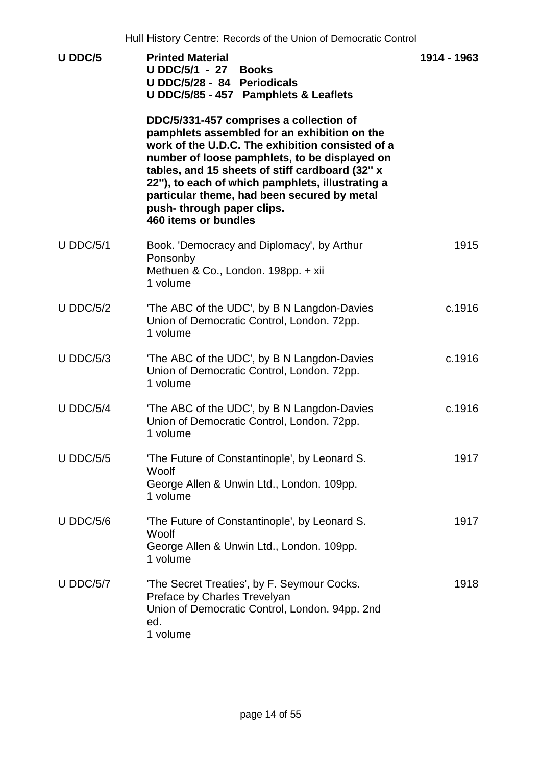| | | |
|---|---|---|
| **U DDC/5** | **Printed Material**<br>**U DDC/5/1 - 27 Books**<br>**U DDC/5/28 - 84 Periodicals**<br>**U DDC/5/85 - 457 Pamphlets & Leaflets**<br><br>**DDC/5/331-457 comprises a collection of pamphlets assembled for an exhibition on the work of the U.D.C. The exhibition consisted of a number of loose pamphlets, to be displayed on tables, and 15 sheets of stiff cardboard (32" x 22"), to each of which pamphlets, illustrating a particular theme, had been secured by metal push- through paper clips.**<br>**460 items or bundles** | **1914 - 1963** |
| U DDC/5/1 | Book. 'Democracy and Diplomacy', by Arthur Ponsonby<br>Methuen & Co., London. 198pp. + xii<br>1 volume | 1915 |
| U DDC/5/2 | 'The ABC of the UDC', by B N Langdon-Davies<br>Union of Democratic Control, London. 72pp.<br>1 volume | c.1916 |
| U DDC/5/3 | 'The ABC of the UDC', by B N Langdon-Davies<br>Union of Democratic Control, London. 72pp.<br>1 volume | c.1916 |
| U DDC/5/4 | 'The ABC of the UDC', by B N Langdon-Davies<br>Union of Democratic Control, London. 72pp.<br>1 volume | c.1916 |
| U DDC/5/5 | 'The Future of Constantinople', by Leonard S. Woolf<br>George Allen & Unwin Ltd., London. 109pp.<br>1 volume | 1917 |
| U DDC/5/6 | 'The Future of Constantinople', by Leonard S. Woolf<br>George Allen & Unwin Ltd., London. 109pp.<br>1 volume | 1917 |
| U DDC/5/7 | 'The Secret Treaties', by F. Seymour Cocks. Preface by Charles Trevelyan<br>Union of Democratic Control, London. 94pp. 2nd ed.<br>1 volume | 1918 |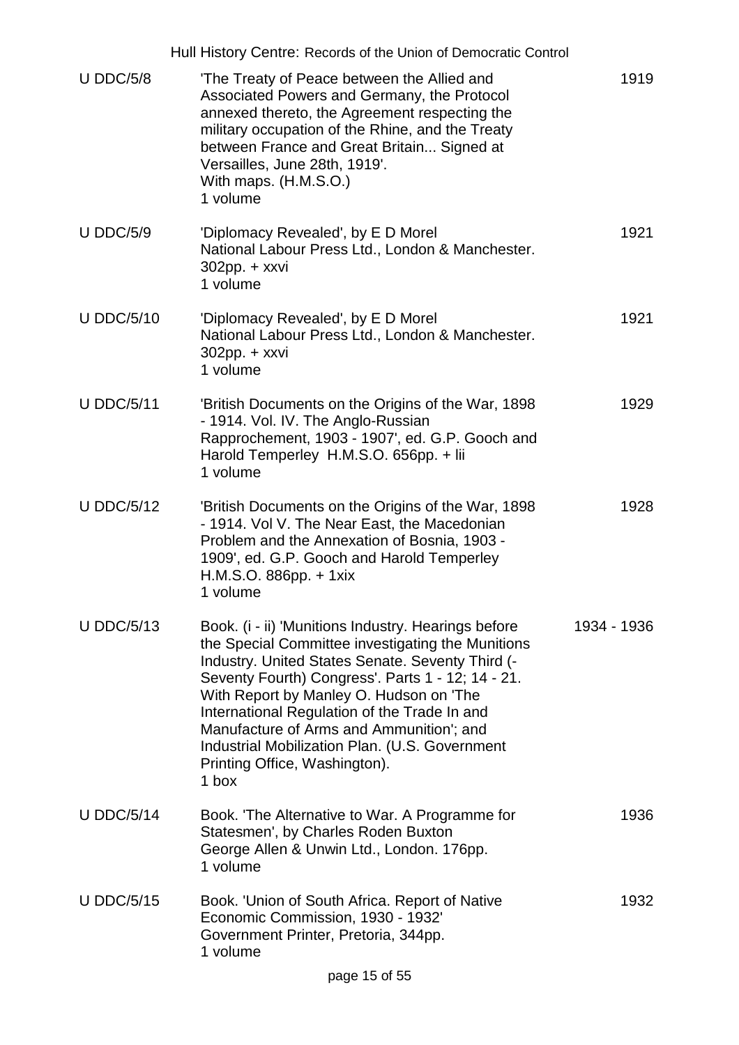| | | |
|---|---|---|
| U DDC/5/8 | 'The Treaty of Peace between the Allied and Associated Powers and Germany, the Protocol annexed thereto, the Agreement respecting the military occupation of the Rhine, and the Treaty between France and Great Britain... Signed at Versailles, June 28th, 1919'.<br>With maps. (H.M.S.O.)<br>1 volume | 1919 |
| U DDC/5/9 | 'Diplomacy Revealed', by E D Morel<br>National Labour Press Ltd., London & Manchester. 302pp. + xxvi<br>1 volume | 1921 |
| U DDC/5/10 | 'Diplomacy Revealed', by E D Morel<br>National Labour Press Ltd., London & Manchester. 302pp. + xxvi<br>1 volume | 1921 |
| U DDC/5/11 | 'British Documents on the Origins of the War, 1898 - 1914. Vol. IV. The Anglo-Russian Rapprochement, 1903 - 1907', ed. G.P. Gooch and Harold Temperley H.M.S.O. 656pp. + lii<br>1 volume | 1929 |
| U DDC/5/12 | 'British Documents on the Origins of the War, 1898 - 1914. Vol V. The Near East, the Macedonian Problem and the Annexation of Bosnia, 1903 - 1909', ed. G.P. Gooch and Harold Temperley H.M.S.O. 886pp. + 1xix<br>1 volume | 1928 |
| U DDC/5/13 | Book. (i - ii) 'Munitions Industry. Hearings before the Special Committee investigating the Munitions Industry. United States Senate. Seventy Third (- Seventy Fourth) Congress'. Parts 1 - 12; 14 - 21. With Report by Manley O. Hudson on 'The International Regulation of the Trade In and Manufacture of Arms and Ammunition'; and Industrial Mobilization Plan. (U.S. Government Printing Office, Washington).<br>1 box | 1934 - 1936 |
| U DDC/5/14 | Book. 'The Alternative to War. A Programme for Statesmen', by Charles Roden Buxton<br>George Allen & Unwin Ltd., London. 176pp.<br>1 volume | 1936 |
| U DDC/5/15 | Book. 'Union of South Africa. Report of Native Economic Commission, 1930 - 1932'<br>Government Printer, Pretoria, 344pp.<br>1 volume | 1932 |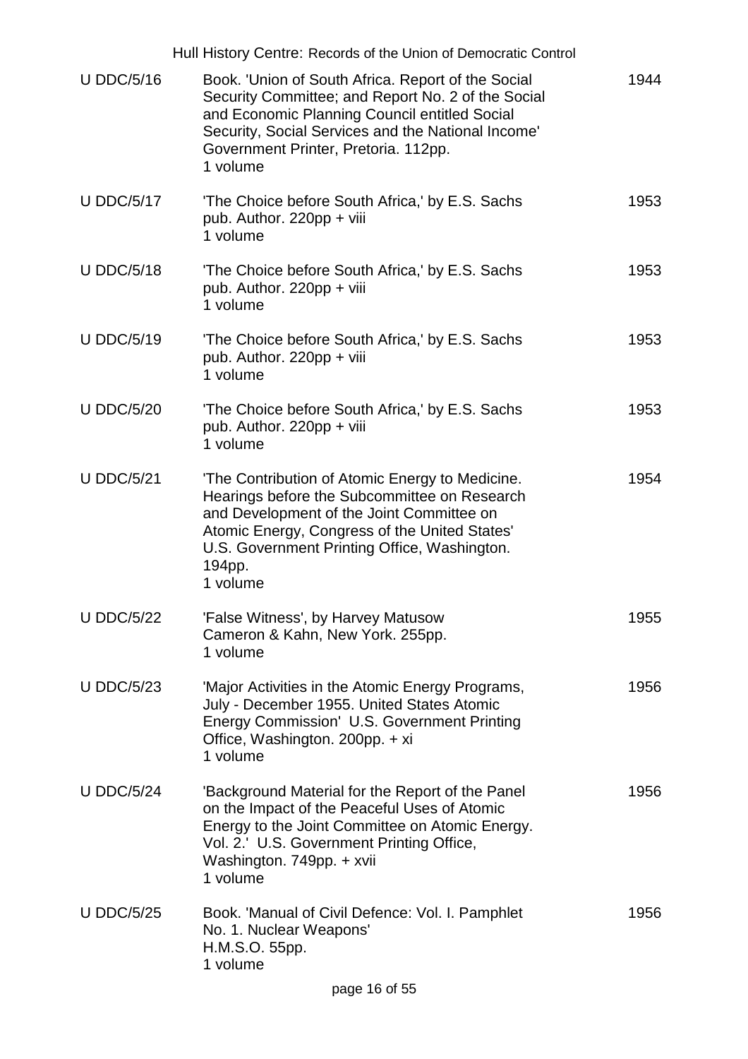| Reference | Description | Date |
|---|---|---|
| U DDC/5/16 | Book. 'Union of South Africa. Report of the Social Security Committee; and Report No. 2 of the Social and Economic Planning Council entitled Social Security, Social Services and the National Income' Government Printer, Pretoria. 112pp.<br>1 volume | 1944 |
| U DDC/5/17 | 'The Choice before South Africa,' by E.S. Sachs pub. Author. 220pp + viii<br>1 volume | 1953 |
| U DDC/5/18 | 'The Choice before South Africa,' by E.S. Sachs pub. Author. 220pp + viii<br>1 volume | 1953 |
| U DDC/5/19 | 'The Choice before South Africa,' by E.S. Sachs pub. Author. 220pp + viii<br>1 volume | 1953 |
| U DDC/5/20 | 'The Choice before South Africa,' by E.S. Sachs pub. Author. 220pp + viii<br>1 volume | 1953 |
| U DDC/5/21 | 'The Contribution of Atomic Energy to Medicine. Hearings before the Subcommittee on Research and Development of the Joint Committee on Atomic Energy, Congress of the United States' U.S. Government Printing Office, Washington. 194pp.<br>1 volume | 1954 |
| U DDC/5/22 | 'False Witness', by Harvey Matusow Cameron & Kahn, New York. 255pp.<br>1 volume | 1955 |
| U DDC/5/23 | 'Major Activities in the Atomic Energy Programs, July - December 1955. United States Atomic Energy Commission' U.S. Government Printing Office, Washington. 200pp. + xi<br>1 volume | 1956 |
| U DDC/5/24 | 'Background Material for the Report of the Panel on the Impact of the Peaceful Uses of Atomic Energy to the Joint Committee on Atomic Energy. Vol. 2.' U.S. Government Printing Office, Washington. 749pp. + xvii<br>1 volume | 1956 |
| U DDC/5/25 | Book. 'Manual of Civil Defence: Vol. I. Pamphlet No. 1. Nuclear Weapons' H.M.S.O. 55pp.<br>1 volume | 1956 |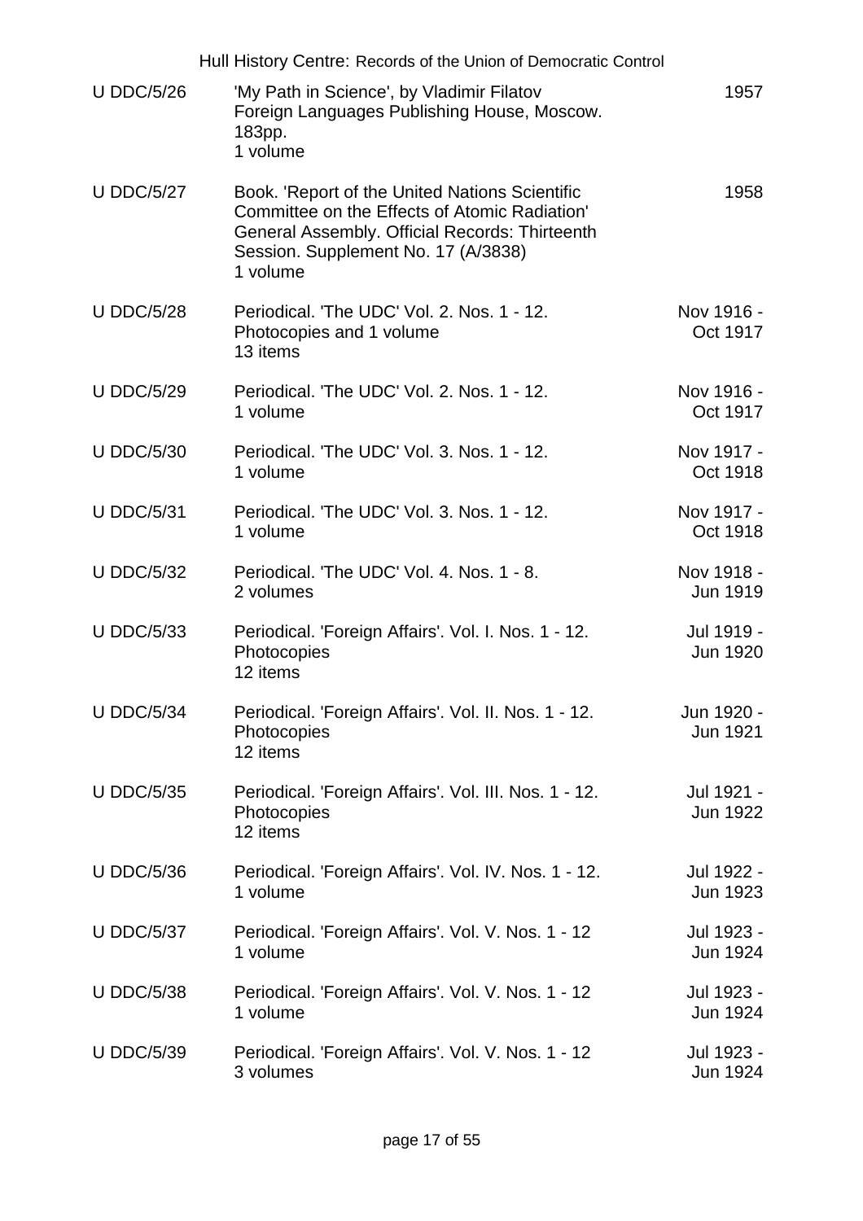| | | |
|---|---|---|
| U DDC/5/26 | 'My Path in Science', by Vladimir Filatov<br>Foreign Languages Publishing House, Moscow.<br>183pp.<br>1 volume | 1957 |
| U DDC/5/27 | Book. 'Report of the United Nations Scientific Committee on the Effects of Atomic Radiation' General Assembly. Official Records: Thirteenth Session. Supplement No. 17 (A/3838)<br>1 volume | 1958 |
| U DDC/5/28 | Periodical. 'The UDC' Vol. 2. Nos. 1 - 12.<br>Photocopies and 1 volume<br>13 items | Nov 1916 - Oct 1917 |
| U DDC/5/29 | Periodical. 'The UDC' Vol. 2. Nos. 1 - 12.<br>1 volume | Nov 1916 - Oct 1917 |
| U DDC/5/30 | Periodical. 'The UDC' Vol. 3. Nos. 1 - 12.<br>1 volume | Nov 1917 - Oct 1918 |
| U DDC/5/31 | Periodical. 'The UDC' Vol. 3. Nos. 1 - 12.<br>1 volume | Nov 1917 - Oct 1918 |
| U DDC/5/32 | Periodical. 'The UDC' Vol. 4. Nos. 1 - 8.<br>2 volumes | Nov 1918 - Jun 1919 |
| U DDC/5/33 | Periodical. 'Foreign Affairs'. Vol. I. Nos. 1 - 12.<br>Photocopies<br>12 items | Jul 1919 - Jun 1920 |
| U DDC/5/34 | Periodical. 'Foreign Affairs'. Vol. II. Nos. 1 - 12.<br>Photocopies<br>12 items | Jun 1920 - Jun 1921 |
| U DDC/5/35 | Periodical. 'Foreign Affairs'. Vol. III. Nos. 1 - 12.<br>Photocopies<br>12 items | Jul 1921 - Jun 1922 |
| U DDC/5/36 | Periodical. 'Foreign Affairs'. Vol. IV. Nos. 1 - 12.<br>1 volume | Jul 1922 - Jun 1923 |
| U DDC/5/37 | Periodical. 'Foreign Affairs'. Vol. V. Nos. 1 - 12<br>1 volume | Jul 1923 - Jun 1924 |
| U DDC/5/38 | Periodical. 'Foreign Affairs'. Vol. V. Nos. 1 - 12<br>1 volume | Jul 1923 - Jun 1924 |
| U DDC/5/39 | Periodical. 'Foreign Affairs'. Vol. V. Nos. 1 - 12<br>3 volumes | Jul 1923 - Jun 1924 |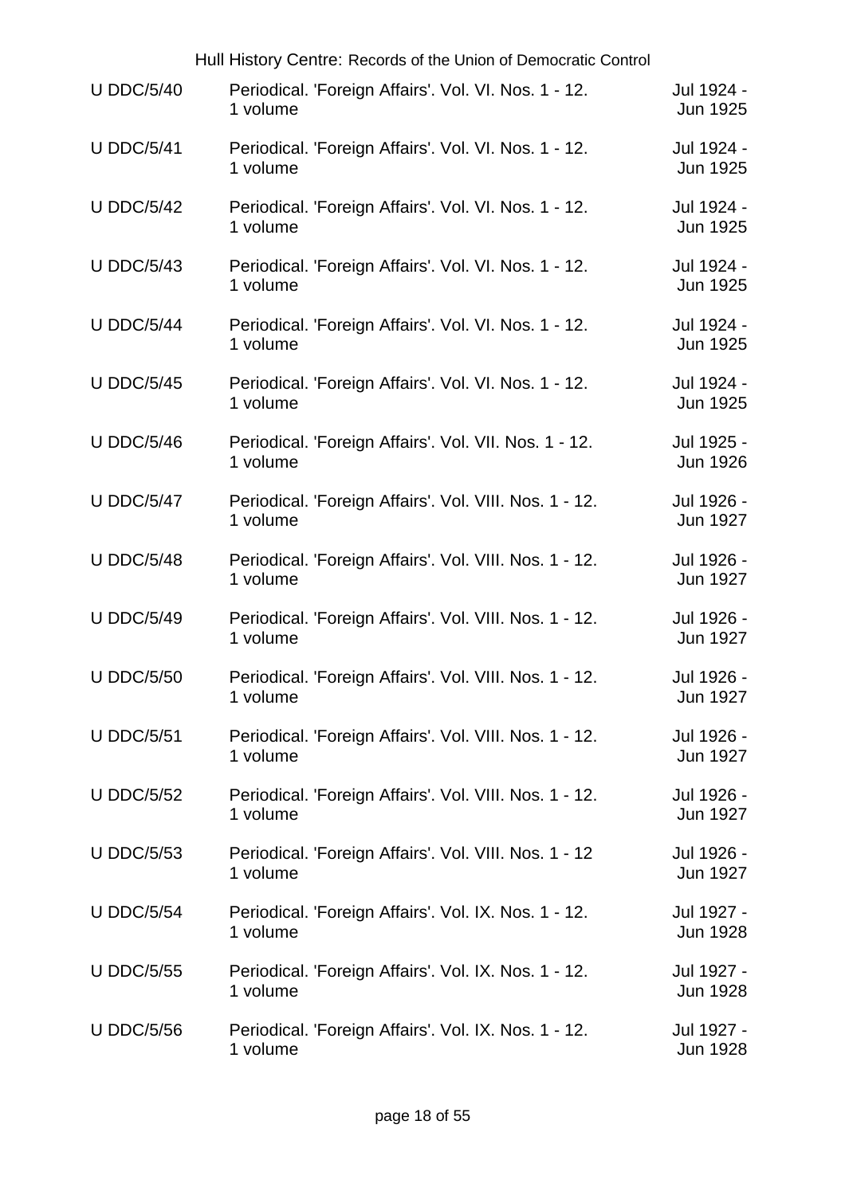| | | |
|---|---|---|
| U DDC/5/40 | Periodical. 'Foreign Affairs'. Vol. VI. Nos. 1 - 12.<br>1 volume | Jul 1924 - Jun 1925 |
| U DDC/5/41 | Periodical. 'Foreign Affairs'. Vol. VI. Nos. 1 - 12.<br>1 volume | Jul 1924 - Jun 1925 |
| U DDC/5/42 | Periodical. 'Foreign Affairs'. Vol. VI. Nos. 1 - 12.<br>1 volume | Jul 1924 - Jun 1925 |
| U DDC/5/43 | Periodical. 'Foreign Affairs'. Vol. VI. Nos. 1 - 12.<br>1 volume | Jul 1924 - Jun 1925 |
| U DDC/5/44 | Periodical. 'Foreign Affairs'. Vol. VI. Nos. 1 - 12.<br>1 volume | Jul 1924 - Jun 1925 |
| U DDC/5/45 | Periodical. 'Foreign Affairs'. Vol. VI. Nos. 1 - 12.<br>1 volume | Jul 1924 - Jun 1925 |
| U DDC/5/46 | Periodical. 'Foreign Affairs'. Vol. VII. Nos. 1 - 12.<br>1 volume | Jul 1925 - Jun 1926 |
| U DDC/5/47 | Periodical. 'Foreign Affairs'. Vol. VIII. Nos. 1 - 12.<br>1 volume | Jul 1926 - Jun 1927 |
| U DDC/5/48 | Periodical. 'Foreign Affairs'. Vol. VIII. Nos. 1 - 12.<br>1 volume | Jul 1926 - Jun 1927 |
| U DDC/5/49 | Periodical. 'Foreign Affairs'. Vol. VIII. Nos. 1 - 12.<br>1 volume | Jul 1926 - Jun 1927 |
| U DDC/5/50 | Periodical. 'Foreign Affairs'. Vol. VIII. Nos. 1 - 12.<br>1 volume | Jul 1926 - Jun 1927 |
| U DDC/5/51 | Periodical. 'Foreign Affairs'. Vol. VIII. Nos. 1 - 12.<br>1 volume | Jul 1926 - Jun 1927 |
| U DDC/5/52 | Periodical. 'Foreign Affairs'. Vol. VIII. Nos. 1 - 12.<br>1 volume | Jul 1926 - Jun 1927 |
| U DDC/5/53 | Periodical. 'Foreign Affairs'. Vol. VIII. Nos. 1 - 12<br>1 volume | Jul 1926 - Jun 1927 |
| U DDC/5/54 | Periodical. 'Foreign Affairs'. Vol. IX. Nos. 1 - 12.<br>1 volume | Jul 1927 - Jun 1928 |
| U DDC/5/55 | Periodical. 'Foreign Affairs'. Vol. IX. Nos. 1 - 12.<br>1 volume | Jul 1927 - Jun 1928 |
| U DDC/5/56 | Periodical. 'Foreign Affairs'. Vol. IX. Nos. 1 - 12.<br>1 volume | Jul 1927 - Jun 1928 |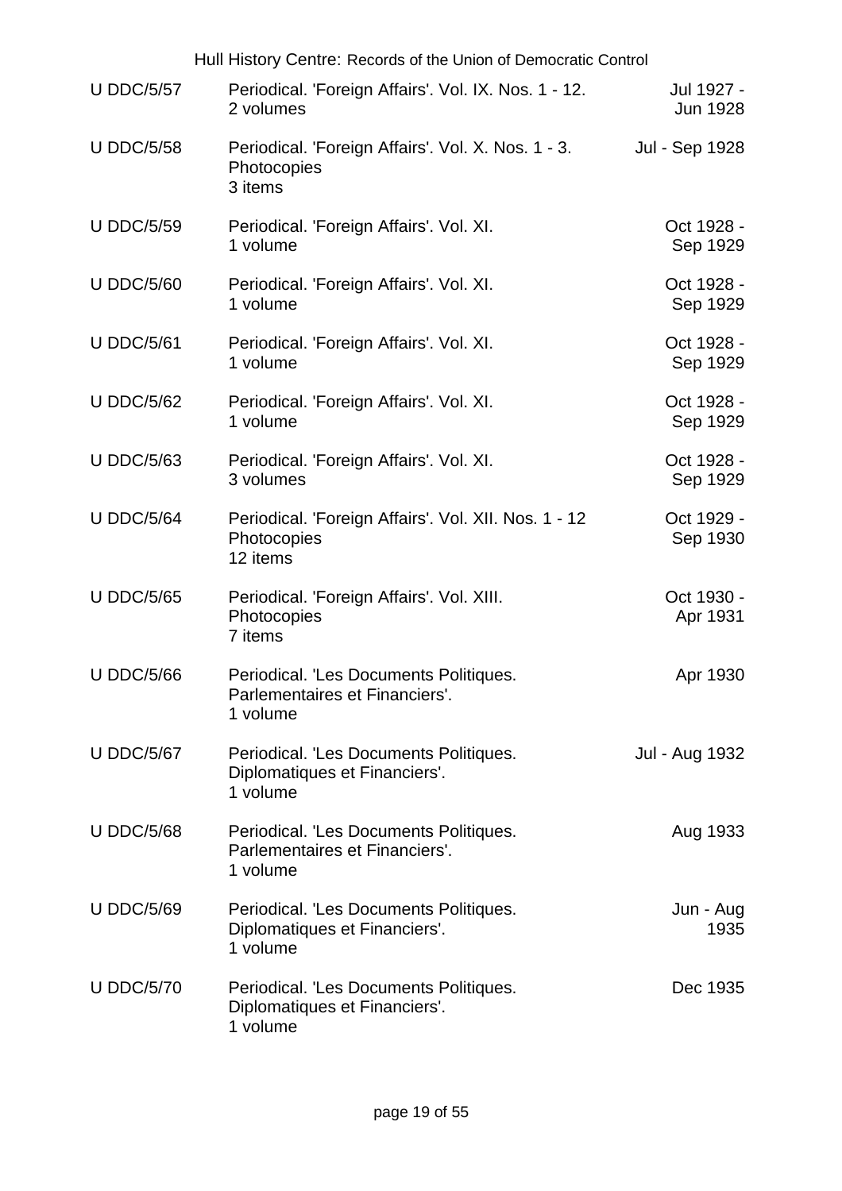| | | |
|---|---|---|
| U DDC/5/57 | Periodical. 'Foreign Affairs'. Vol. IX. Nos. 1 - 12.<br>2 volumes | Jul 1927 - Jun 1928 |
| U DDC/5/58 | Periodical. 'Foreign Affairs'. Vol. X. Nos. 1 - 3.<br>Photocopies<br>3 items | Jul - Sep 1928 |
| U DDC/5/59 | Periodical. 'Foreign Affairs'. Vol. XI.<br>1 volume | Oct 1928 - Sep 1929 |
| U DDC/5/60 | Periodical. 'Foreign Affairs'. Vol. XI.<br>1 volume | Oct 1928 - Sep 1929 |
| U DDC/5/61 | Periodical. 'Foreign Affairs'. Vol. XI.<br>1 volume | Oct 1928 - Sep 1929 |
| U DDC/5/62 | Periodical. 'Foreign Affairs'. Vol. XI.<br>1 volume | Oct 1928 - Sep 1929 |
| U DDC/5/63 | Periodical. 'Foreign Affairs'. Vol. XI.<br>3 volumes | Oct 1928 - Sep 1929 |
| U DDC/5/64 | Periodical. 'Foreign Affairs'. Vol. XII. Nos. 1 - 12<br>Photocopies<br>12 items | Oct 1929 - Sep 1930 |
| U DDC/5/65 | Periodical. 'Foreign Affairs'. Vol. XIII.<br>Photocopies<br>7 items | Oct 1930 - Apr 1931 |
| U DDC/5/66 | Periodical. 'Les Documents Politiques. Parlementaires et Financiers'.<br>1 volume | Apr 1930 |
| U DDC/5/67 | Periodical. 'Les Documents Politiques. Diplomatiques et Financiers'.<br>1 volume | Jul - Aug 1932 |
| U DDC/5/68 | Periodical. 'Les Documents Politiques. Parlementaires et Financiers'.<br>1 volume | Aug 1933 |
| U DDC/5/69 | Periodical. 'Les Documents Politiques. Diplomatiques et Financiers'.<br>1 volume | Jun - Aug 1935 |
| U DDC/5/70 | Periodical. 'Les Documents Politiques. Diplomatiques et Financiers'.<br>1 volume | Dec 1935 |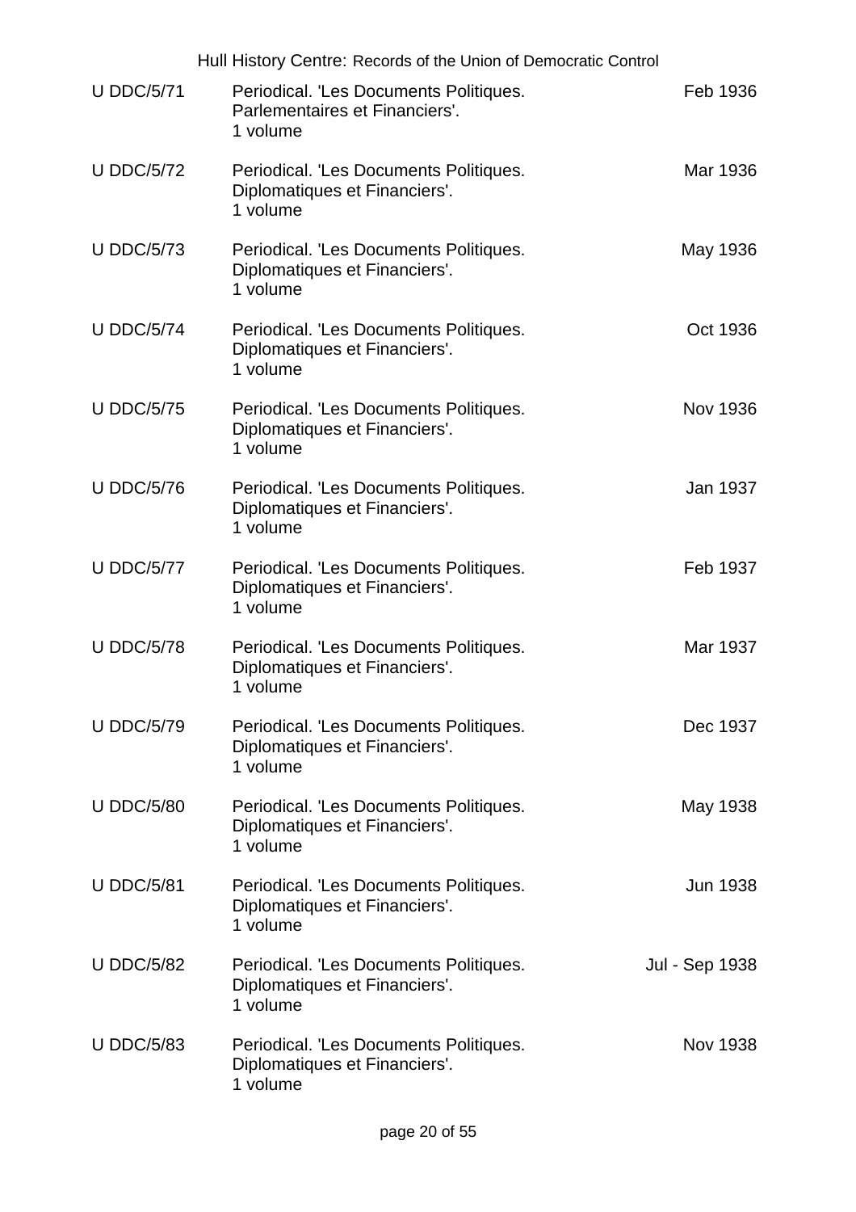| Reference | Description | Date |
| --- | --- | --- |
| U DDC/5/71 | Periodical. 'Les Documents Politiques. Parlementaires et Financiers'. 1 volume | Feb 1936 |
| U DDC/5/72 | Periodical. 'Les Documents Politiques. Diplomatiques et Financiers'. 1 volume | Mar 1936 |
| U DDC/5/73 | Periodical. 'Les Documents Politiques. Diplomatiques et Financiers'. 1 volume | May 1936 |
| U DDC/5/74 | Periodical. 'Les Documents Politiques. Diplomatiques et Financiers'. 1 volume | Oct 1936 |
| U DDC/5/75 | Periodical. 'Les Documents Politiques. Diplomatiques et Financiers'. 1 volume | Nov 1936 |
| U DDC/5/76 | Periodical. 'Les Documents Politiques. Diplomatiques et Financiers'. 1 volume | Jan 1937 |
| U DDC/5/77 | Periodical. 'Les Documents Politiques. Diplomatiques et Financiers'. 1 volume | Feb 1937 |
| U DDC/5/78 | Periodical. 'Les Documents Politiques. Diplomatiques et Financiers'. 1 volume | Mar 1937 |
| U DDC/5/79 | Periodical. 'Les Documents Politiques. Diplomatiques et Financiers'. 1 volume | Dec 1937 |
| U DDC/5/80 | Periodical. 'Les Documents Politiques. Diplomatiques et Financiers'. 1 volume | May 1938 |
| U DDC/5/81 | Periodical. 'Les Documents Politiques. Diplomatiques et Financiers'. 1 volume | Jun 1938 |
| U DDC/5/82 | Periodical. 'Les Documents Politiques. Diplomatiques et Financiers'. 1 volume | Jul - Sep 1938 |
| U DDC/5/83 | Periodical. 'Les Documents Politiques. Diplomatiques et Financiers'. 1 volume | Nov 1938 |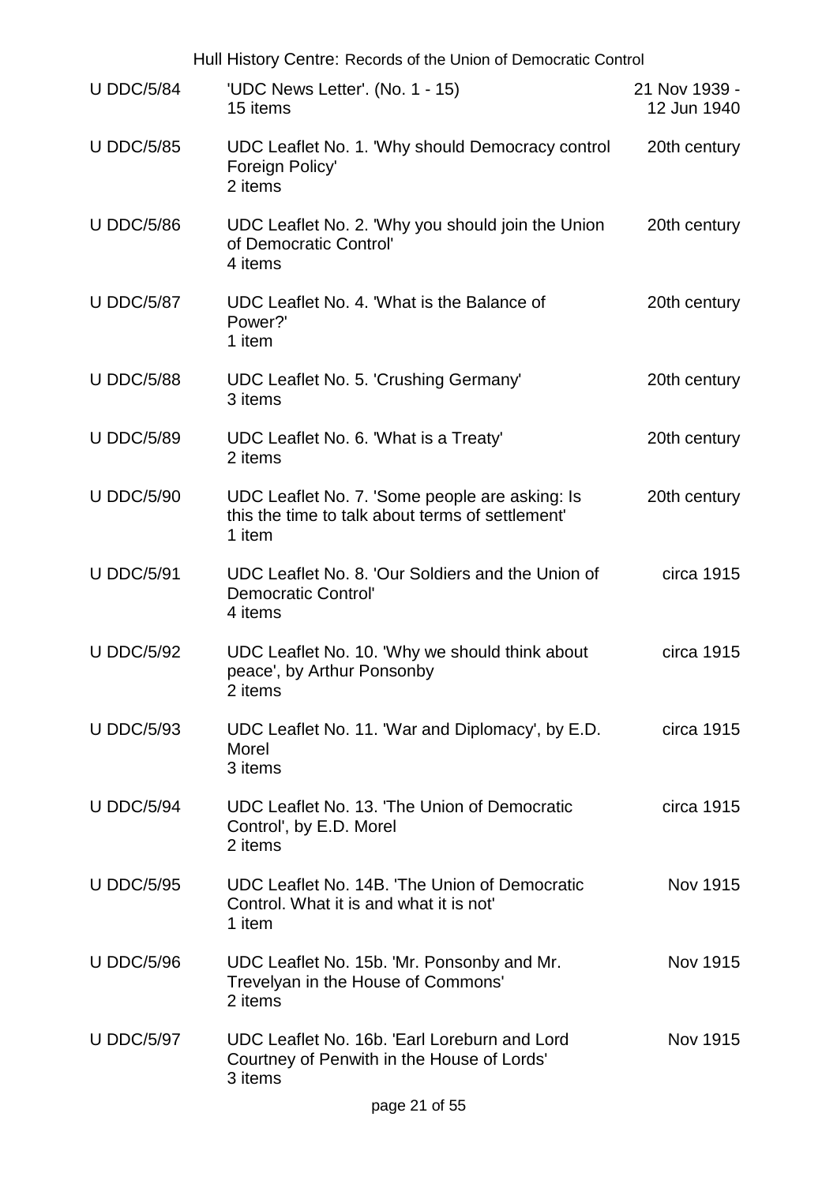| Reference | Description | Date |
| --- | --- | --- |
| U DDC/5/84 | 'UDC News Letter'. (No. 1 - 15)<br>15 items | 21 Nov 1939 - 12 Jun 1940 |
| U DDC/5/85 | UDC Leaflet No. 1. 'Why should Democracy control Foreign Policy'<br>2 items | 20th century |
| U DDC/5/86 | UDC Leaflet No. 2. 'Why you should join the Union of Democratic Control'<br>4 items | 20th century |
| U DDC/5/87 | UDC Leaflet No. 4. 'What is the Balance of Power?'<br>1 item | 20th century |
| U DDC/5/88 | UDC Leaflet No. 5. 'Crushing Germany'<br>3 items | 20th century |
| U DDC/5/89 | UDC Leaflet No. 6. 'What is a Treaty'<br>2 items | 20th century |
| U DDC/5/90 | UDC Leaflet No. 7. 'Some people are asking: Is this the time to talk about terms of settlement'<br>1 item | 20th century |
| U DDC/5/91 | UDC Leaflet No. 8. 'Our Soldiers and the Union of Democratic Control'<br>4 items | circa 1915 |
| U DDC/5/92 | UDC Leaflet No. 10. 'Why we should think about peace', by Arthur Ponsonby<br>2 items | circa 1915 |
| U DDC/5/93 | UDC Leaflet No. 11. 'War and Diplomacy', by E.D. Morel<br>3 items | circa 1915 |
| U DDC/5/94 | UDC Leaflet No. 13. 'The Union of Democratic Control', by E.D. Morel<br>2 items | circa 1915 |
| U DDC/5/95 | UDC Leaflet No. 14B. 'The Union of Democratic Control. What it is and what it is not'<br>1 item | Nov 1915 |
| U DDC/5/96 | UDC Leaflet No. 15b. 'Mr. Ponsonby and Mr. Trevelyan in the House of Commons'<br>2 items | Nov 1915 |
| U DDC/5/97 | UDC Leaflet No. 16b. 'Earl Loreburn and Lord Courtney of Penwith in the House of Lords'<br>3 items | Nov 1915 |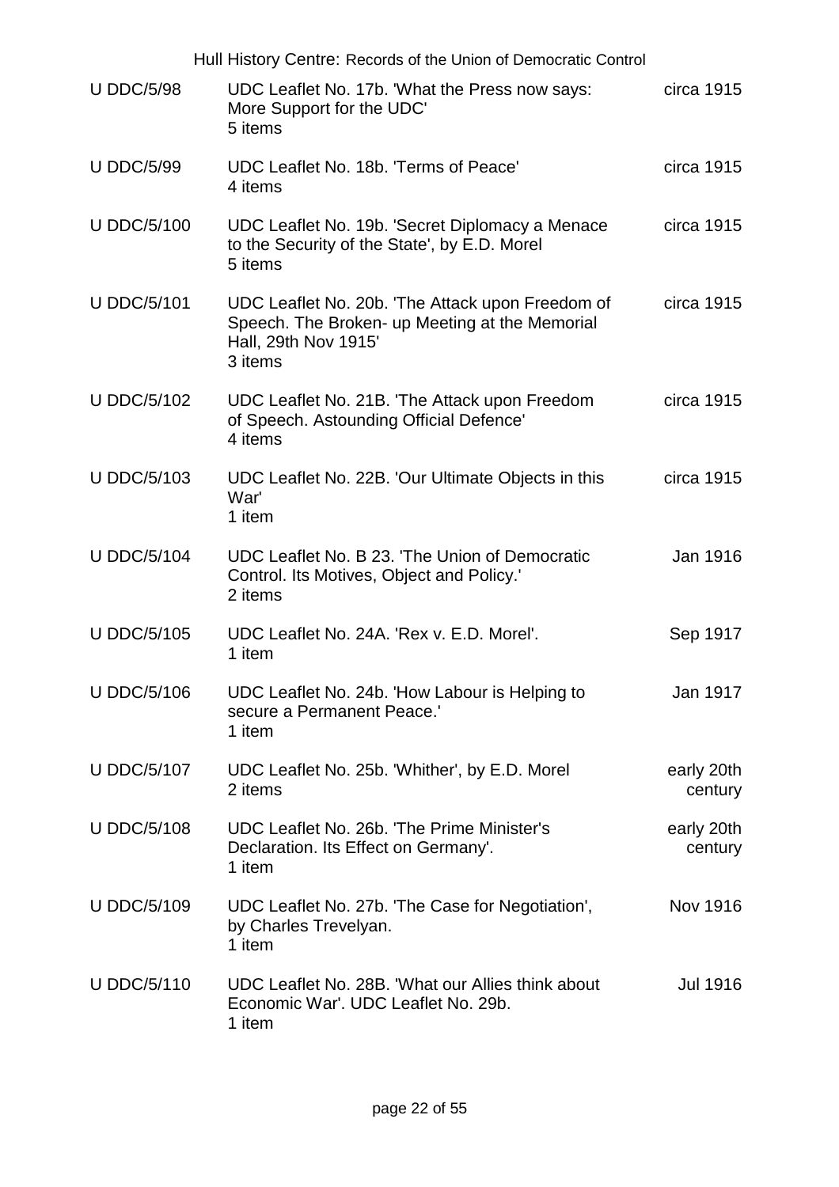| | | |
|---|---|---|
| U DDC/5/98 | UDC Leaflet No. 17b. 'What the Press now says: More Support for the UDC'<br>5 items | circa 1915 |
| U DDC/5/99 | UDC Leaflet No. 18b. 'Terms of Peace'<br>4 items | circa 1915 |
| U DDC/5/100 | UDC Leaflet No. 19b. 'Secret Diplomacy a Menace to the Security of the State', by E.D. Morel<br>5 items | circa 1915 |
| U DDC/5/101 | UDC Leaflet No. 20b. 'The Attack upon Freedom of Speech. The Broken- up Meeting at the Memorial Hall, 29th Nov 1915'<br>3 items | circa 1915 |
| U DDC/5/102 | UDC Leaflet No. 21B. 'The Attack upon Freedom of Speech. Astounding Official Defence'<br>4 items | circa 1915 |
| U DDC/5/103 | UDC Leaflet No. 22B. 'Our Ultimate Objects in this War'<br>1 item | circa 1915 |
| U DDC/5/104 | UDC Leaflet No. B 23. 'The Union of Democratic Control. Its Motives, Object and Policy.'<br>2 items | Jan 1916 |
| U DDC/5/105 | UDC Leaflet No. 24A. 'Rex v. E.D. Morel'.<br>1 item | Sep 1917 |
| U DDC/5/106 | UDC Leaflet No. 24b. 'How Labour is Helping to secure a Permanent Peace.'<br>1 item | Jan 1917 |
| U DDC/5/107 | UDC Leaflet No. 25b. 'Whither', by E.D. Morel<br>2 items | early 20th century |
| U DDC/5/108 | UDC Leaflet No. 26b. 'The Prime Minister's Declaration. Its Effect on Germany'.<br>1 item | early 20th century |
| U DDC/5/109 | UDC Leaflet No. 27b. 'The Case for Negotiation', by Charles Trevelyan.<br>1 item | Nov 1916 |
| U DDC/5/110 | UDC Leaflet No. 28B. 'What our Allies think about Economic War'. UDC Leaflet No. 29b.<br>1 item | Jul 1916 |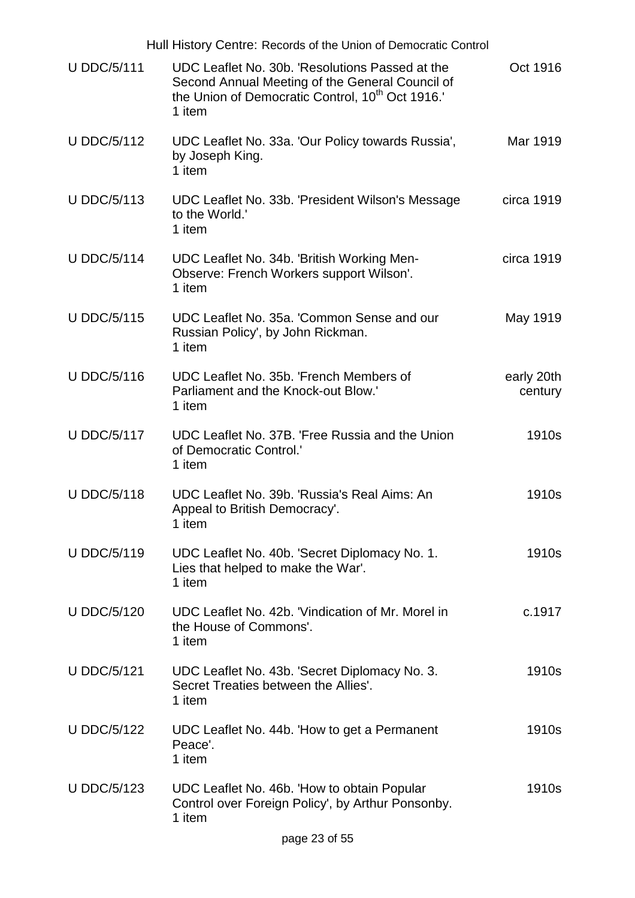| | | |
|---|---|---|
| U DDC/5/111 | UDC Leaflet No. 30b. 'Resolutions Passed at the Second Annual Meeting of the General Council of the Union of Democratic Control, 10th Oct 1916.'<br>1 item | Oct 1916 |
| U DDC/5/112 | UDC Leaflet No. 33a. 'Our Policy towards Russia', by Joseph King.<br>1 item | Mar 1919 |
| U DDC/5/113 | UDC Leaflet No. 33b. 'President Wilson's Message to the World.'<br>1 item | circa 1919 |
| U DDC/5/114 | UDC Leaflet No. 34b. 'British Working Men- Observe: French Workers support Wilson'.<br>1 item | circa 1919 |
| U DDC/5/115 | UDC Leaflet No. 35a. 'Common Sense and our Russian Policy', by John Rickman.<br>1 item | May 1919 |
| U DDC/5/116 | UDC Leaflet No. 35b. 'French Members of Parliament and the Knock-out Blow.'<br>1 item | early 20th century |
| U DDC/5/117 | UDC Leaflet No. 37B. 'Free Russia and the Union of Democratic Control.'<br>1 item | 1910s |
| U DDC/5/118 | UDC Leaflet No. 39b. 'Russia's Real Aims: An Appeal to British Democracy'.<br>1 item | 1910s |
| U DDC/5/119 | UDC Leaflet No. 40b. 'Secret Diplomacy No. 1. Lies that helped to make the War'.<br>1 item | 1910s |
| U DDC/5/120 | UDC Leaflet No. 42b. 'Vindication of Mr. Morel in the House of Commons'.<br>1 item | c.1917 |
| U DDC/5/121 | UDC Leaflet No. 43b. 'Secret Diplomacy No. 3. Secret Treaties between the Allies'.<br>1 item | 1910s |
| U DDC/5/122 | UDC Leaflet No. 44b. 'How to get a Permanent Peace'.<br>1 item | 1910s |
| U DDC/5/123 | UDC Leaflet No. 46b. 'How to obtain Popular Control over Foreign Policy', by Arthur Ponsonby.<br>1 item | 1910s |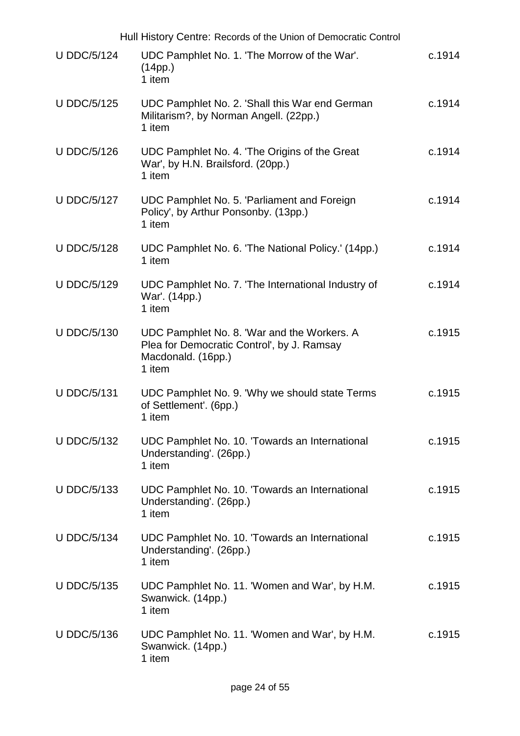| | | |
|---|---|---|
| U DDC/5/124 | UDC Pamphlet No. 1. 'The Morrow of the War'. (14pp.)<br>1 item | c.1914 |
| U DDC/5/125 | UDC Pamphlet No. 2. 'Shall this War end German Militarism?, by Norman Angell. (22pp.)<br>1 item | c.1914 |
| U DDC/5/126 | UDC Pamphlet No. 4. 'The Origins of the Great War', by H.N. Brailsford. (20pp.)<br>1 item | c.1914 |
| U DDC/5/127 | UDC Pamphlet No. 5. 'Parliament and Foreign Policy', by Arthur Ponsonby. (13pp.)<br>1 item | c.1914 |
| U DDC/5/128 | UDC Pamphlet No. 6. 'The National Policy.' (14pp.)<br>1 item | c.1914 |
| U DDC/5/129 | UDC Pamphlet No. 7. 'The International Industry of War'. (14pp.)<br>1 item | c.1914 |
| U DDC/5/130 | UDC Pamphlet No. 8. 'War and the Workers. A Plea for Democratic Control', by J. Ramsay Macdonald. (16pp.)<br>1 item | c.1915 |
| U DDC/5/131 | UDC Pamphlet No. 9. 'Why we should state Terms of Settlement'. (6pp.)<br>1 item | c.1915 |
| U DDC/5/132 | UDC Pamphlet No. 10. 'Towards an International Understanding'. (26pp.)<br>1 item | c.1915 |
| U DDC/5/133 | UDC Pamphlet No. 10. 'Towards an International Understanding'. (26pp.)<br>1 item | c.1915 |
| U DDC/5/134 | UDC Pamphlet No. 10. 'Towards an International Understanding'. (26pp.)<br>1 item | c.1915 |
| U DDC/5/135 | UDC Pamphlet No. 11. 'Women and War', by H.M. Swanwick. (14pp.)<br>1 item | c.1915 |
| U DDC/5/136 | UDC Pamphlet No. 11. 'Women and War', by H.M. Swanwick. (14pp.)<br>1 item | c.1915 |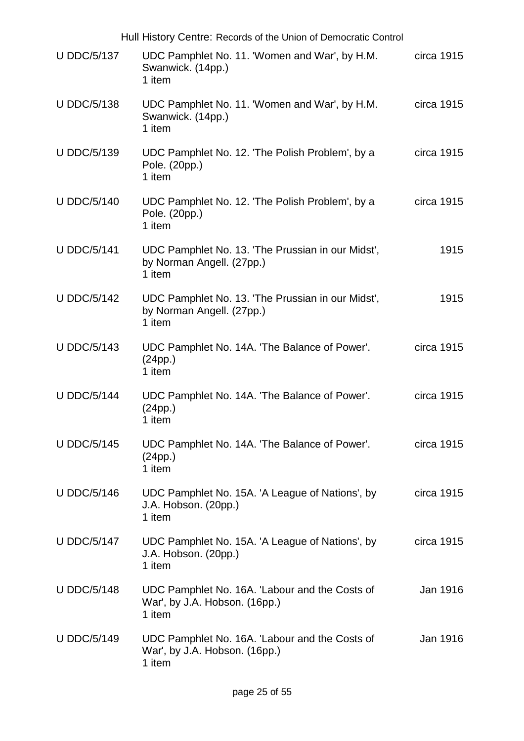| | | |
|---|---|---|
| U DDC/5/137 | UDC Pamphlet No. 11. 'Women and War', by H.M. Swanwick. (14pp.)<br>1 item | circa 1915 |
| U DDC/5/138 | UDC Pamphlet No. 11. 'Women and War', by H.M. Swanwick. (14pp.)<br>1 item | circa 1915 |
| U DDC/5/139 | UDC Pamphlet No. 12. 'The Polish Problem', by a Pole. (20pp.)<br>1 item | circa 1915 |
| U DDC/5/140 | UDC Pamphlet No. 12. 'The Polish Problem', by a Pole. (20pp.)<br>1 item | circa 1915 |
| U DDC/5/141 | UDC Pamphlet No. 13. 'The Prussian in our Midst', by Norman Angell. (27pp.)<br>1 item | 1915 |
| U DDC/5/142 | UDC Pamphlet No. 13. 'The Prussian in our Midst', by Norman Angell. (27pp.)<br>1 item | 1915 |
| U DDC/5/143 | UDC Pamphlet No. 14A. 'The Balance of Power'. (24pp.)<br>1 item | circa 1915 |
| U DDC/5/144 | UDC Pamphlet No. 14A. 'The Balance of Power'. (24pp.)<br>1 item | circa 1915 |
| U DDC/5/145 | UDC Pamphlet No. 14A. 'The Balance of Power'. (24pp.)<br>1 item | circa 1915 |
| U DDC/5/146 | UDC Pamphlet No. 15A. 'A League of Nations', by J.A. Hobson. (20pp.)<br>1 item | circa 1915 |
| U DDC/5/147 | UDC Pamphlet No. 15A. 'A League of Nations', by J.A. Hobson. (20pp.)<br>1 item | circa 1915 |
| U DDC/5/148 | UDC Pamphlet No. 16A. 'Labour and the Costs of War', by J.A. Hobson. (16pp.)<br>1 item | Jan 1916 |
| U DDC/5/149 | UDC Pamphlet No. 16A. 'Labour and the Costs of War', by J.A. Hobson. (16pp.)<br>1 item | Jan 1916 |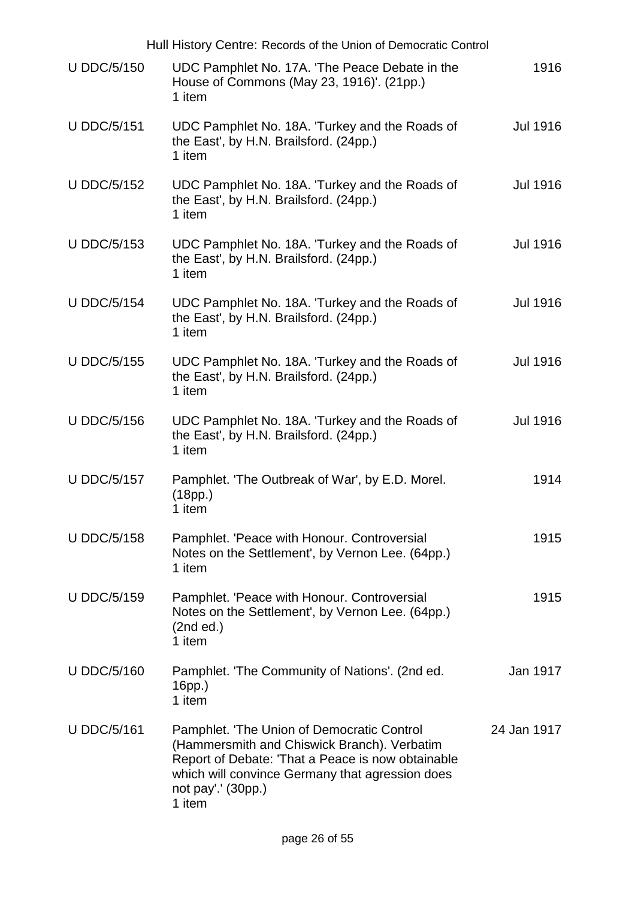| U DDC/5/150 | UDC Pamphlet No. 17A. 'The Peace Debate in the House of Commons (May 23, 1916)'. (21pp.)<br>1 item | 1916 |
|---|---|---|
| U DDC/5/151 | UDC Pamphlet No. 18A. 'Turkey and the Roads of the East', by H.N. Brailsford. (24pp.)<br>1 item | Jul 1916 |
| U DDC/5/152 | UDC Pamphlet No. 18A. 'Turkey and the Roads of the East', by H.N. Brailsford. (24pp.)<br>1 item | Jul 1916 |
| U DDC/5/153 | UDC Pamphlet No. 18A. 'Turkey and the Roads of the East', by H.N. Brailsford. (24pp.)<br>1 item | Jul 1916 |
| U DDC/5/154 | UDC Pamphlet No. 18A. 'Turkey and the Roads of the East', by H.N. Brailsford. (24pp.)<br>1 item | Jul 1916 |
| U DDC/5/155 | UDC Pamphlet No. 18A. 'Turkey and the Roads of the East', by H.N. Brailsford. (24pp.)<br>1 item | Jul 1916 |
| U DDC/5/156 | UDC Pamphlet No. 18A. 'Turkey and the Roads of the East', by H.N. Brailsford. (24pp.)<br>1 item | Jul 1916 |
| U DDC/5/157 | Pamphlet. 'The Outbreak of War', by E.D. Morel. (18pp.)<br>1 item | 1914 |
| U DDC/5/158 | Pamphlet. 'Peace with Honour. Controversial Notes on the Settlement', by Vernon Lee. (64pp.)<br>1 item | 1915 |
| U DDC/5/159 | Pamphlet. 'Peace with Honour. Controversial Notes on the Settlement', by Vernon Lee. (64pp.) (2nd ed.)<br>1 item | 1915 |
| U DDC/5/160 | Pamphlet. 'The Community of Nations'. (2nd ed. 16pp.)<br>1 item | Jan 1917 |
| U DDC/5/161 | Pamphlet. 'The Union of Democratic Control (Hammersmith and Chiswick Branch). Verbatim Report of Debate: 'That a Peace is now obtainable which will convince Germany that agression does not pay'.' (30pp.)<br>1 item | 24 Jan 1917 |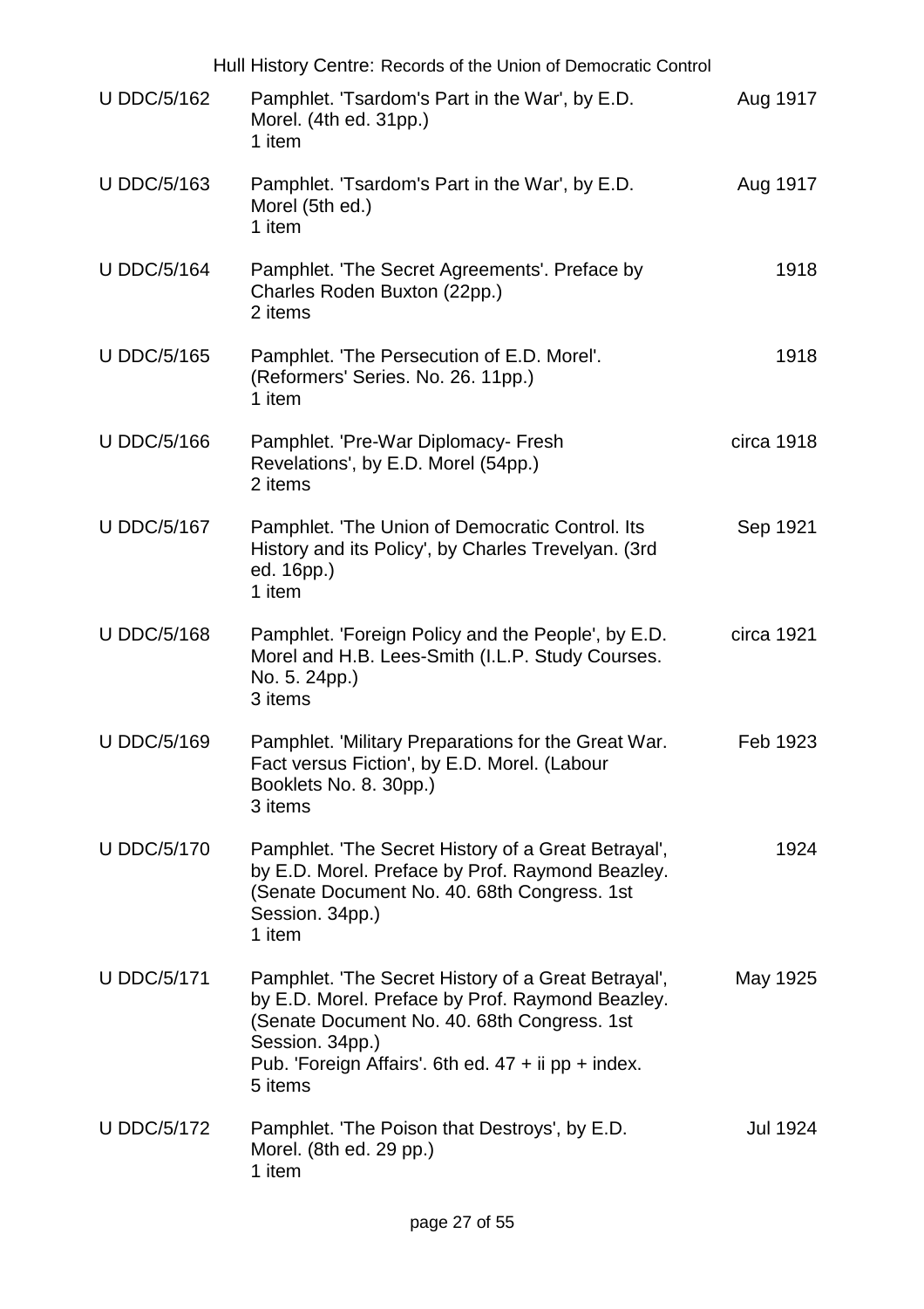| | | |
|---|---|---|
| U DDC/5/162 | Pamphlet. 'Tsardom's Part in the War', by E.D. Morel. (4th ed. 31pp.)<br>1 item | Aug 1917 |
| U DDC/5/163 | Pamphlet. 'Tsardom's Part in the War', by E.D. Morel (5th ed.)<br>1 item | Aug 1917 |
| U DDC/5/164 | Pamphlet. 'The Secret Agreements'. Preface by Charles Roden Buxton (22pp.)<br>2 items | 1918 |
| U DDC/5/165 | Pamphlet. 'The Persecution of E.D. Morel'. (Reformers' Series. No. 26. 11pp.)<br>1 item | 1918 |
| U DDC/5/166 | Pamphlet. 'Pre-War Diplomacy- Fresh Revelations', by E.D. Morel (54pp.)<br>2 items | circa 1918 |
| U DDC/5/167 | Pamphlet. 'The Union of Democratic Control. Its History and its Policy', by Charles Trevelyan. (3rd ed. 16pp.)<br>1 item | Sep 1921 |
| U DDC/5/168 | Pamphlet. 'Foreign Policy and the People', by E.D. Morel and H.B. Lees-Smith (I.L.P. Study Courses. No. 5. 24pp.)<br>3 items | circa 1921 |
| U DDC/5/169 | Pamphlet. 'Military Preparations for the Great War. Fact versus Fiction', by E.D. Morel. (Labour Booklets No. 8. 30pp.)<br>3 items | Feb 1923 |
| U DDC/5/170 | Pamphlet. 'The Secret History of a Great Betrayal', by E.D. Morel. Preface by Prof. Raymond Beazley. (Senate Document No. 40. 68th Congress. 1st Session. 34pp.)<br>1 item | 1924 |
| U DDC/5/171 | Pamphlet. 'The Secret History of a Great Betrayal', by E.D. Morel. Preface by Prof. Raymond Beazley. (Senate Document No. 40. 68th Congress. 1st Session. 34pp.)<br>Pub. 'Foreign Affairs'. 6th ed. 47 + ii pp + index.<br>5 items | May 1925 |
| U DDC/5/172 | Pamphlet. 'The Poison that Destroys', by E.D. Morel. (8th ed. 29 pp.)<br>1 item | Jul 1924 |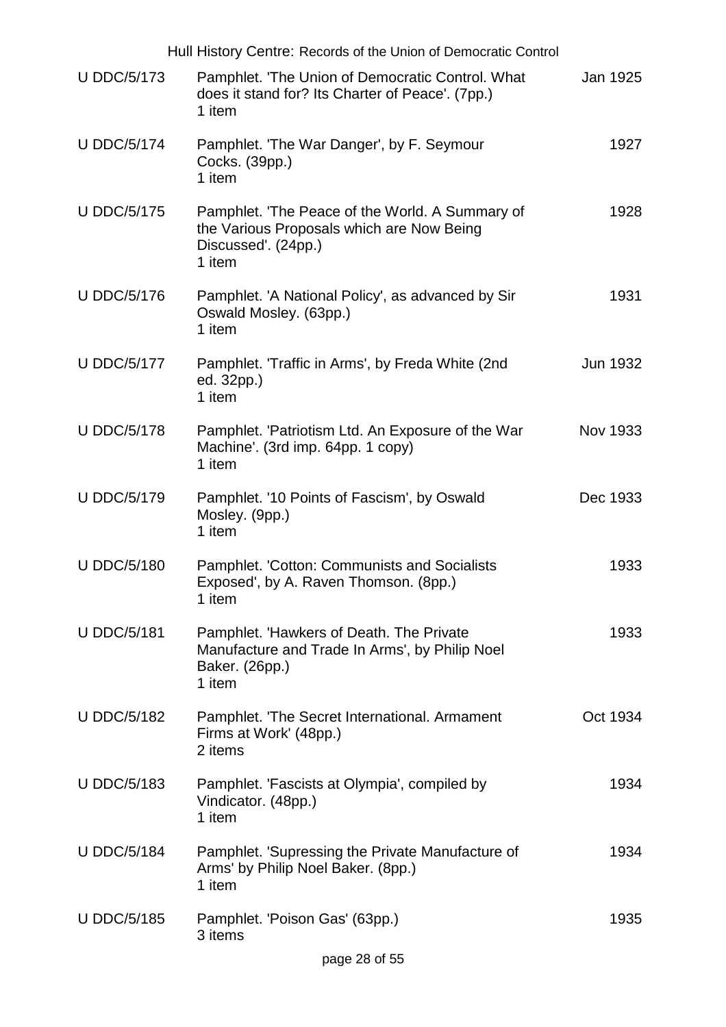| Reference | Description | Date |
|---|---|---|
| U DDC/5/173 | Pamphlet. 'The Union of Democratic Control. What does it stand for? Its Charter of Peace'. (7pp.)<br>1 item | Jan 1925 |
| U DDC/5/174 | Pamphlet. 'The War Danger', by F. Seymour Cocks. (39pp.)<br>1 item | 1927 |
| U DDC/5/175 | Pamphlet. 'The Peace of the World. A Summary of the Various Proposals which are Now Being Discussed'. (24pp.)<br>1 item | 1928 |
| U DDC/5/176 | Pamphlet. 'A National Policy', as advanced by Sir Oswald Mosley. (63pp.)<br>1 item | 1931 |
| U DDC/5/177 | Pamphlet. 'Traffic in Arms', by Freda White (2nd ed. 32pp.)<br>1 item | Jun 1932 |
| U DDC/5/178 | Pamphlet. 'Patriotism Ltd. An Exposure of the War Machine'. (3rd imp. 64pp. 1 copy)<br>1 item | Nov 1933 |
| U DDC/5/179 | Pamphlet. '10 Points of Fascism', by Oswald Mosley. (9pp.)<br>1 item | Dec 1933 |
| U DDC/5/180 | Pamphlet. 'Cotton: Communists and Socialists Exposed', by A. Raven Thomson. (8pp.)<br>1 item | 1933 |
| U DDC/5/181 | Pamphlet. 'Hawkers of Death. The Private Manufacture and Trade In Arms', by Philip Noel Baker. (26pp.)<br>1 item | 1933 |
| U DDC/5/182 | Pamphlet. 'The Secret International. Armament Firms at Work' (48pp.)<br>2 items | Oct 1934 |
| U DDC/5/183 | Pamphlet. 'Fascists at Olympia', compiled by Vindicator. (48pp.)<br>1 item | 1934 |
| U DDC/5/184 | Pamphlet. 'Supressing the Private Manufacture of Arms' by Philip Noel Baker. (8pp.)<br>1 item | 1934 |
| U DDC/5/185 | Pamphlet. 'Poison Gas' (63pp.)<br>3 items | 1935 |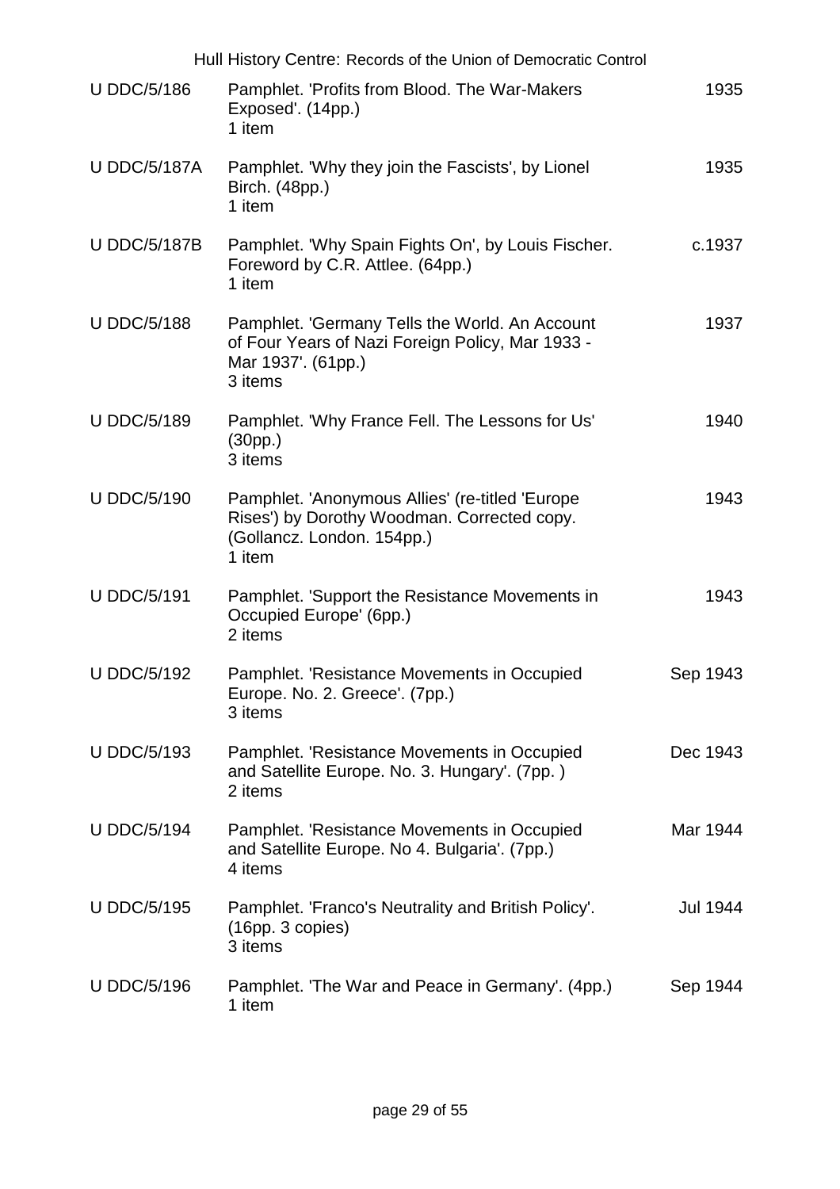| Reference | Description | Date |
| --- | --- | --- |
| U DDC/5/186 | Pamphlet. 'Profits from Blood. The War-Makers Exposed'. (14pp.)<br>1 item | 1935 |
| U DDC/5/187A | Pamphlet. 'Why they join the Fascists', by Lionel Birch. (48pp.)<br>1 item | 1935 |
| U DDC/5/187B | Pamphlet. 'Why Spain Fights On', by Louis Fischer. Foreword by C.R. Attlee. (64pp.)<br>1 item | c.1937 |
| U DDC/5/188 | Pamphlet. 'Germany Tells the World. An Account of Four Years of Nazi Foreign Policy, Mar 1933 - Mar 1937'. (61pp.)<br>3 items | 1937 |
| U DDC/5/189 | Pamphlet. 'Why France Fell. The Lessons for Us' (30pp.)<br>3 items | 1940 |
| U DDC/5/190 | Pamphlet. 'Anonymous Allies' (re-titled 'Europe Rises') by Dorothy Woodman. Corrected copy. (Gollancz. London. 154pp.)<br>1 item | 1943 |
| U DDC/5/191 | Pamphlet. 'Support the Resistance Movements in Occupied Europe' (6pp.)<br>2 items | 1943 |
| U DDC/5/192 | Pamphlet. 'Resistance Movements in Occupied Europe. No. 2. Greece'. (7pp.)<br>3 items | Sep 1943 |
| U DDC/5/193 | Pamphlet. 'Resistance Movements in Occupied and Satellite Europe. No. 3. Hungary'. (7pp. )<br>2 items | Dec 1943 |
| U DDC/5/194 | Pamphlet. 'Resistance Movements in Occupied and Satellite Europe. No 4. Bulgaria'. (7pp.)<br>4 items | Mar 1944 |
| U DDC/5/195 | Pamphlet. 'Franco's Neutrality and British Policy'. (16pp. 3 copies)<br>3 items | Jul 1944 |
| U DDC/5/196 | Pamphlet. 'The War and Peace in Germany'. (4pp.)<br>1 item | Sep 1944 |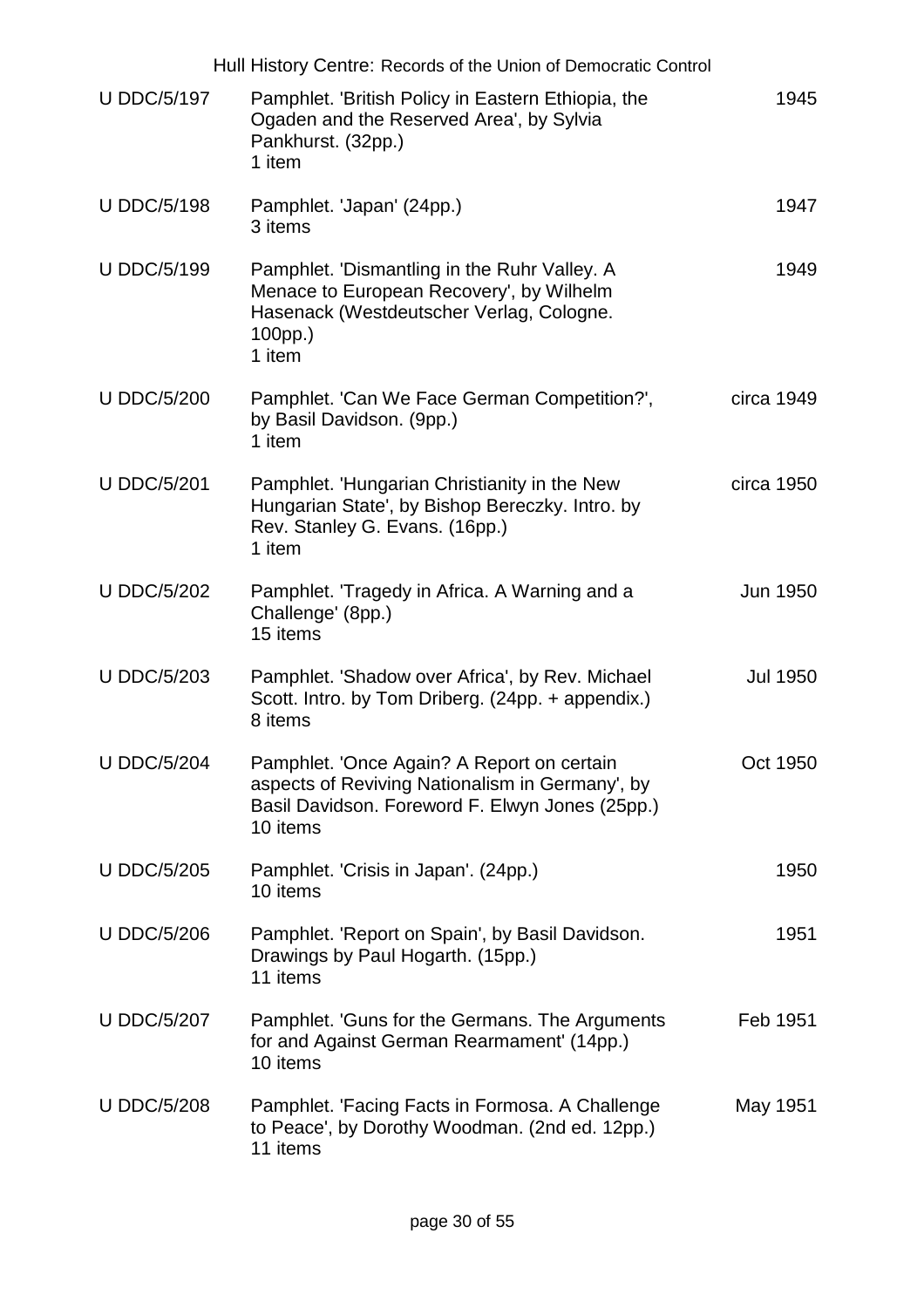| Reference | Description | Date |
|---|---|---|
| U DDC/5/197 | Pamphlet. 'British Policy in Eastern Ethiopia, the Ogaden and the Reserved Area', by Sylvia Pankhurst. (32pp.)<br>1 item | 1945 |
| U DDC/5/198 | Pamphlet. 'Japan' (24pp.)<br>3 items | 1947 |
| U DDC/5/199 | Pamphlet. 'Dismantling in the Ruhr Valley. A Menace to European Recovery', by Wilhelm Hasenack (Westdeutscher Verlag, Cologne. 100pp.)<br>1 item | 1949 |
| U DDC/5/200 | Pamphlet. 'Can We Face German Competition?', by Basil Davidson. (9pp.)<br>1 item | circa 1949 |
| U DDC/5/201 | Pamphlet. 'Hungarian Christianity in the New Hungarian State', by Bishop Bereczky. Intro. by Rev. Stanley G. Evans. (16pp.)<br>1 item | circa 1950 |
| U DDC/5/202 | Pamphlet. 'Tragedy in Africa. A Warning and a Challenge' (8pp.)<br>15 items | Jun 1950 |
| U DDC/5/203 | Pamphlet. 'Shadow over Africa', by Rev. Michael Scott. Intro. by Tom Driberg. (24pp. + appendix.)<br>8 items | Jul 1950 |
| U DDC/5/204 | Pamphlet. 'Once Again? A Report on certain aspects of Reviving Nationalism in Germany', by Basil Davidson. Foreword F. Elwyn Jones (25pp.)<br>10 items | Oct 1950 |
| U DDC/5/205 | Pamphlet. 'Crisis in Japan'. (24pp.)<br>10 items | 1950 |
| U DDC/5/206 | Pamphlet. 'Report on Spain', by Basil Davidson. Drawings by Paul Hogarth. (15pp.)<br>11 items | 1951 |
| U DDC/5/207 | Pamphlet. 'Guns for the Germans. The Arguments for and Against German Rearmament' (14pp.)<br>10 items | Feb 1951 |
| U DDC/5/208 | Pamphlet. 'Facing Facts in Formosa. A Challenge to Peace', by Dorothy Woodman. (2nd ed. 12pp.)<br>11 items | May 1951 |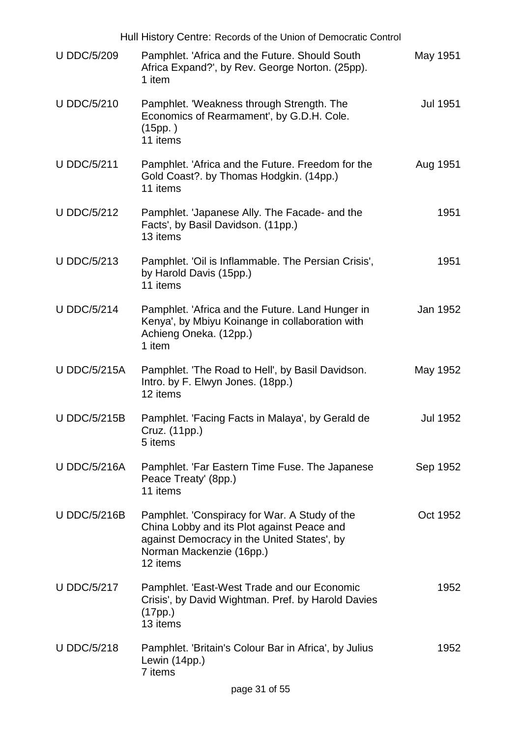| Reference | Description | Date |
|---|---|---|
| U DDC/5/209 | Pamphlet. 'Africa and the Future. Should South Africa Expand?', by Rev. George Norton. (25pp). 1 item | May 1951 |
| U DDC/5/210 | Pamphlet. 'Weakness through Strength. The Economics of Rearmament', by G.D.H. Cole. (15pp. ) 11 items | Jul 1951 |
| U DDC/5/211 | Pamphlet. 'Africa and the Future. Freedom for the Gold Coast?. by Thomas Hodgkin. (14pp.) 11 items | Aug 1951 |
| U DDC/5/212 | Pamphlet. 'Japanese Ally. The Facade- and the Facts', by Basil Davidson. (11pp.) 13 items | 1951 |
| U DDC/5/213 | Pamphlet. 'Oil is Inflammable. The Persian Crisis', by Harold Davis (15pp.) 11 items | 1951 |
| U DDC/5/214 | Pamphlet. 'Africa and the Future. Land Hunger in Kenya', by Mbiyu Koinange in collaboration with Achieng Oneka. (12pp.) 1 item | Jan 1952 |
| U DDC/5/215A | Pamphlet. 'The Road to Hell', by Basil Davidson. Intro. by F. Elwyn Jones. (18pp.) 12 items | May 1952 |
| U DDC/5/215B | Pamphlet. 'Facing Facts in Malaya', by Gerald de Cruz. (11pp.) 5 items | Jul 1952 |
| U DDC/5/216A | Pamphlet. 'Far Eastern Time Fuse. The Japanese Peace Treaty' (8pp.) 11 items | Sep 1952 |
| U DDC/5/216B | Pamphlet. 'Conspiracy for War. A Study of the China Lobby and its Plot against Peace and against Democracy in the United States', by Norman Mackenzie (16pp.) 12 items | Oct 1952 |
| U DDC/5/217 | Pamphlet. 'East-West Trade and our Economic Crisis', by David Wightman. Pref. by Harold Davies (17pp.) 13 items | 1952 |
| U DDC/5/218 | Pamphlet. 'Britain's Colour Bar in Africa', by Julius Lewin (14pp.) 7 items | 1952 |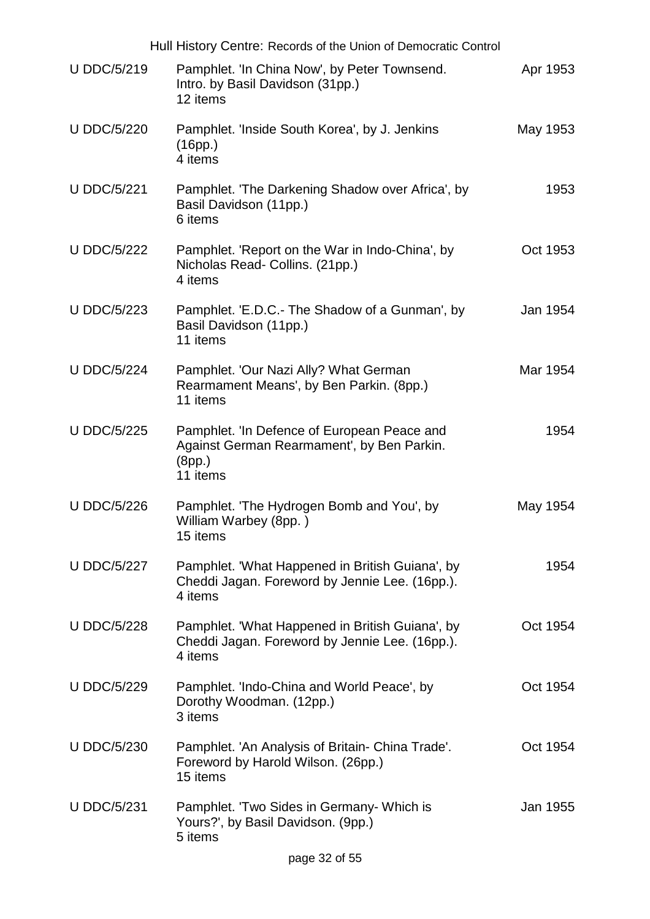| | | |
|---|---|---|
| U DDC/5/219 | Pamphlet. 'In China Now', by Peter Townsend. Intro. by Basil Davidson (31pp.)<br>12 items | Apr 1953 |
| U DDC/5/220 | Pamphlet. 'Inside South Korea', by J. Jenkins (16pp.)<br>4 items | May 1953 |
| U DDC/5/221 | Pamphlet. 'The Darkening Shadow over Africa', by Basil Davidson (11pp.)<br>6 items | 1953 |
| U DDC/5/222 | Pamphlet. 'Report on the War in Indo-China', by Nicholas Read- Collins. (21pp.)<br>4 items | Oct 1953 |
| U DDC/5/223 | Pamphlet. 'E.D.C.- The Shadow of a Gunman', by Basil Davidson (11pp.)<br>11 items | Jan 1954 |
| U DDC/5/224 | Pamphlet. 'Our Nazi Ally? What German Rearmament Means', by Ben Parkin. (8pp.)<br>11 items | Mar 1954 |
| U DDC/5/225 | Pamphlet. 'In Defence of European Peace and Against German Rearmament', by Ben Parkin. (8pp.)<br>11 items | 1954 |
| U DDC/5/226 | Pamphlet. 'The Hydrogen Bomb and You', by William Warbey (8pp. )<br>15 items | May 1954 |
| U DDC/5/227 | Pamphlet. 'What Happened in British Guiana', by Cheddi Jagan. Foreword by Jennie Lee. (16pp.).<br>4 items | 1954 |
| U DDC/5/228 | Pamphlet. 'What Happened in British Guiana', by Cheddi Jagan. Foreword by Jennie Lee. (16pp.).<br>4 items | Oct 1954 |
| U DDC/5/229 | Pamphlet. 'Indo-China and World Peace', by Dorothy Woodman. (12pp.)<br>3 items | Oct 1954 |
| U DDC/5/230 | Pamphlet. 'An Analysis of Britain- China Trade'. Foreword by Harold Wilson. (26pp.)<br>15 items | Oct 1954 |
| U DDC/5/231 | Pamphlet. 'Two Sides in Germany- Which is Yours?', by Basil Davidson. (9pp.)<br>5 items | Jan 1955 |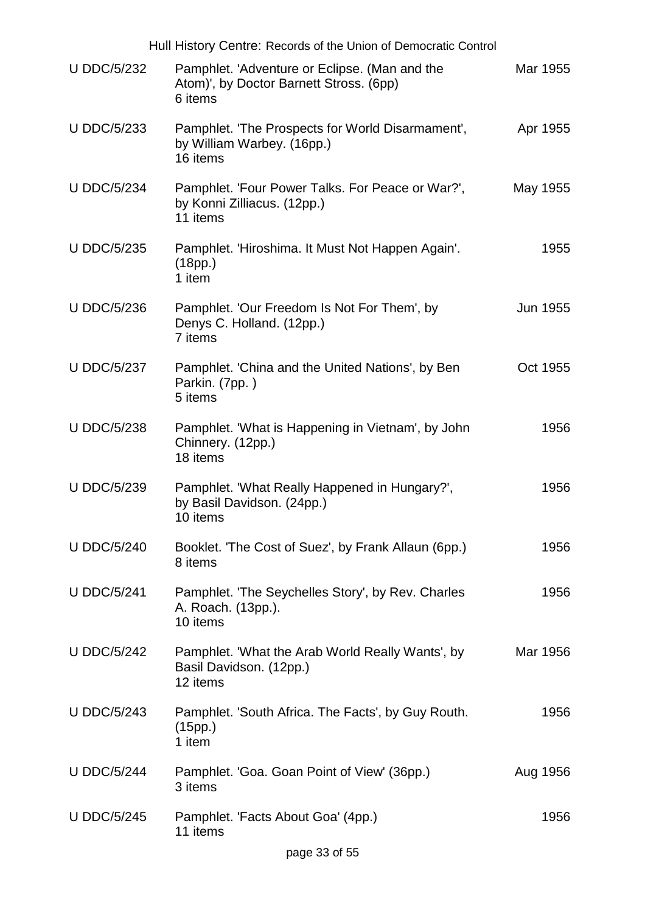| Reference | Description | Date |
| --- | --- | --- |
| U DDC/5/232 | Pamphlet. 'Adventure or Eclipse. (Man and the Atom)', by Doctor Barnett Stross. (6pp)<br>6 items | Mar 1955 |
| U DDC/5/233 | Pamphlet. 'The Prospects for World Disarmament', by William Warbey. (16pp.)<br>16 items | Apr 1955 |
| U DDC/5/234 | Pamphlet. 'Four Power Talks. For Peace or War?', by Konni Zilliacus. (12pp.)<br>11 items | May 1955 |
| U DDC/5/235 | Pamphlet. 'Hiroshima. It Must Not Happen Again'. (18pp.)<br>1 item | 1955 |
| U DDC/5/236 | Pamphlet. 'Our Freedom Is Not For Them', by Denys C. Holland. (12pp.)<br>7 items | Jun 1955 |
| U DDC/5/237 | Pamphlet. 'China and the United Nations', by Ben Parkin. (7pp. )<br>5 items | Oct 1955 |
| U DDC/5/238 | Pamphlet. 'What is Happening in Vietnam', by John Chinnery. (12pp.)<br>18 items | 1956 |
| U DDC/5/239 | Pamphlet. 'What Really Happened in Hungary?', by Basil Davidson. (24pp.)<br>10 items | 1956 |
| U DDC/5/240 | Booklet. 'The Cost of Suez', by Frank Allaun (6pp.)<br>8 items | 1956 |
| U DDC/5/241 | Pamphlet. 'The Seychelles Story', by Rev. Charles A. Roach. (13pp.).<br>10 items | 1956 |
| U DDC/5/242 | Pamphlet. 'What the Arab World Really Wants', by Basil Davidson. (12pp.)<br>12 items | Mar 1956 |
| U DDC/5/243 | Pamphlet. 'South Africa. The Facts', by Guy Routh. (15pp.)<br>1 item | 1956 |
| U DDC/5/244 | Pamphlet. 'Goa. Goan Point of View' (36pp.)<br>3 items | Aug 1956 |
| U DDC/5/245 | Pamphlet. 'Facts About Goa' (4pp.)<br>11 items | 1956 |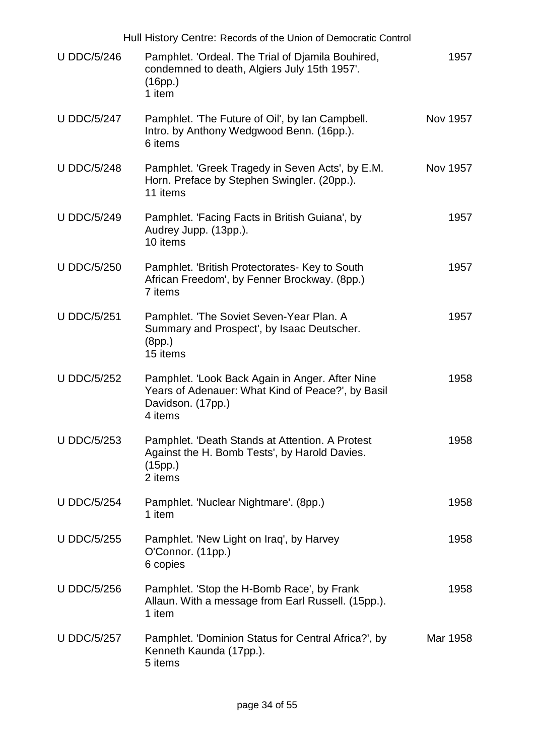| Reference | Description | Date |
| --- | --- | --- |
| U DDC/5/246 | Pamphlet. 'Ordeal. The Trial of Djamila Bouhired, condemned to death, Algiers July 15th 1957'. (16pp.)<br>1 item | 1957 |
| U DDC/5/247 | Pamphlet. 'The Future of Oil', by Ian Campbell. Intro. by Anthony Wedgwood Benn. (16pp.).<br>6 items | Nov 1957 |
| U DDC/5/248 | Pamphlet. 'Greek Tragedy in Seven Acts', by E.M. Horn. Preface by Stephen Swingler. (20pp.).<br>11 items | Nov 1957 |
| U DDC/5/249 | Pamphlet. 'Facing Facts in British Guiana', by Audrey Jupp. (13pp.).<br>10 items | 1957 |
| U DDC/5/250 | Pamphlet. 'British Protectorates- Key to South African Freedom', by Fenner Brockway. (8pp.)<br>7 items | 1957 |
| U DDC/5/251 | Pamphlet. 'The Soviet Seven-Year Plan. A Summary and Prospect', by Isaac Deutscher. (8pp.)<br>15 items | 1957 |
| U DDC/5/252 | Pamphlet. 'Look Back Again in Anger. After Nine Years of Adenauer: What Kind of Peace?', by Basil Davidson. (17pp.)<br>4 items | 1958 |
| U DDC/5/253 | Pamphlet. 'Death Stands at Attention. A Protest Against the H. Bomb Tests', by Harold Davies. (15pp.)<br>2 items | 1958 |
| U DDC/5/254 | Pamphlet. 'Nuclear Nightmare'. (8pp.)<br>1 item | 1958 |
| U DDC/5/255 | Pamphlet. 'New Light on Iraq', by Harvey O'Connor. (11pp.)<br>6 copies | 1958 |
| U DDC/5/256 | Pamphlet. 'Stop the H-Bomb Race', by Frank Allaun. With a message from Earl Russell. (15pp.).<br>1 item | 1958 |
| U DDC/5/257 | Pamphlet. 'Dominion Status for Central Africa?', by Kenneth Kaunda (17pp.).<br>5 items | Mar 1958 |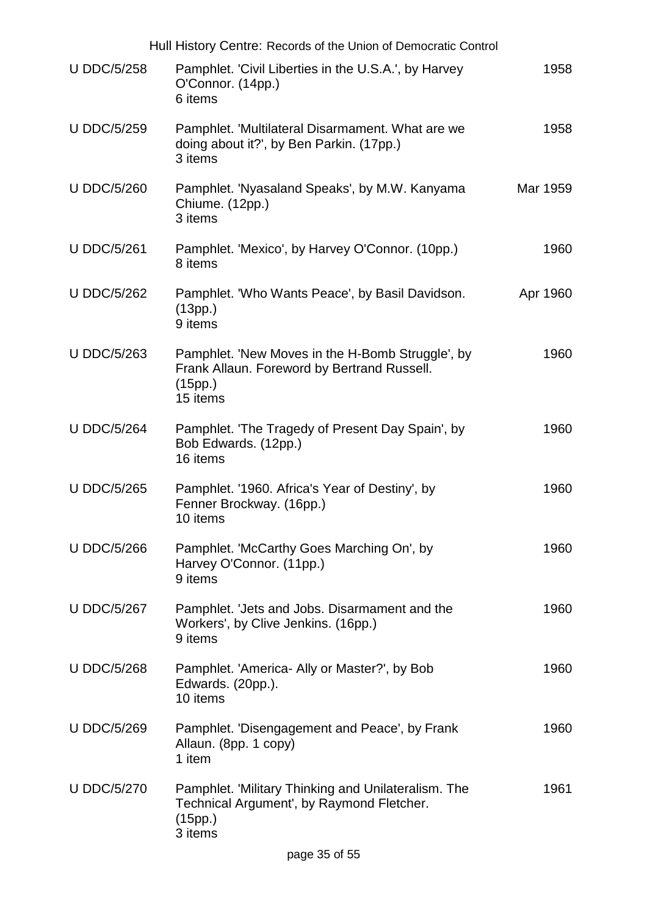| U DDC/5/258 | Pamphlet. 'Civil Liberties in the U.S.A.', by Harvey O'Connor. (14pp.)<br>6 items | 1958 |
|---|---|---|
| U DDC/5/259 | Pamphlet. 'Multilateral Disarmament. What are we doing about it?', by Ben Parkin. (17pp.)<br>3 items | 1958 |
| U DDC/5/260 | Pamphlet. 'Nyasaland Speaks', by M.W. Kanyama Chiume. (12pp.)<br>3 items | Mar 1959 |
| U DDC/5/261 | Pamphlet. 'Mexico', by Harvey O'Connor. (10pp.)<br>8 items | 1960 |
| U DDC/5/262 | Pamphlet. 'Who Wants Peace', by Basil Davidson. (13pp.)<br>9 items | Apr 1960 |
| U DDC/5/263 | Pamphlet. 'New Moves in the H-Bomb Struggle', by Frank Allaun. Foreword by Bertrand Russell. (15pp.)<br>15 items | 1960 |
| U DDC/5/264 | Pamphlet. 'The Tragedy of Present Day Spain', by Bob Edwards. (12pp.)<br>16 items | 1960 |
| U DDC/5/265 | Pamphlet. '1960. Africa's Year of Destiny', by Fenner Brockway. (16pp.)<br>10 items | 1960 |
| U DDC/5/266 | Pamphlet. 'McCarthy Goes Marching On', by Harvey O'Connor. (11pp.)<br>9 items | 1960 |
| U DDC/5/267 | Pamphlet. 'Jets and Jobs. Disarmament and the Workers', by Clive Jenkins. (16pp.)<br>9 items | 1960 |
| U DDC/5/268 | Pamphlet. 'America- Ally or Master?', by Bob Edwards. (20pp.).<br>10 items | 1960 |
| U DDC/5/269 | Pamphlet. 'Disengagement and Peace', by Frank Allaun. (8pp. 1 copy)<br>1 item | 1960 |
| U DDC/5/270 | Pamphlet. 'Military Thinking and Unilateralism. The Technical Argument', by Raymond Fletcher. (15pp.)<br>3 items | 1961 |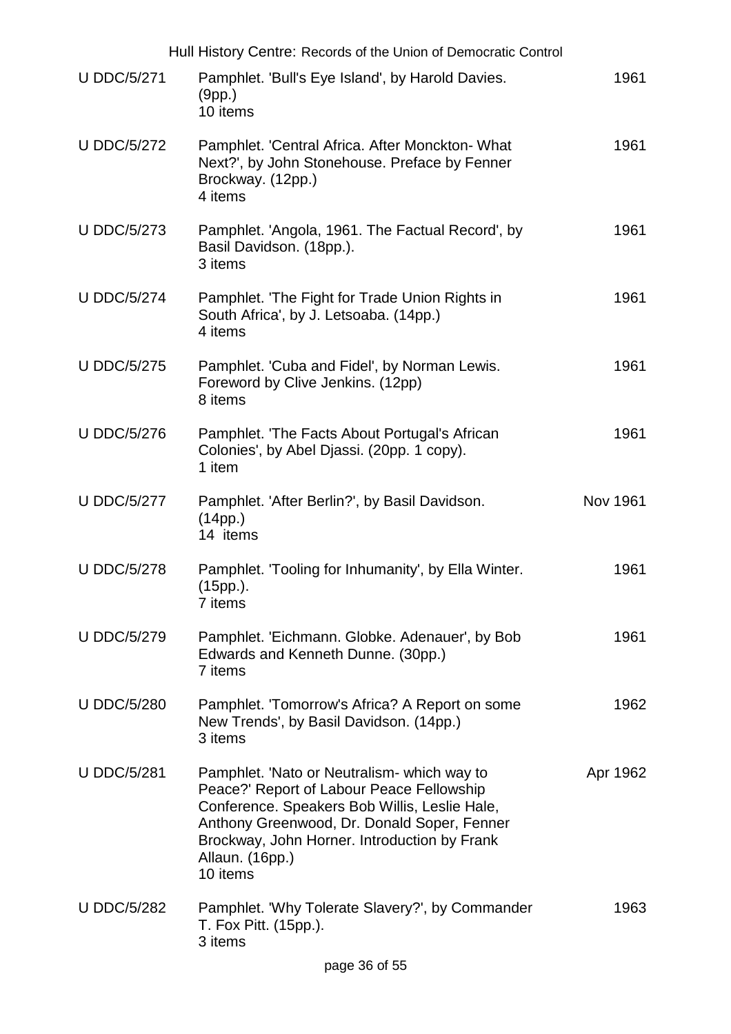| Reference | Description | Date |
|---|---|---|
| U DDC/5/271 | Pamphlet. 'Bull's Eye Island', by Harold Davies. (9pp.)<br>10 items | 1961 |
| U DDC/5/272 | Pamphlet. 'Central Africa. After Monckton- What Next?', by John Stonehouse. Preface by Fenner Brockway. (12pp.)<br>4 items | 1961 |
| U DDC/5/273 | Pamphlet. 'Angola, 1961. The Factual Record', by Basil Davidson. (18pp.).<br>3 items | 1961 |
| U DDC/5/274 | Pamphlet. 'The Fight for Trade Union Rights in South Africa', by J. Letsoaba. (14pp.)<br>4 items | 1961 |
| U DDC/5/275 | Pamphlet. 'Cuba and Fidel', by Norman Lewis. Foreword by Clive Jenkins. (12pp)<br>8 items | 1961 |
| U DDC/5/276 | Pamphlet. 'The Facts About Portugal's African Colonies', by Abel Djassi. (20pp. 1 copy).<br>1 item | 1961 |
| U DDC/5/277 | Pamphlet. 'After Berlin?', by Basil Davidson. (14pp.)<br>14 items | Nov 1961 |
| U DDC/5/278 | Pamphlet. 'Tooling for Inhumanity', by Ella Winter. (15pp.).<br>7 items | 1961 |
| U DDC/5/279 | Pamphlet. 'Eichmann. Globke. Adenauer', by Bob Edwards and Kenneth Dunne. (30pp.)<br>7 items | 1961 |
| U DDC/5/280 | Pamphlet. 'Tomorrow's Africa? A Report on some New Trends', by Basil Davidson. (14pp.)<br>3 items | 1962 |
| U DDC/5/281 | Pamphlet. 'Nato or Neutralism- which way to Peace?' Report of Labour Peace Fellowship Conference. Speakers Bob Willis, Leslie Hale, Anthony Greenwood, Dr. Donald Soper, Fenner Brockway, John Horner. Introduction by Frank Allaun. (16pp.)<br>10 items | Apr 1962 |
| U DDC/5/282 | Pamphlet. 'Why Tolerate Slavery?', by Commander T. Fox Pitt. (15pp.).<br>3 items | 1963 |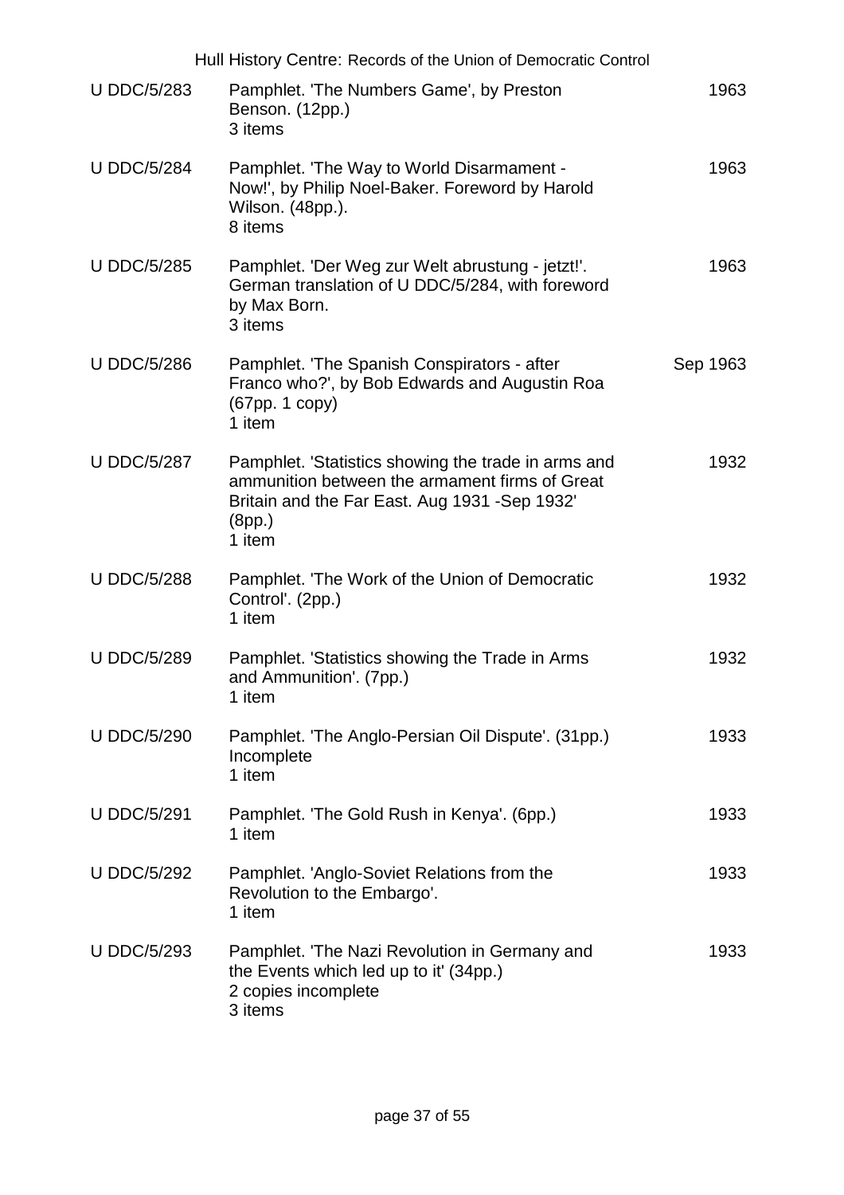| | | |
|---|---|---|
| U DDC/5/283 | Pamphlet. 'The Numbers Game', by Preston Benson. (12pp.)<br>3 items | 1963 |
| U DDC/5/284 | Pamphlet. 'The Way to World Disarmament - Now!', by Philip Noel-Baker. Foreword by Harold Wilson. (48pp.).<br>8 items | 1963 |
| U DDC/5/285 | Pamphlet. 'Der Weg zur Welt abrustung - jetzt!'. German translation of U DDC/5/284, with foreword by Max Born.<br>3 items | 1963 |
| U DDC/5/286 | Pamphlet. 'The Spanish Conspirators - after Franco who?', by Bob Edwards and Augustin Roa (67pp. 1 copy)<br>1 item | Sep 1963 |
| U DDC/5/287 | Pamphlet. 'Statistics showing the trade in arms and ammunition between the armament firms of Great Britain and the Far East. Aug 1931 -Sep 1932' (8pp.)<br>1 item | 1932 |
| U DDC/5/288 | Pamphlet. 'The Work of the Union of Democratic Control'. (2pp.)<br>1 item | 1932 |
| U DDC/5/289 | Pamphlet. 'Statistics showing the Trade in Arms and Ammunition'. (7pp.)<br>1 item | 1932 |
| U DDC/5/290 | Pamphlet. 'The Anglo-Persian Oil Dispute'. (31pp.)<br>Incomplete<br>1 item | 1933 |
| U DDC/5/291 | Pamphlet. 'The Gold Rush in Kenya'. (6pp.)<br>1 item | 1933 |
| U DDC/5/292 | Pamphlet. 'Anglo-Soviet Relations from the Revolution to the Embargo'.<br>1 item | 1933 |
| U DDC/5/293 | Pamphlet. 'The Nazi Revolution in Germany and the Events which led up to it' (34pp.)<br>2 copies incomplete<br>3 items | 1933 |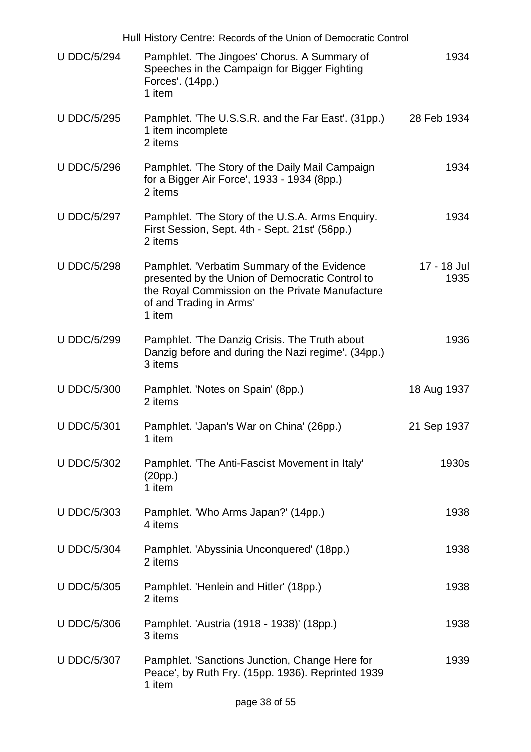| Reference | Description | Date |
|---|---|---|
| U DDC/5/294 | Pamphlet. 'The Jingoes' Chorus. A Summary of Speeches in the Campaign for Bigger Fighting Forces'. (14pp.)<br>1 item | 1934 |
| U DDC/5/295 | Pamphlet. 'The U.S.S.R. and the Far East'. (31pp.)<br>1 item incomplete<br>2 items | 28 Feb 1934 |
| U DDC/5/296 | Pamphlet. 'The Story of the Daily Mail Campaign for a Bigger Air Force', 1933 - 1934 (8pp.)<br>2 items | 1934 |
| U DDC/5/297 | Pamphlet. 'The Story of the U.S.A. Arms Enquiry. First Session, Sept. 4th - Sept. 21st' (56pp.)<br>2 items | 1934 |
| U DDC/5/298 | Pamphlet. 'Verbatim Summary of the Evidence presented by the Union of Democratic Control to the Royal Commission on the Private Manufacture of and Trading in Arms'<br>1 item | 17 - 18 Jul 1935 |
| U DDC/5/299 | Pamphlet. 'The Danzig Crisis. The Truth about Danzig before and during the Nazi regime'. (34pp.)<br>3 items | 1936 |
| U DDC/5/300 | Pamphlet. 'Notes on Spain' (8pp.)<br>2 items | 18 Aug 1937 |
| U DDC/5/301 | Pamphlet. 'Japan's War on China' (26pp.)<br>1 item | 21 Sep 1937 |
| U DDC/5/302 | Pamphlet. 'The Anti-Fascist Movement in Italy' (20pp.)<br>1 item | 1930s |
| U DDC/5/303 | Pamphlet. 'Who Arms Japan?' (14pp.)<br>4 items | 1938 |
| U DDC/5/304 | Pamphlet. 'Abyssinia Unconquered' (18pp.)<br>2 items | 1938 |
| U DDC/5/305 | Pamphlet. 'Henlein and Hitler' (18pp.)<br>2 items | 1938 |
| U DDC/5/306 | Pamphlet. 'Austria (1918 - 1938)' (18pp.)<br>3 items | 1938 |
| U DDC/5/307 | Pamphlet. 'Sanctions Junction, Change Here for Peace', by Ruth Fry. (15pp. 1936). Reprinted 1939<br>1 item | 1939 |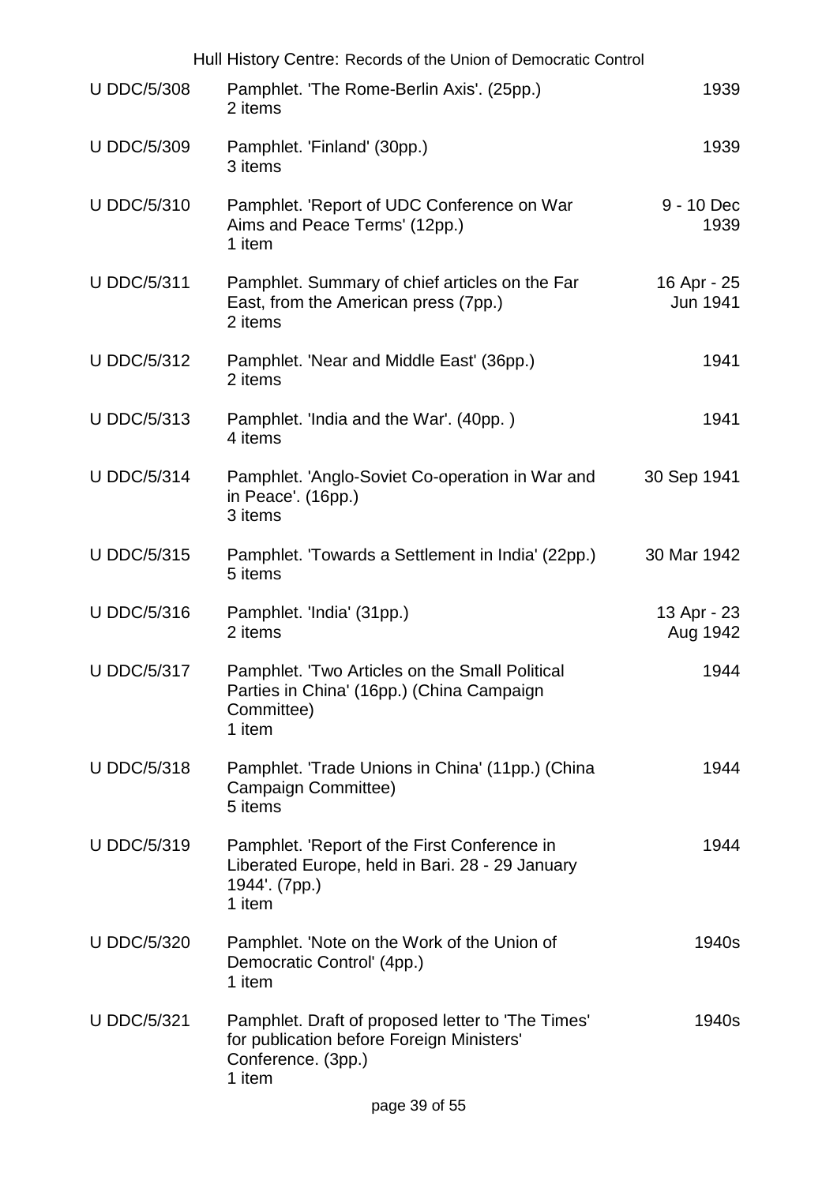| Reference | Description | Date |
|---|---|---|
| U DDC/5/308 | Pamphlet. 'The Rome-Berlin Axis'. (25pp.) 2 items | 1939 |
| U DDC/5/309 | Pamphlet. 'Finland' (30pp.) 3 items | 1939 |
| U DDC/5/310 | Pamphlet. 'Report of UDC Conference on War Aims and Peace Terms' (12pp.) 1 item | 9 - 10 Dec 1939 |
| U DDC/5/311 | Pamphlet. Summary of chief articles on the Far East, from the American press (7pp.) 2 items | 16 Apr - 25 Jun 1941 |
| U DDC/5/312 | Pamphlet. 'Near and Middle East' (36pp.) 2 items | 1941 |
| U DDC/5/313 | Pamphlet. 'India and the War'. (40pp. ) 4 items | 1941 |
| U DDC/5/314 | Pamphlet. 'Anglo-Soviet Co-operation in War and in Peace'. (16pp.) 3 items | 30 Sep 1941 |
| U DDC/5/315 | Pamphlet. 'Towards a Settlement in India' (22pp.) 5 items | 30 Mar 1942 |
| U DDC/5/316 | Pamphlet. 'India' (31pp.) 2 items | 13 Apr - 23 Aug 1942 |
| U DDC/5/317 | Pamphlet. 'Two Articles on the Small Political Parties in China' (16pp.) (China Campaign Committee) 1 item | 1944 |
| U DDC/5/318 | Pamphlet. 'Trade Unions in China' (11pp.) (China Campaign Committee) 5 items | 1944 |
| U DDC/5/319 | Pamphlet. 'Report of the First Conference in Liberated Europe, held in Bari. 28 - 29 January 1944'. (7pp.) 1 item | 1944 |
| U DDC/5/320 | Pamphlet. 'Note on the Work of the Union of Democratic Control' (4pp.) 1 item | 1940s |
| U DDC/5/321 | Pamphlet. Draft of proposed letter to 'The Times' for publication before Foreign Ministers' Conference. (3pp.) 1 item | 1940s |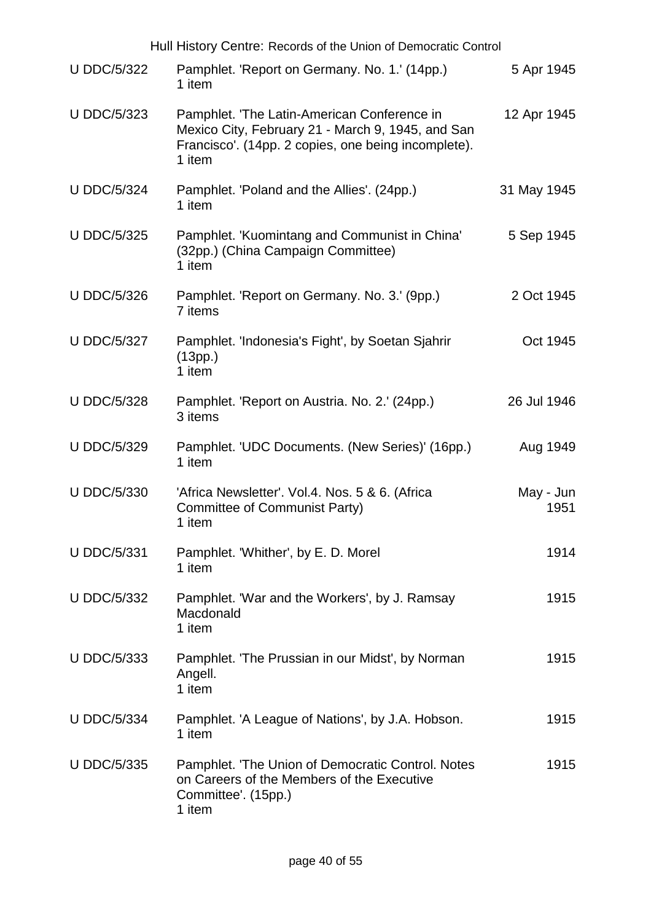| Reference | Description | Date |
| --- | --- | --- |
| U DDC/5/322 | Pamphlet. 'Report on Germany. No. 1.' (14pp.)<br>1 item | 5 Apr 1945 |
| U DDC/5/323 | Pamphlet. 'The Latin-American Conference in Mexico City, February 21 - March 9, 1945, and San Francisco'. (14pp. 2 copies, one being incomplete).<br>1 item | 12 Apr 1945 |
| U DDC/5/324 | Pamphlet. 'Poland and the Allies'. (24pp.)<br>1 item | 31 May 1945 |
| U DDC/5/325 | Pamphlet. 'Kuomintang and Communist in China' (32pp.) (China Campaign Committee)<br>1 item | 5 Sep 1945 |
| U DDC/5/326 | Pamphlet. 'Report on Germany. No. 3.' (9pp.)<br>7 items | 2 Oct 1945 |
| U DDC/5/327 | Pamphlet. 'Indonesia's Fight', by Soetan Sjahrir (13pp.)<br>1 item | Oct 1945 |
| U DDC/5/328 | Pamphlet. 'Report on Austria. No. 2.' (24pp.)<br>3 items | 26 Jul 1946 |
| U DDC/5/329 | Pamphlet. 'UDC Documents. (New Series)' (16pp.)<br>1 item | Aug 1949 |
| U DDC/5/330 | 'Africa Newsletter'. Vol.4. Nos. 5 & 6. (Africa Committee of Communist Party)<br>1 item | May - Jun 1951 |
| U DDC/5/331 | Pamphlet. 'Whither', by E. D. Morel<br>1 item | 1914 |
| U DDC/5/332 | Pamphlet. 'War and the Workers', by J. Ramsay Macdonald<br>1 item | 1915 |
| U DDC/5/333 | Pamphlet. 'The Prussian in our Midst', by Norman Angell.<br>1 item | 1915 |
| U DDC/5/334 | Pamphlet. 'A League of Nations', by J.A. Hobson.<br>1 item | 1915 |
| U DDC/5/335 | Pamphlet. 'The Union of Democratic Control. Notes on Careers of the Members of the Executive Committee'. (15pp.)<br>1 item | 1915 |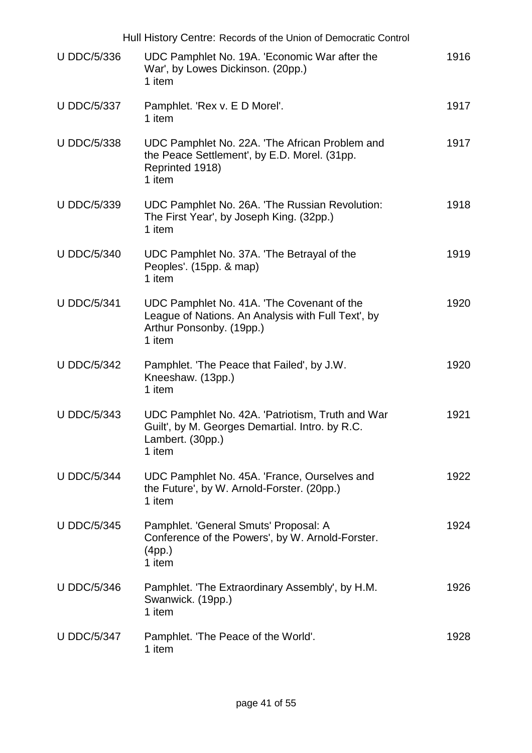| | | |
|---|---|---|
| U DDC/5/336 | UDC Pamphlet No. 19A. 'Economic War after the War', by Lowes Dickinson. (20pp.)<br>1 item | 1916 |
| U DDC/5/337 | Pamphlet. 'Rex v. E D Morel'.<br>1 item | 1917 |
| U DDC/5/338 | UDC Pamphlet No. 22A. 'The African Problem and the Peace Settlement', by E.D. Morel. (31pp. Reprinted 1918)<br>1 item | 1917 |
| U DDC/5/339 | UDC Pamphlet No. 26A. 'The Russian Revolution: The First Year', by Joseph King. (32pp.)<br>1 item | 1918 |
| U DDC/5/340 | UDC Pamphlet No. 37A. 'The Betrayal of the Peoples'. (15pp. & map)<br>1 item | 1919 |
| U DDC/5/341 | UDC Pamphlet No. 41A. 'The Covenant of the League of Nations. An Analysis with Full Text', by Arthur Ponsonby. (19pp.)<br>1 item | 1920 |
| U DDC/5/342 | Pamphlet. 'The Peace that Failed', by J.W. Kneeshaw. (13pp.)<br>1 item | 1920 |
| U DDC/5/343 | UDC Pamphlet No. 42A. 'Patriotism, Truth and War Guilt', by M. Georges Demartial. Intro. by R.C. Lambert. (30pp.)<br>1 item | 1921 |
| U DDC/5/344 | UDC Pamphlet No. 45A. 'France, Ourselves and the Future', by W. Arnold-Forster. (20pp.)<br>1 item | 1922 |
| U DDC/5/345 | Pamphlet. 'General Smuts' Proposal: A Conference of the Powers', by W. Arnold-Forster. (4pp.)<br>1 item | 1924 |
| U DDC/5/346 | Pamphlet. 'The Extraordinary Assembly', by H.M. Swanwick. (19pp.)<br>1 item | 1926 |
| U DDC/5/347 | Pamphlet. 'The Peace of the World'.<br>1 item | 1928 |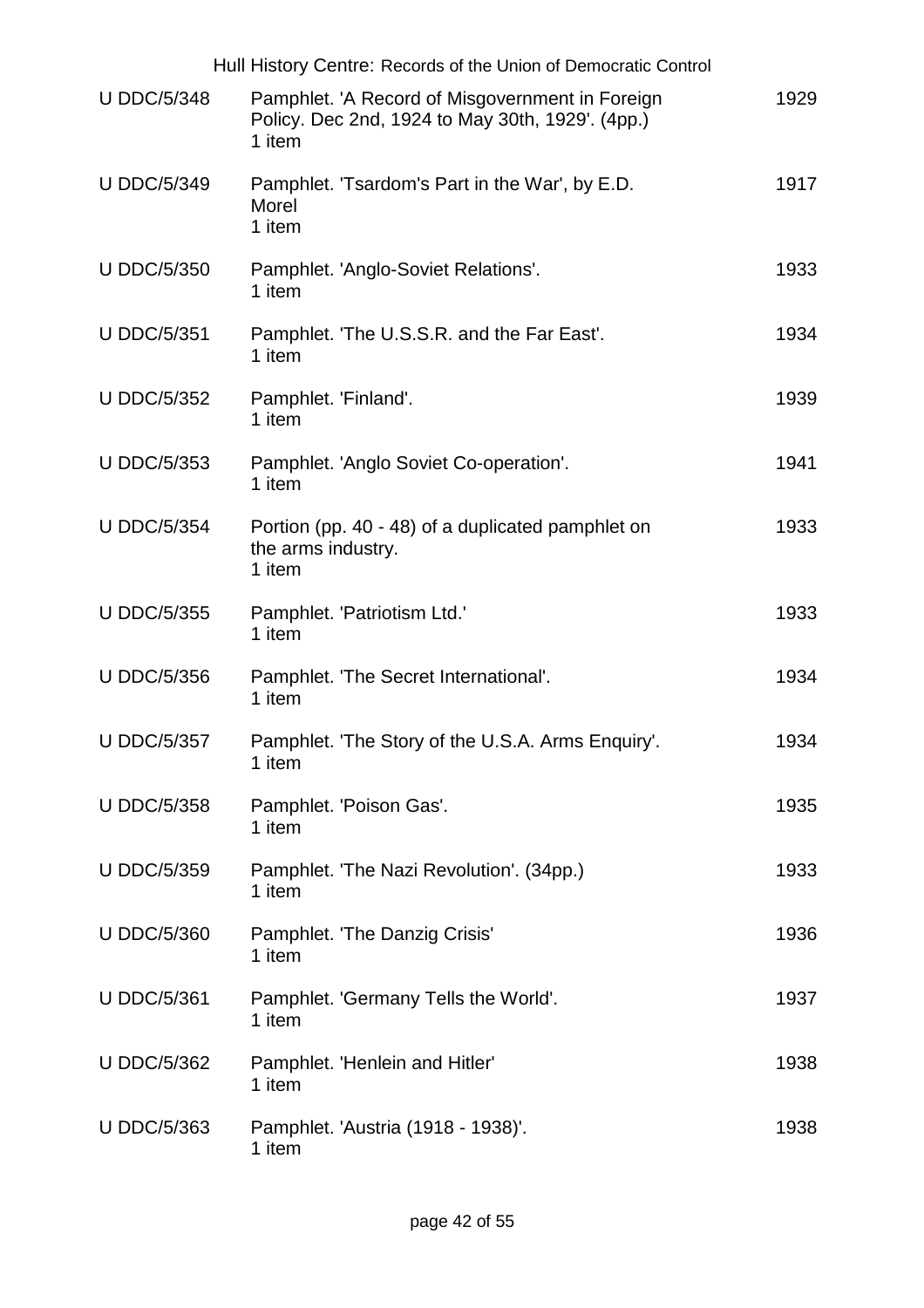| | | |
|---|---|---|
| U DDC/5/348 | Pamphlet. 'A Record of Misgovernment in Foreign Policy. Dec 2nd, 1924 to May 30th, 1929'. (4pp.)<br>1 item | 1929 |
| U DDC/5/349 | Pamphlet. 'Tsardom's Part in the War', by E.D. Morel<br>1 item | 1917 |
| U DDC/5/350 | Pamphlet. 'Anglo-Soviet Relations'.<br>1 item | 1933 |
| U DDC/5/351 | Pamphlet. 'The U.S.S.R. and the Far East'.<br>1 item | 1934 |
| U DDC/5/352 | Pamphlet. 'Finland'.<br>1 item | 1939 |
| U DDC/5/353 | Pamphlet. 'Anglo Soviet Co-operation'.<br>1 item | 1941 |
| U DDC/5/354 | Portion (pp. 40 - 48) of a duplicated pamphlet on the arms industry.<br>1 item | 1933 |
| U DDC/5/355 | Pamphlet. 'Patriotism Ltd.'<br>1 item | 1933 |
| U DDC/5/356 | Pamphlet. 'The Secret International'.<br>1 item | 1934 |
| U DDC/5/357 | Pamphlet. 'The Story of the U.S.A. Arms Enquiry'.<br>1 item | 1934 |
| U DDC/5/358 | Pamphlet. 'Poison Gas'.<br>1 item | 1935 |
| U DDC/5/359 | Pamphlet. 'The Nazi Revolution'. (34pp.)<br>1 item | 1933 |
| U DDC/5/360 | Pamphlet. 'The Danzig Crisis'<br>1 item | 1936 |
| U DDC/5/361 | Pamphlet. 'Germany Tells the World'.<br>1 item | 1937 |
| U DDC/5/362 | Pamphlet. 'Henlein and Hitler'<br>1 item | 1938 |
| U DDC/5/363 | Pamphlet. 'Austria (1918 - 1938)'.<br>1 item | 1938 |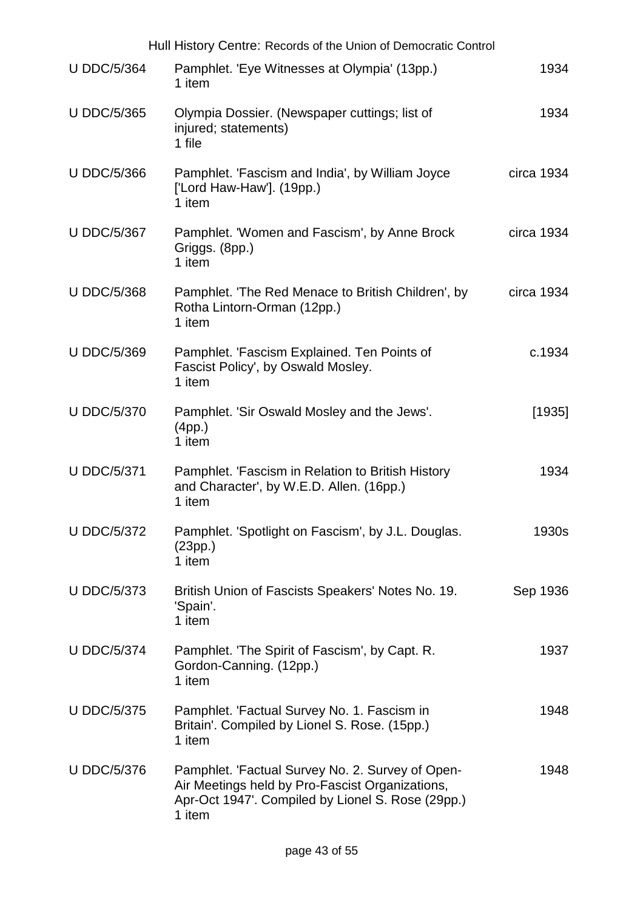| Reference | Description | Date |
| --- | --- | --- |
| U DDC/5/364 | Pamphlet. 'Eye Witnesses at Olympia' (13pp.)<br>1 item | 1934 |
| U DDC/5/365 | Olympia Dossier. (Newspaper cuttings; list of injured; statements)<br>1 file | 1934 |
| U DDC/5/366 | Pamphlet. 'Fascism and India', by William Joyce ['Lord Haw-Haw']. (19pp.)<br>1 item | circa 1934 |
| U DDC/5/367 | Pamphlet. 'Women and Fascism', by Anne Brock Griggs. (8pp.)<br>1 item | circa 1934 |
| U DDC/5/368 | Pamphlet. 'The Red Menace to British Children', by Rotha Lintorn-Orman (12pp.)<br>1 item | circa 1934 |
| U DDC/5/369 | Pamphlet. 'Fascism Explained. Ten Points of Fascist Policy', by Oswald Mosley.<br>1 item | c.1934 |
| U DDC/5/370 | Pamphlet. 'Sir Oswald Mosley and the Jews'. (4pp.)<br>1 item | [1935] |
| U DDC/5/371 | Pamphlet. 'Fascism in Relation to British History and Character', by W.E.D. Allen. (16pp.)<br>1 item | 1934 |
| U DDC/5/372 | Pamphlet. 'Spotlight on Fascism', by J.L. Douglas. (23pp.)<br>1 item | 1930s |
| U DDC/5/373 | British Union of Fascists Speakers' Notes No. 19. 'Spain'.<br>1 item | Sep 1936 |
| U DDC/5/374 | Pamphlet. 'The Spirit of Fascism', by Capt. R. Gordon-Canning. (12pp.)<br>1 item | 1937 |
| U DDC/5/375 | Pamphlet. 'Factual Survey No. 1. Fascism in Britain'. Compiled by Lionel S. Rose. (15pp.)<br>1 item | 1948 |
| U DDC/5/376 | Pamphlet. 'Factual Survey No. 2. Survey of Open-Air Meetings held by Pro-Fascist Organizations, Apr-Oct 1947'. Compiled by Lionel S. Rose (29pp.)<br>1 item | 1948 |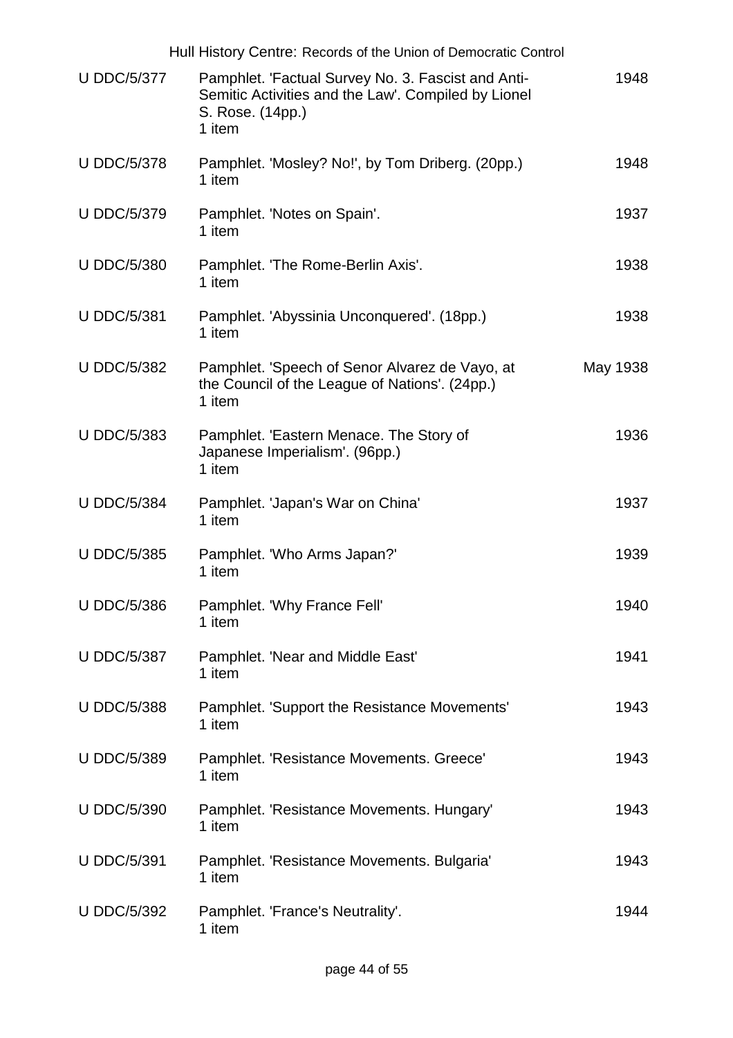| Reference | Description | Date |
|---|---|---|
| U DDC/5/377 | Pamphlet. 'Factual Survey No. 3. Fascist and Anti-Semitic Activities and the Law'. Compiled by Lionel S. Rose. (14pp.)<br>1 item | 1948 |
| U DDC/5/378 | Pamphlet. 'Mosley? No!', by Tom Driberg. (20pp.)<br>1 item | 1948 |
| U DDC/5/379 | Pamphlet. 'Notes on Spain'.<br>1 item | 1937 |
| U DDC/5/380 | Pamphlet. 'The Rome-Berlin Axis'.<br>1 item | 1938 |
| U DDC/5/381 | Pamphlet. 'Abyssinia Unconquered'. (18pp.)<br>1 item | 1938 |
| U DDC/5/382 | Pamphlet. 'Speech of Senor Alvarez de Vayo, at the Council of the League of Nations'. (24pp.)<br>1 item | May 1938 |
| U DDC/5/383 | Pamphlet. 'Eastern Menace. The Story of Japanese Imperialism'. (96pp.)<br>1 item | 1936 |
| U DDC/5/384 | Pamphlet. 'Japan's War on China'<br>1 item | 1937 |
| U DDC/5/385 | Pamphlet. 'Who Arms Japan?'<br>1 item | 1939 |
| U DDC/5/386 | Pamphlet. 'Why France Fell'<br>1 item | 1940 |
| U DDC/5/387 | Pamphlet. 'Near and Middle East'<br>1 item | 1941 |
| U DDC/5/388 | Pamphlet. 'Support the Resistance Movements'<br>1 item | 1943 |
| U DDC/5/389 | Pamphlet. 'Resistance Movements. Greece'<br>1 item | 1943 |
| U DDC/5/390 | Pamphlet. 'Resistance Movements. Hungary'<br>1 item | 1943 |
| U DDC/5/391 | Pamphlet. 'Resistance Movements. Bulgaria'<br>1 item | 1943 |
| U DDC/5/392 | Pamphlet. 'France's Neutrality'.<br>1 item | 1944 |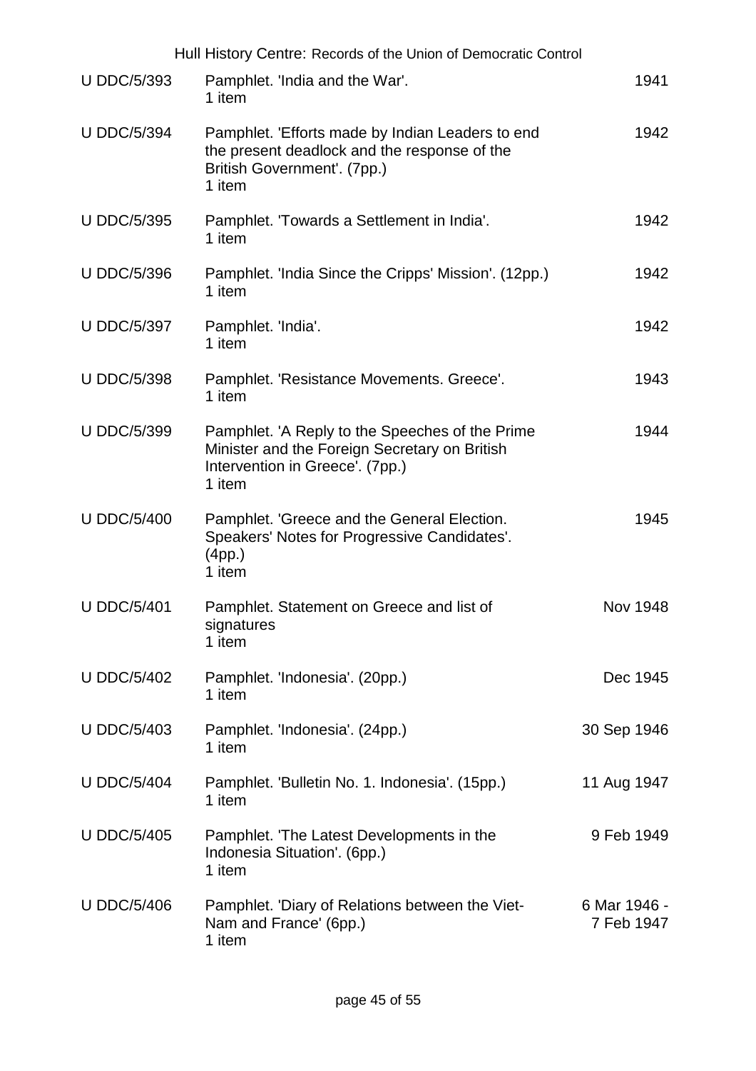| | | |
|---|---|---|
| U DDC/5/393 | Pamphlet. 'India and the War'.<br>1 item | 1941 |
| U DDC/5/394 | Pamphlet. 'Efforts made by Indian Leaders to end the present deadlock and the response of the British Government'. (7pp.)<br>1 item | 1942 |
| U DDC/5/395 | Pamphlet. 'Towards a Settlement in India'.<br>1 item | 1942 |
| U DDC/5/396 | Pamphlet. 'India Since the Cripps' Mission'. (12pp.)<br>1 item | 1942 |
| U DDC/5/397 | Pamphlet. 'India'.<br>1 item | 1942 |
| U DDC/5/398 | Pamphlet. 'Resistance Movements. Greece'.<br>1 item | 1943 |
| U DDC/5/399 | Pamphlet. 'A Reply to the Speeches of the Prime Minister and the Foreign Secretary on British Intervention in Greece'. (7pp.)<br>1 item | 1944 |
| U DDC/5/400 | Pamphlet. 'Greece and the General Election. Speakers' Notes for Progressive Candidates'. (4pp.)<br>1 item | 1945 |
| U DDC/5/401 | Pamphlet. Statement on Greece and list of signatures<br>1 item | Nov 1948 |
| U DDC/5/402 | Pamphlet. 'Indonesia'. (20pp.)<br>1 item | Dec 1945 |
| U DDC/5/403 | Pamphlet. 'Indonesia'. (24pp.)<br>1 item | 30 Sep 1946 |
| U DDC/5/404 | Pamphlet. 'Bulletin No. 1. Indonesia'. (15pp.)<br>1 item | 11 Aug 1947 |
| U DDC/5/405 | Pamphlet. 'The Latest Developments in the Indonesia Situation'. (6pp.)<br>1 item | 9 Feb 1949 |
| U DDC/5/406 | Pamphlet. 'Diary of Relations between the Viet-Nam and France' (6pp.)<br>1 item | 6 Mar 1946 - 7 Feb 1947 |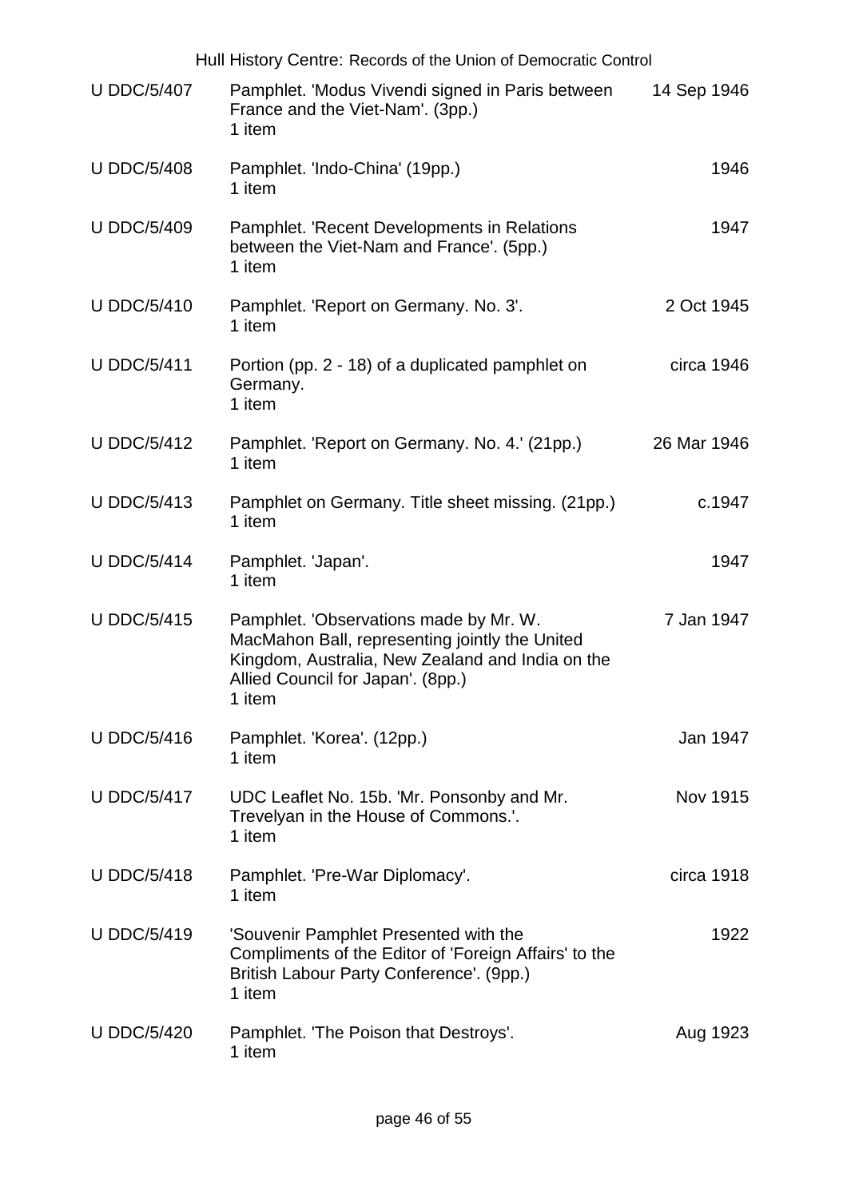| | | |
|---|---|---|
| U DDC/5/407 | Pamphlet. 'Modus Vivendi signed in Paris between France and the Viet-Nam'. (3pp.)<br>1 item | 14 Sep 1946 |
| U DDC/5/408 | Pamphlet. 'Indo-China' (19pp.)<br>1 item | 1946 |
| U DDC/5/409 | Pamphlet. 'Recent Developments in Relations between the Viet-Nam and France'. (5pp.)<br>1 item | 1947 |
| U DDC/5/410 | Pamphlet. 'Report on Germany. No. 3'.<br>1 item | 2 Oct 1945 |
| U DDC/5/411 | Portion (pp. 2 - 18) of a duplicated pamphlet on Germany.<br>1 item | circa 1946 |
| U DDC/5/412 | Pamphlet. 'Report on Germany. No. 4.' (21pp.)<br>1 item | 26 Mar 1946 |
| U DDC/5/413 | Pamphlet on Germany. Title sheet missing. (21pp.)<br>1 item | c.1947 |
| U DDC/5/414 | Pamphlet. 'Japan'.<br>1 item | 1947 |
| U DDC/5/415 | Pamphlet. 'Observations made by Mr. W. MacMahon Ball, representing jointly the United Kingdom, Australia, New Zealand and India on the Allied Council for Japan'. (8pp.)<br>1 item | 7 Jan 1947 |
| U DDC/5/416 | Pamphlet. 'Korea'. (12pp.)<br>1 item | Jan 1947 |
| U DDC/5/417 | UDC Leaflet No. 15b. 'Mr. Ponsonby and Mr. Trevelyan in the House of Commons.'.<br>1 item | Nov 1915 |
| U DDC/5/418 | Pamphlet. 'Pre-War Diplomacy'.<br>1 item | circa 1918 |
| U DDC/5/419 | 'Souvenir Pamphlet Presented with the Compliments of the Editor of 'Foreign Affairs' to the British Labour Party Conference'. (9pp.)<br>1 item | 1922 |
| U DDC/5/420 | Pamphlet. 'The Poison that Destroys'.<br>1 item | Aug 1923 |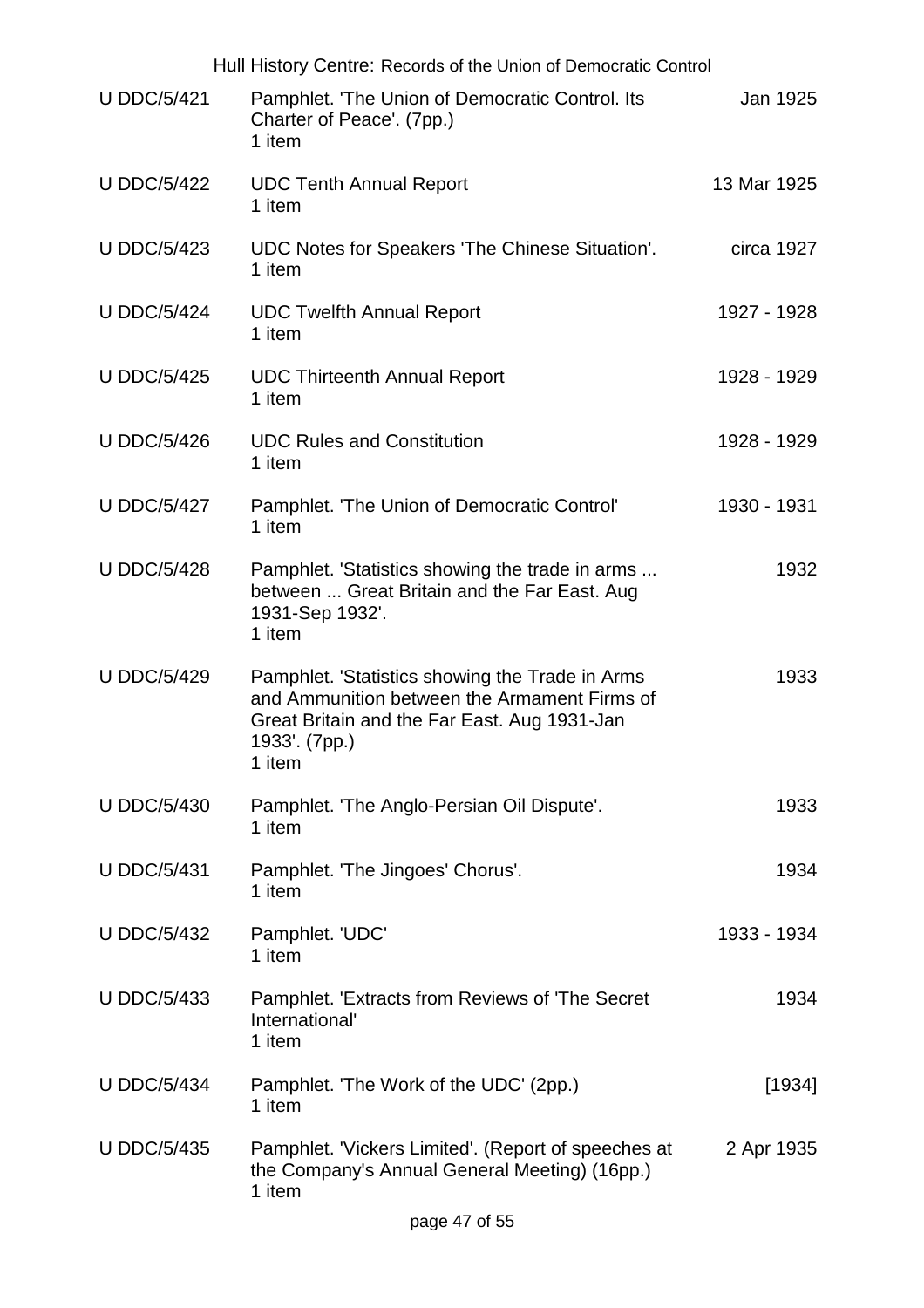| Reference | Description | Date |
|---|---|---|
| U DDC/5/421 | Pamphlet. 'The Union of Democratic Control. Its Charter of Peace'. (7pp.)<br>1 item | Jan 1925 |
| U DDC/5/422 | UDC Tenth Annual Report<br>1 item | 13 Mar 1925 |
| U DDC/5/423 | UDC Notes for Speakers 'The Chinese Situation'.<br>1 item | circa 1927 |
| U DDC/5/424 | UDC Twelfth Annual Report<br>1 item | 1927 - 1928 |
| U DDC/5/425 | UDC Thirteenth Annual Report<br>1 item | 1928 - 1929 |
| U DDC/5/426 | UDC Rules and Constitution<br>1 item | 1928 - 1929 |
| U DDC/5/427 | Pamphlet. 'The Union of Democratic Control'<br>1 item | 1930 - 1931 |
| U DDC/5/428 | Pamphlet. 'Statistics showing the trade in arms ... between ... Great Britain and the Far East. Aug 1931-Sep 1932'.<br>1 item | 1932 |
| U DDC/5/429 | Pamphlet. 'Statistics showing the Trade in Arms and Ammunition between the Armament Firms of Great Britain and the Far East. Aug 1931-Jan 1933'. (7pp.)<br>1 item | 1933 |
| U DDC/5/430 | Pamphlet. 'The Anglo-Persian Oil Dispute'.<br>1 item | 1933 |
| U DDC/5/431 | Pamphlet. 'The Jingoes' Chorus'.<br>1 item | 1934 |
| U DDC/5/432 | Pamphlet. 'UDC'<br>1 item | 1933 - 1934 |
| U DDC/5/433 | Pamphlet. 'Extracts from Reviews of 'The Secret International'<br>1 item | 1934 |
| U DDC/5/434 | Pamphlet. 'The Work of the UDC' (2pp.)<br>1 item | [1934] |
| U DDC/5/435 | Pamphlet. 'Vickers Limited'. (Report of speeches at the Company's Annual General Meeting) (16pp.)<br>1 item | 2 Apr 1935 |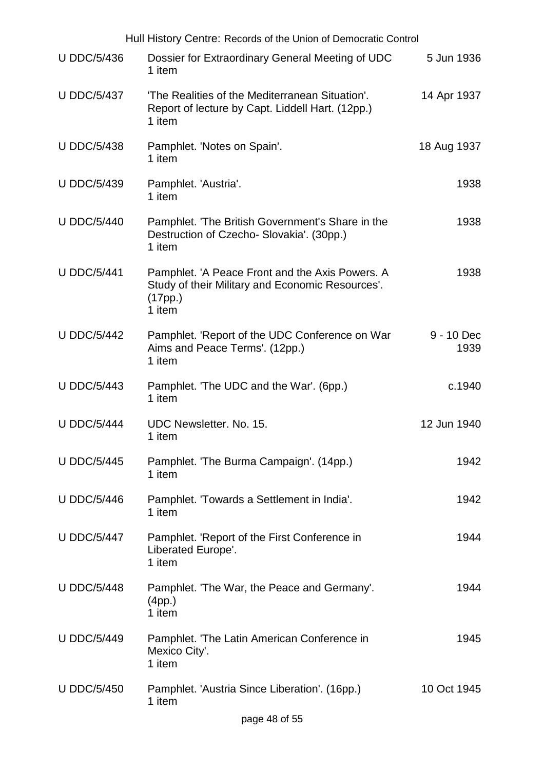| | | |
|---|---|---|
| U DDC/5/436 | Dossier for Extraordinary General Meeting of UDC<br>1 item | 5 Jun 1936 |
| U DDC/5/437 | 'The Realities of the Mediterranean Situation'. Report of lecture by Capt. Liddell Hart. (12pp.)<br>1 item | 14 Apr 1937 |
| U DDC/5/438 | Pamphlet. 'Notes on Spain'.<br>1 item | 18 Aug 1937 |
| U DDC/5/439 | Pamphlet. 'Austria'.<br>1 item | 1938 |
| U DDC/5/440 | Pamphlet. 'The British Government's Share in the Destruction of Czecho- Slovakia'. (30pp.)<br>1 item | 1938 |
| U DDC/5/441 | Pamphlet. 'A Peace Front and the Axis Powers. A Study of their Military and Economic Resources'. (17pp.)<br>1 item | 1938 |
| U DDC/5/442 | Pamphlet. 'Report of the UDC Conference on War Aims and Peace Terms'. (12pp.)<br>1 item | 9 - 10 Dec 1939 |
| U DDC/5/443 | Pamphlet. 'The UDC and the War'. (6pp.)<br>1 item | c.1940 |
| U DDC/5/444 | UDC Newsletter. No. 15.<br>1 item | 12 Jun 1940 |
| U DDC/5/445 | Pamphlet. 'The Burma Campaign'. (14pp.)<br>1 item | 1942 |
| U DDC/5/446 | Pamphlet. 'Towards a Settlement in India'.<br>1 item | 1942 |
| U DDC/5/447 | Pamphlet. 'Report of the First Conference in Liberated Europe'.<br>1 item | 1944 |
| U DDC/5/448 | Pamphlet. 'The War, the Peace and Germany'. (4pp.)<br>1 item | 1944 |
| U DDC/5/449 | Pamphlet. 'The Latin American Conference in Mexico City'.<br>1 item | 1945 |
| U DDC/5/450 | Pamphlet. 'Austria Since Liberation'. (16pp.)<br>1 item | 10 Oct 1945 |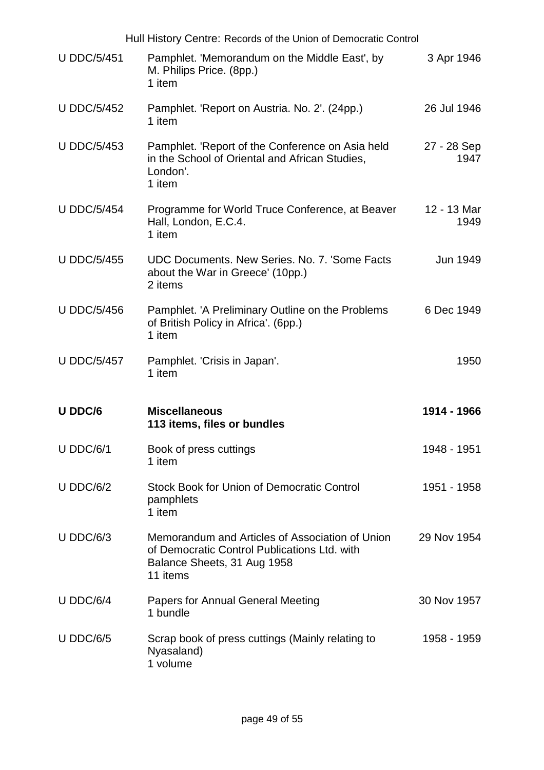| Reference | Description | Date |
| --- | --- | --- |
| U DDC/5/451 | Pamphlet. 'Memorandum on the Middle East', by M. Philips Price. (8pp.)<br>1 item | 3 Apr 1946 |
| U DDC/5/452 | Pamphlet. 'Report on Austria. No. 2'. (24pp.)<br>1 item | 26 Jul 1946 |
| U DDC/5/453 | Pamphlet. 'Report of the Conference on Asia held in the School of Oriental and African Studies, London'.<br>1 item | 27 - 28 Sep 1947 |
| U DDC/5/454 | Programme for World Truce Conference, at Beaver Hall, London, E.C.4.<br>1 item | 12 - 13 Mar 1949 |
| U DDC/5/455 | UDC Documents. New Series. No. 7. 'Some Facts about the War in Greece' (10pp.)<br>2 items | Jun 1949 |
| U DDC/5/456 | Pamphlet. 'A Preliminary Outline on the Problems of British Policy in Africa'. (6pp.)<br>1 item | 6 Dec 1949 |
| U DDC/5/457 | Pamphlet. 'Crisis in Japan'.<br>1 item | 1950 |
| **U DDC/6** | **Miscellaneous**<br>**113 items, files or bundles** | **1914 - 1966** |
| U DDC/6/1 | Book of press cuttings<br>1 item | 1948 - 1951 |
| U DDC/6/2 | Stock Book for Union of Democratic Control pamphlets<br>1 item | 1951 - 1958 |
| U DDC/6/3 | Memorandum and Articles of Association of Union of Democratic Control Publications Ltd. with Balance Sheets, 31 Aug 1958<br>11 items | 29 Nov 1954 |
| U DDC/6/4 | Papers for Annual General Meeting<br>1 bundle | 30 Nov 1957 |
| U DDC/6/5 | Scrap book of press cuttings (Mainly relating to Nyasaland)<br>1 volume | 1958 - 1959 |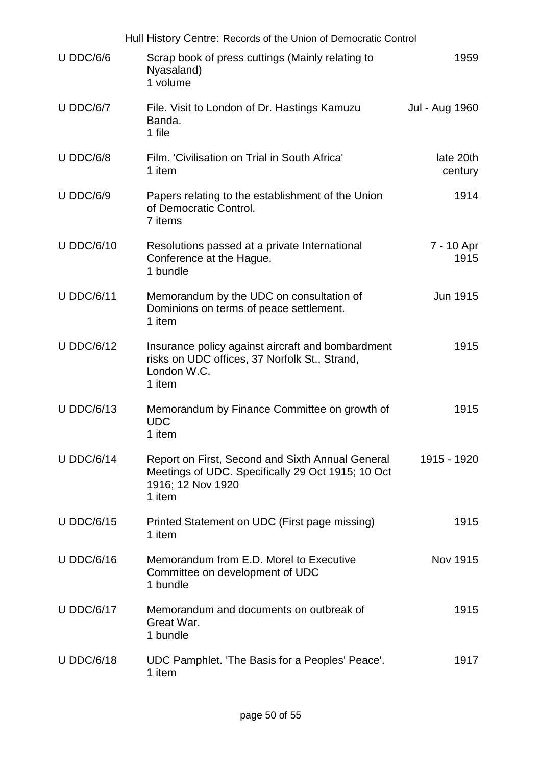| Reference | Description | Date |
|---|---|---|
| U DDC/6/6 | Scrap book of press cuttings (Mainly relating to Nyasaland)<br>1 volume | 1959 |
| U DDC/6/7 | File. Visit to London of Dr. Hastings Kamuzu Banda.<br>1 file | Jul - Aug 1960 |
| U DDC/6/8 | Film. 'Civilisation on Trial in South Africa'<br>1 item | late 20th century |
| U DDC/6/9 | Papers relating to the establishment of the Union of Democratic Control.<br>7 items | 1914 |
| U DDC/6/10 | Resolutions passed at a private International Conference at the Hague.<br>1 bundle | 7 - 10 Apr 1915 |
| U DDC/6/11 | Memorandum by the UDC on consultation of Dominions on terms of peace settlement.<br>1 item | Jun 1915 |
| U DDC/6/12 | Insurance policy against aircraft and bombardment risks on UDC offices, 37 Norfolk St., Strand, London W.C.<br>1 item | 1915 |
| U DDC/6/13 | Memorandum by Finance Committee on growth of UDC<br>1 item | 1915 |
| U DDC/6/14 | Report on First, Second and Sixth Annual General Meetings of UDC. Specifically 29 Oct 1915; 10 Oct 1916; 12 Nov 1920<br>1 item | 1915 - 1920 |
| U DDC/6/15 | Printed Statement on UDC (First page missing)<br>1 item | 1915 |
| U DDC/6/16 | Memorandum from E.D. Morel to Executive Committee on development of UDC<br>1 bundle | Nov 1915 |
| U DDC/6/17 | Memorandum and documents on outbreak of Great War.<br>1 bundle | 1915 |
| U DDC/6/18 | UDC Pamphlet. 'The Basis for a Peoples' Peace'.<br>1 item | 1917 |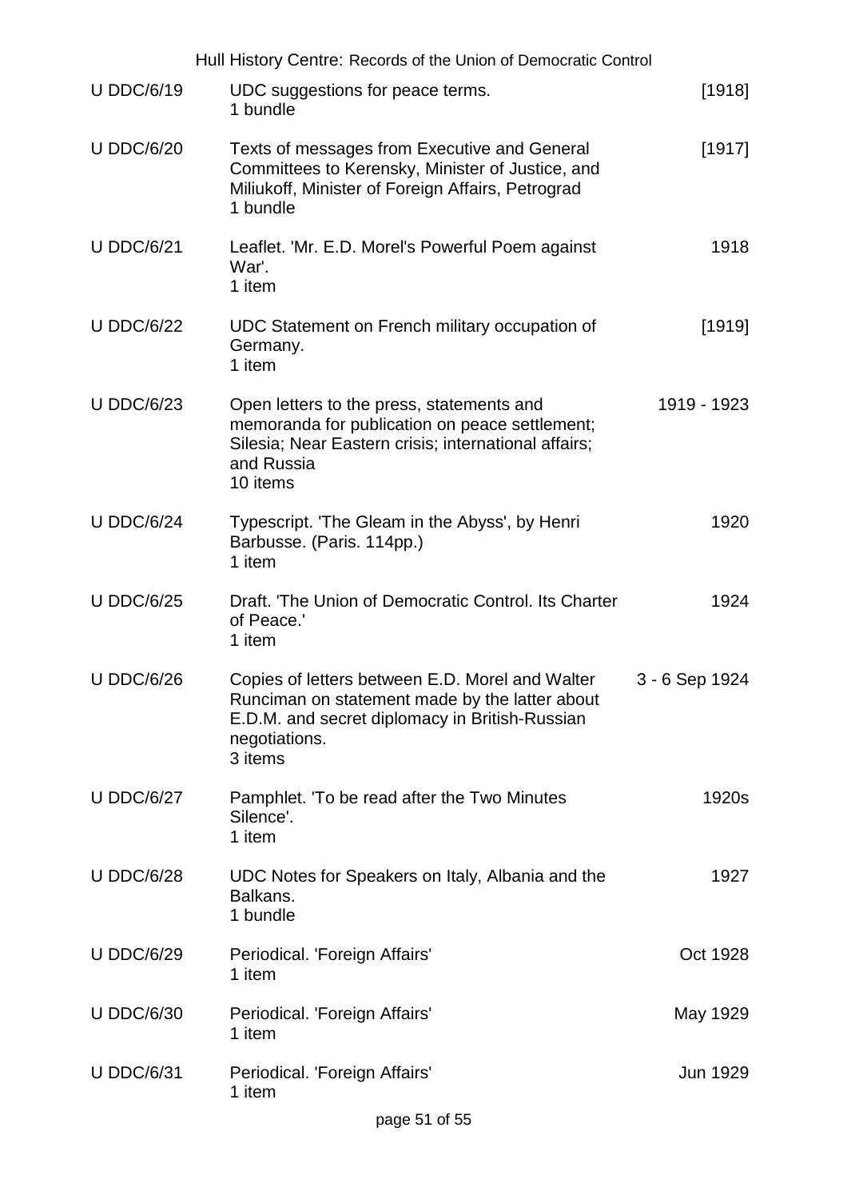| Reference | Description | Date |
| --- | --- | --- |
| U DDC/6/19 | UDC suggestions for peace terms.<br>1 bundle | [1918] |
| U DDC/6/20 | Texts of messages from Executive and General Committees to Kerensky, Minister of Justice, and Miliukoff, Minister of Foreign Affairs, Petrograd<br>1 bundle | [1917] |
| U DDC/6/21 | Leaflet. 'Mr. E.D. Morel's Powerful Poem against War'.<br>1 item | 1918 |
| U DDC/6/22 | UDC Statement on French military occupation of Germany.<br>1 item | [1919] |
| U DDC/6/23 | Open letters to the press, statements and memoranda for publication on peace settlement; Silesia; Near Eastern crisis; international affairs; and Russia<br>10 items | 1919 - 1923 |
| U DDC/6/24 | Typescript. 'The Gleam in the Abyss', by Henri Barbusse. (Paris. 114pp.)<br>1 item | 1920 |
| U DDC/6/25 | Draft. 'The Union of Democratic Control. Its Charter of Peace.'<br>1 item | 1924 |
| U DDC/6/26 | Copies of letters between E.D. Morel and Walter Runciman on statement made by the latter about E.D.M. and secret diplomacy in British-Russian negotiations.<br>3 items | 3 - 6 Sep 1924 |
| U DDC/6/27 | Pamphlet. 'To be read after the Two Minutes Silence'.<br>1 item | 1920s |
| U DDC/6/28 | UDC Notes for Speakers on Italy, Albania and the Balkans.<br>1 bundle | 1927 |
| U DDC/6/29 | Periodical. 'Foreign Affairs'<br>1 item | Oct 1928 |
| U DDC/6/30 | Periodical. 'Foreign Affairs'<br>1 item | May 1929 |
| U DDC/6/31 | Periodical. 'Foreign Affairs'<br>1 item | Jun 1929 |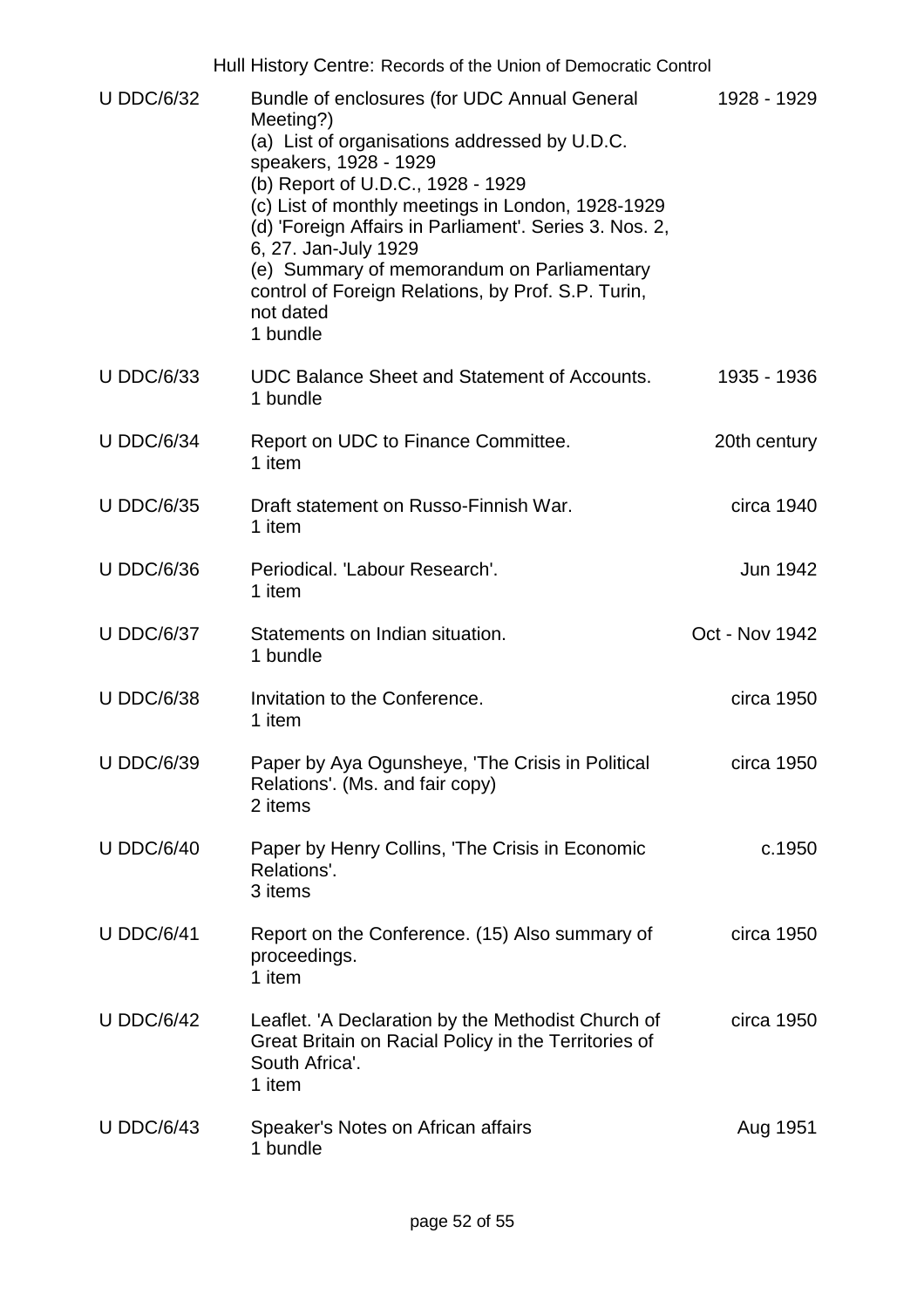| | | |
|---|---|---|
| U DDC/6/32 | Bundle of enclosures (for UDC Annual General Meeting?)<br>(a) List of organisations addressed by U.D.C. speakers, 1928 - 1929<br>(b) Report of U.D.C., 1928 - 1929<br>(c) List of monthly meetings in London, 1928-1929<br>(d) 'Foreign Affairs in Parliament'. Series 3. Nos. 2, 6, 27. Jan-July 1929<br>(e) Summary of memorandum on Parliamentary control of Foreign Relations, by Prof. S.P. Turin, not dated<br>1 bundle | 1928 - 1929 |
| U DDC/6/33 | UDC Balance Sheet and Statement of Accounts.<br>1 bundle | 1935 - 1936 |
| U DDC/6/34 | Report on UDC to Finance Committee.<br>1 item | 20th century |
| U DDC/6/35 | Draft statement on Russo-Finnish War.<br>1 item | circa 1940 |
| U DDC/6/36 | Periodical. 'Labour Research'.<br>1 item | Jun 1942 |
| U DDC/6/37 | Statements on Indian situation.<br>1 bundle | Oct - Nov 1942 |
| U DDC/6/38 | Invitation to the Conference.<br>1 item | circa 1950 |
| U DDC/6/39 | Paper by Aya Ogunsheye, 'The Crisis in Political Relations'. (Ms. and fair copy)<br>2 items | circa 1950 |
| U DDC/6/40 | Paper by Henry Collins, 'The Crisis in Economic Relations'.<br>3 items | c.1950 |
| U DDC/6/41 | Report on the Conference. (15) Also summary of proceedings.<br>1 item | circa 1950 |
| U DDC/6/42 | Leaflet. 'A Declaration by the Methodist Church of Great Britain on Racial Policy in the Territories of South Africa'.<br>1 item | circa 1950 |
| U DDC/6/43 | Speaker's Notes on African affairs<br>1 bundle | Aug 1951 |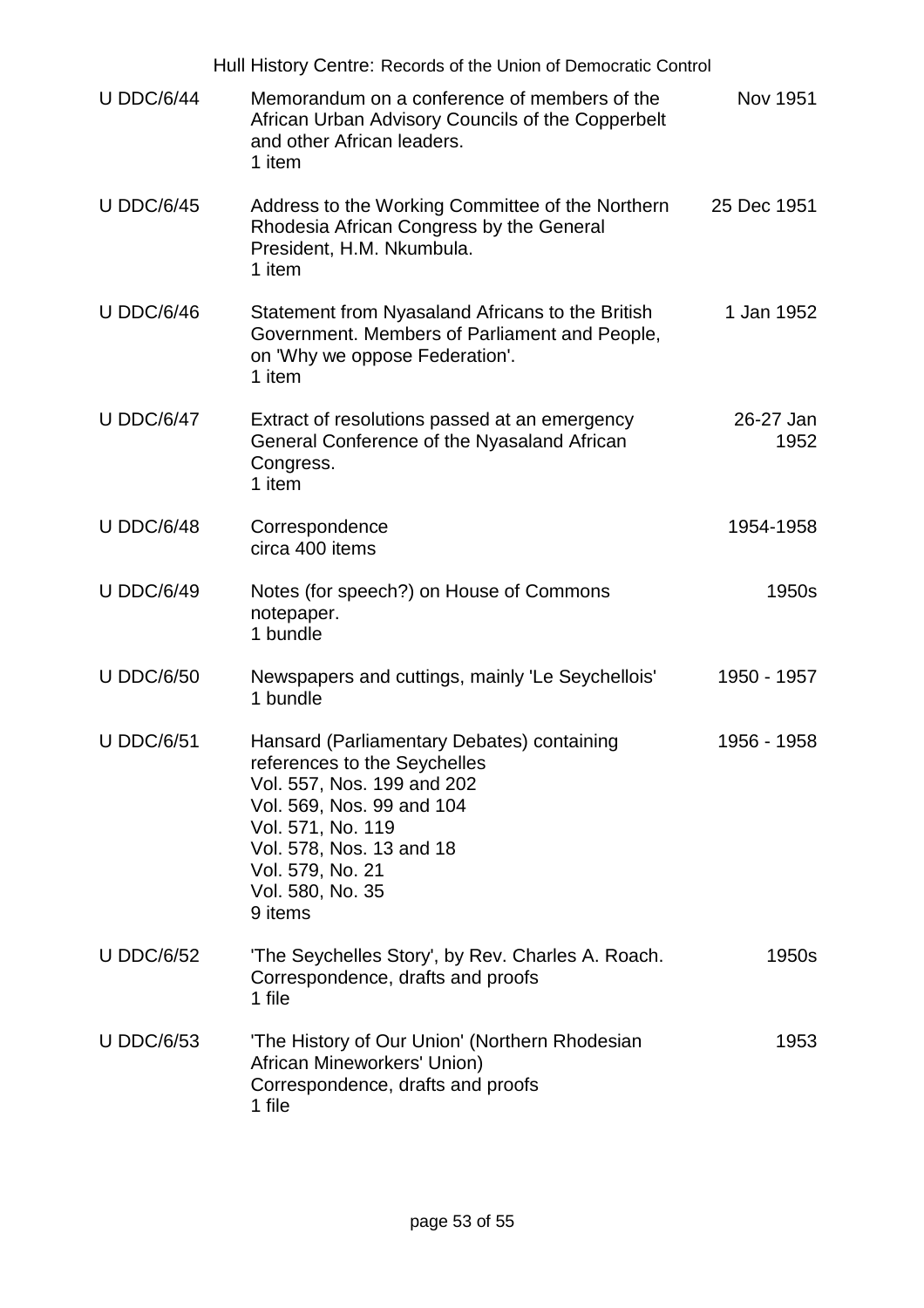| Reference | Description | Date |
|---|---|---|
| U DDC/6/44 | Memorandum on a conference of members of the African Urban Advisory Councils of the Copperbelt and other African leaders.<br>1 item | Nov 1951 |
| U DDC/6/45 | Address to the Working Committee of the Northern Rhodesia African Congress by the General President, H.M. Nkumbula.<br>1 item | 25 Dec 1951 |
| U DDC/6/46 | Statement from Nyasaland Africans to the British Government. Members of Parliament and People, on 'Why we oppose Federation'.<br>1 item | 1 Jan 1952 |
| U DDC/6/47 | Extract of resolutions passed at an emergency General Conference of the Nyasaland African Congress.<br>1 item | 26-27 Jan 1952 |
| U DDC/6/48 | Correspondence<br>circa 400 items | 1954-1958 |
| U DDC/6/49 | Notes (for speech?) on House of Commons notepaper.<br>1 bundle | 1950s |
| U DDC/6/50 | Newspapers and cuttings, mainly 'Le Seychellois'<br>1 bundle | 1950 - 1957 |
| U DDC/6/51 | Hansard (Parliamentary Debates) containing references to the Seychelles<br>Vol. 557, Nos. 199 and 202<br>Vol. 569, Nos. 99 and 104<br>Vol. 571, No. 119<br>Vol. 578, Nos. 13 and 18<br>Vol. 579, No. 21<br>Vol. 580, No. 35<br>9 items | 1956 - 1958 |
| U DDC/6/52 | 'The Seychelles Story', by Rev. Charles A. Roach.<br>Correspondence, drafts and proofs<br>1 file | 1950s |
| U DDC/6/53 | 'The History of Our Union' (Northern Rhodesian African Mineworkers' Union)<br>Correspondence, drafts and proofs<br>1 file | 1953 |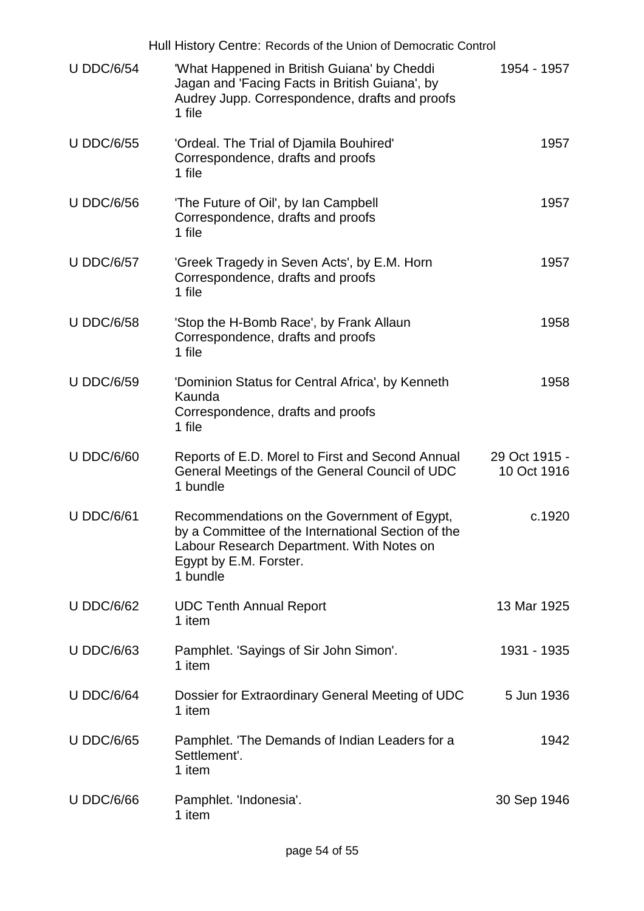| | | |
|---|---|---|
| U DDC/6/54 | 'What Happened in British Guiana' by Cheddi Jagan and 'Facing Facts in British Guiana', by Audrey Jupp. Correspondence, drafts and proofs<br>1 file | 1954 - 1957 |
| U DDC/6/55 | 'Ordeal. The Trial of Djamila Bouhired'<br>Correspondence, drafts and proofs<br>1 file | 1957 |
| U DDC/6/56 | 'The Future of Oil', by Ian Campbell<br>Correspondence, drafts and proofs<br>1 file | 1957 |
| U DDC/6/57 | 'Greek Tragedy in Seven Acts', by E.M. Horn<br>Correspondence, drafts and proofs<br>1 file | 1957 |
| U DDC/6/58 | 'Stop the H-Bomb Race', by Frank Allaun<br>Correspondence, drafts and proofs<br>1 file | 1958 |
| U DDC/6/59 | 'Dominion Status for Central Africa', by Kenneth Kaunda<br>Correspondence, drafts and proofs<br>1 file | 1958 |
| U DDC/6/60 | Reports of E.D. Morel to First and Second Annual General Meetings of the General Council of UDC<br>1 bundle | 29 Oct 1915 - 10 Oct 1916 |
| U DDC/6/61 | Recommendations on the Government of Egypt, by a Committee of the International Section of the Labour Research Department. With Notes on Egypt by E.M. Forster.<br>1 bundle | c.1920 |
| U DDC/6/62 | UDC Tenth Annual Report<br>1 item | 13 Mar 1925 |
| U DDC/6/63 | Pamphlet. 'Sayings of Sir John Simon'.<br>1 item | 1931 - 1935 |
| U DDC/6/64 | Dossier for Extraordinary General Meeting of UDC<br>1 item | 5 Jun 1936 |
| U DDC/6/65 | Pamphlet. 'The Demands of Indian Leaders for a Settlement'.<br>1 item | 1942 |
| U DDC/6/66 | Pamphlet. 'Indonesia'.<br>1 item | 30 Sep 1946 |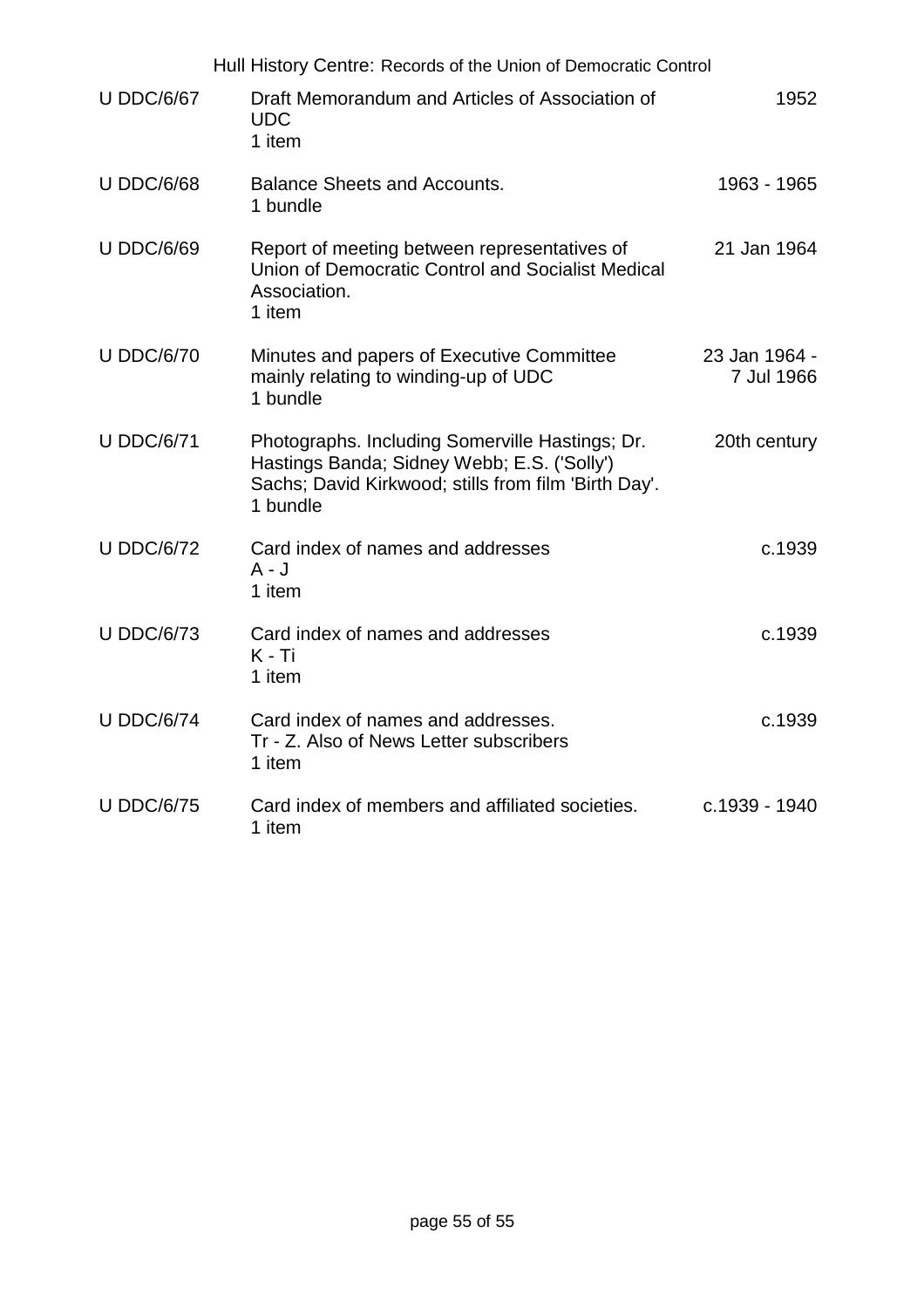| | | |
|---|---|---|
| U DDC/6/67 | Draft Memorandum and Articles of Association of UDC<br>1 item | 1952 |
| U DDC/6/68 | Balance Sheets and Accounts.<br>1 bundle | 1963 - 1965 |
| U DDC/6/69 | Report of meeting between representatives of Union of Democratic Control and Socialist Medical Association.<br>1 item | 21 Jan 1964 |
| U DDC/6/70 | Minutes and papers of Executive Committee mainly relating to winding-up of UDC<br>1 bundle | 23 Jan 1964 - 7 Jul 1966 |
| U DDC/6/71 | Photographs. Including Somerville Hastings; Dr. Hastings Banda; Sidney Webb; E.S. ('Solly') Sachs; David Kirkwood; stills from film 'Birth Day'.<br>1 bundle | 20th century |
| U DDC/6/72 | Card index of names and addresses<br>A - J<br>1 item | c.1939 |
| U DDC/6/73 | Card index of names and addresses<br>K - Ti<br>1 item | c.1939 |
| U DDC/6/74 | Card index of names and addresses.<br>Tr - Z. Also of News Letter subscribers<br>1 item | c.1939 |
| U DDC/6/75 | Card index of members and affiliated societies.<br>1 item | c.1939 - 1940 |